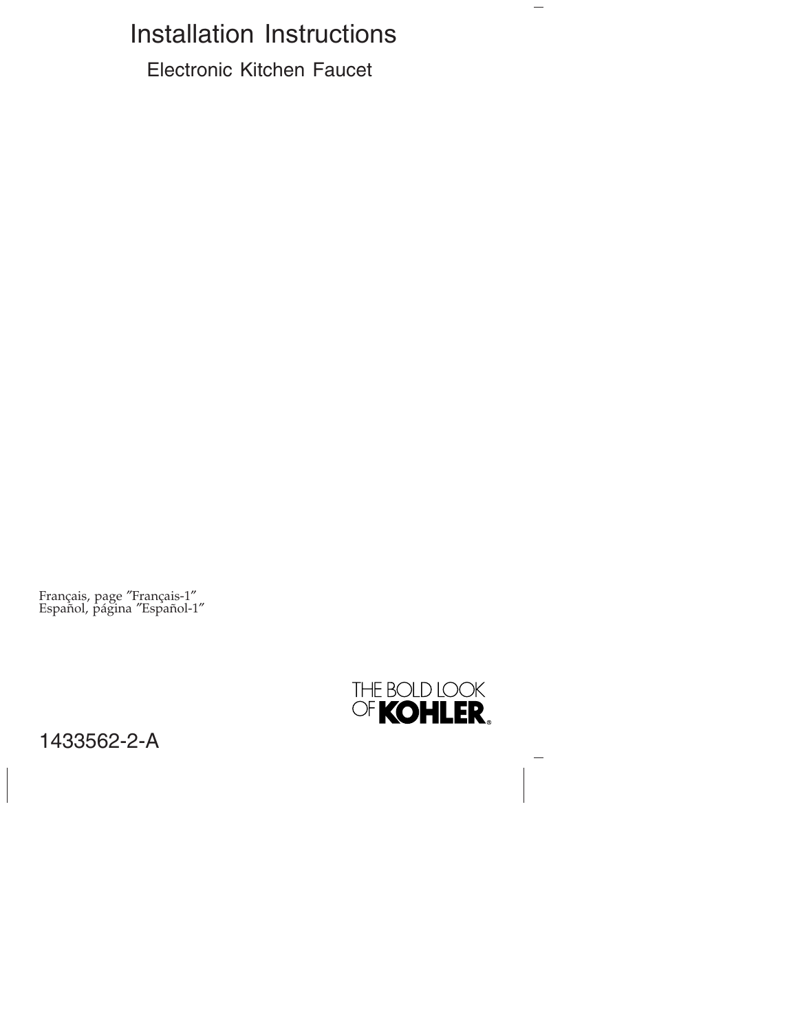# Installation Instructions

## Electronic Kitchen Faucet

Français, page "Français-1"
Español, página "Español-1"

THE BOLD LOOK OF KOHLER®

1433562-2-A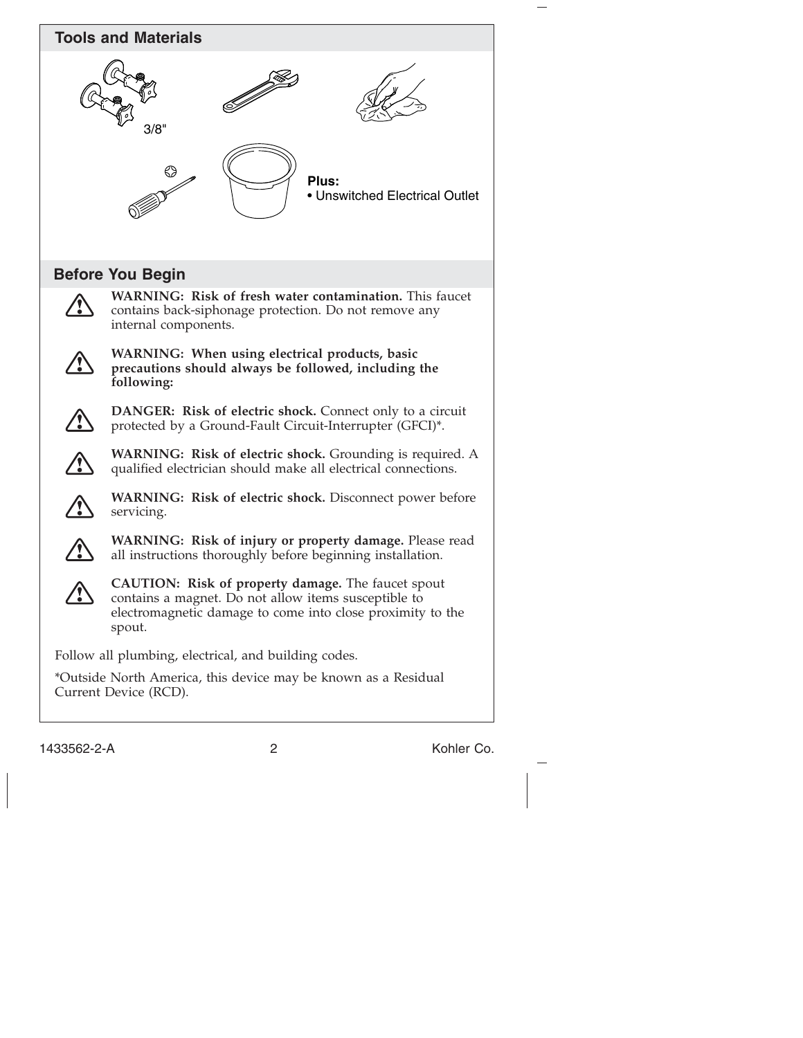## Tools and Materials

3/8"

**Plus:**
- Unswitched Electrical Outlet

## Before You Begin

**WARNING: Risk of fresh water contamination.** This faucet contains back-siphonage protection. Do not remove any internal components.

**WARNING: When using electrical products, basic precautions should always be followed, including the following:**

**DANGER: Risk of electric shock.** Connect only to a circuit protected by a Ground-Fault Circuit-Interrupter (GFCI)*.

**WARNING: Risk of electric shock.** Grounding is required. A qualified electrician should make all electrical connections.

**WARNING: Risk of electric shock.** Disconnect power before servicing.

**WARNING: Risk of injury or property damage.** Please read all instructions thoroughly before beginning installation.

**CAUTION: Risk of property damage.** The faucet spout contains a magnet. Do not allow items susceptible to electromagnetic damage to come into close proximity to the spout.

Follow all plumbing, electrical, and building codes.

*Outside North America, this device may be known as a Residual Current Device (RCD).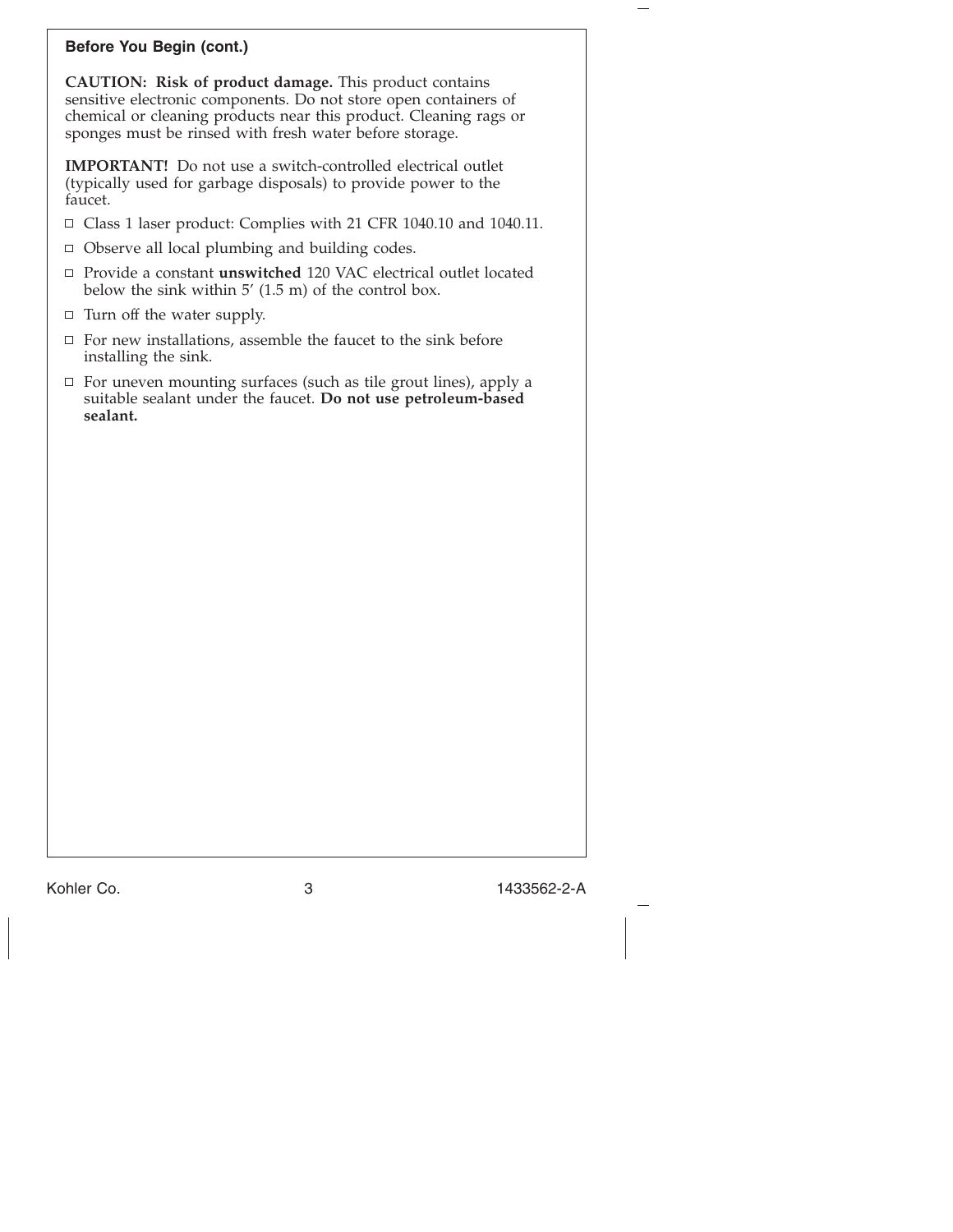## Before You Begin (cont.)

**CAUTION: Risk of product damage.** This product contains sensitive electronic components. Do not store open containers of chemical or cleaning products near this product. Cleaning rags or sponges must be rinsed with fresh water before storage.

**IMPORTANT!** Do not use a switch-controlled electrical outlet (typically used for garbage disposals) to provide power to the faucet.

- ☐ Class 1 laser product: Complies with 21 CFR 1040.10 and 1040.11.
- ☐ Observe all local plumbing and building codes.
- ☐ Provide a constant **unswitched** 120 VAC electrical outlet located below the sink within 5′ (1.5 m) of the control box.
- ☐ Turn off the water supply.
- ☐ For new installations, assemble the faucet to the sink before installing the sink.
- ☐ For uneven mounting surfaces (such as tile grout lines), apply a suitable sealant under the faucet. **Do not use petroleum-based sealant.**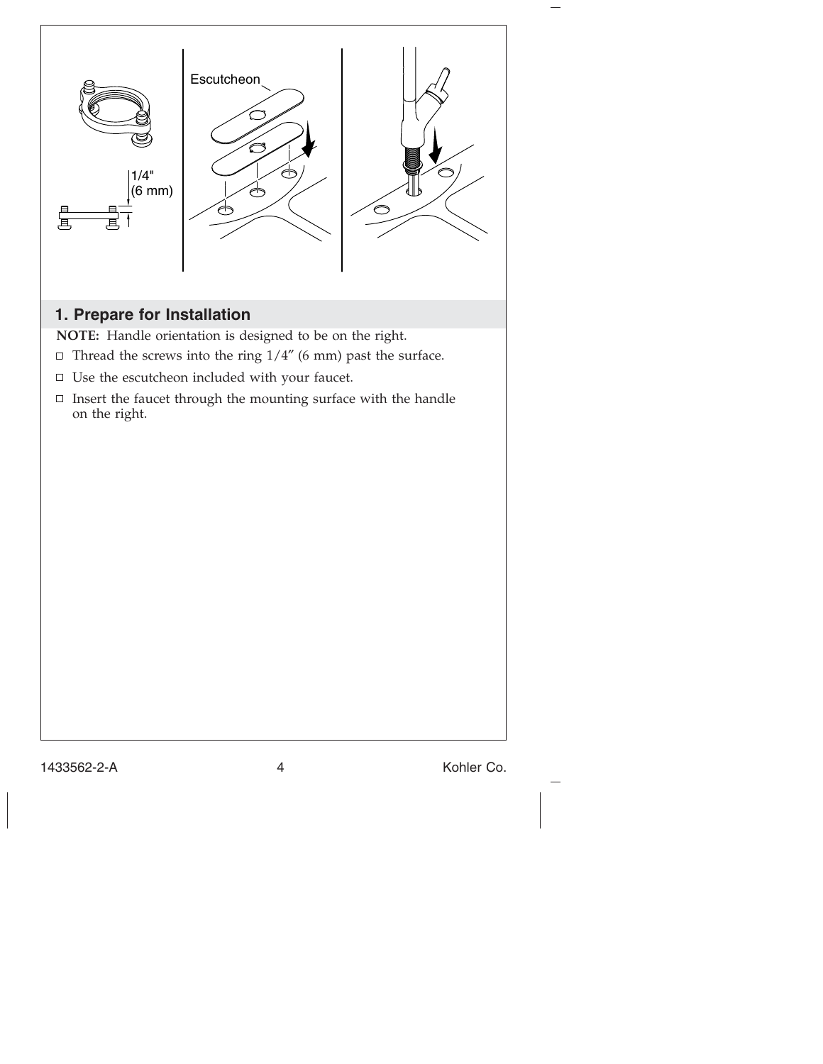## 1. Prepare for Installation

**NOTE:** Handle orientation is designed to be on the right.

- Thread the screws into the ring 1/4″ (6 mm) past the surface.
- Use the escutcheon included with your faucet.
- Insert the faucet through the mounting surface with the handle on the right.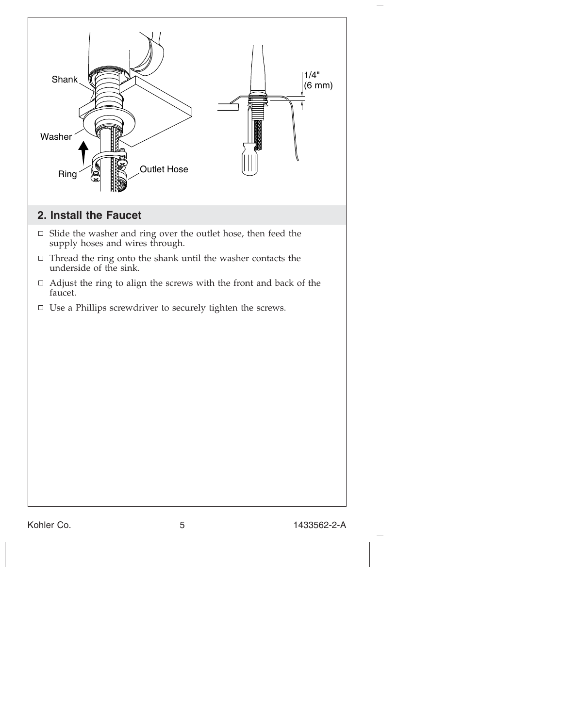## 2. Install the Faucet

- ☐ Slide the washer and ring over the outlet hose, then feed the supply hoses and wires through.
- ☐ Thread the ring onto the shank until the washer contacts the underside of the sink.
- ☐ Adjust the ring to align the screws with the front and back of the faucet.
- ☐ Use a Phillips screwdriver to securely tighten the screws.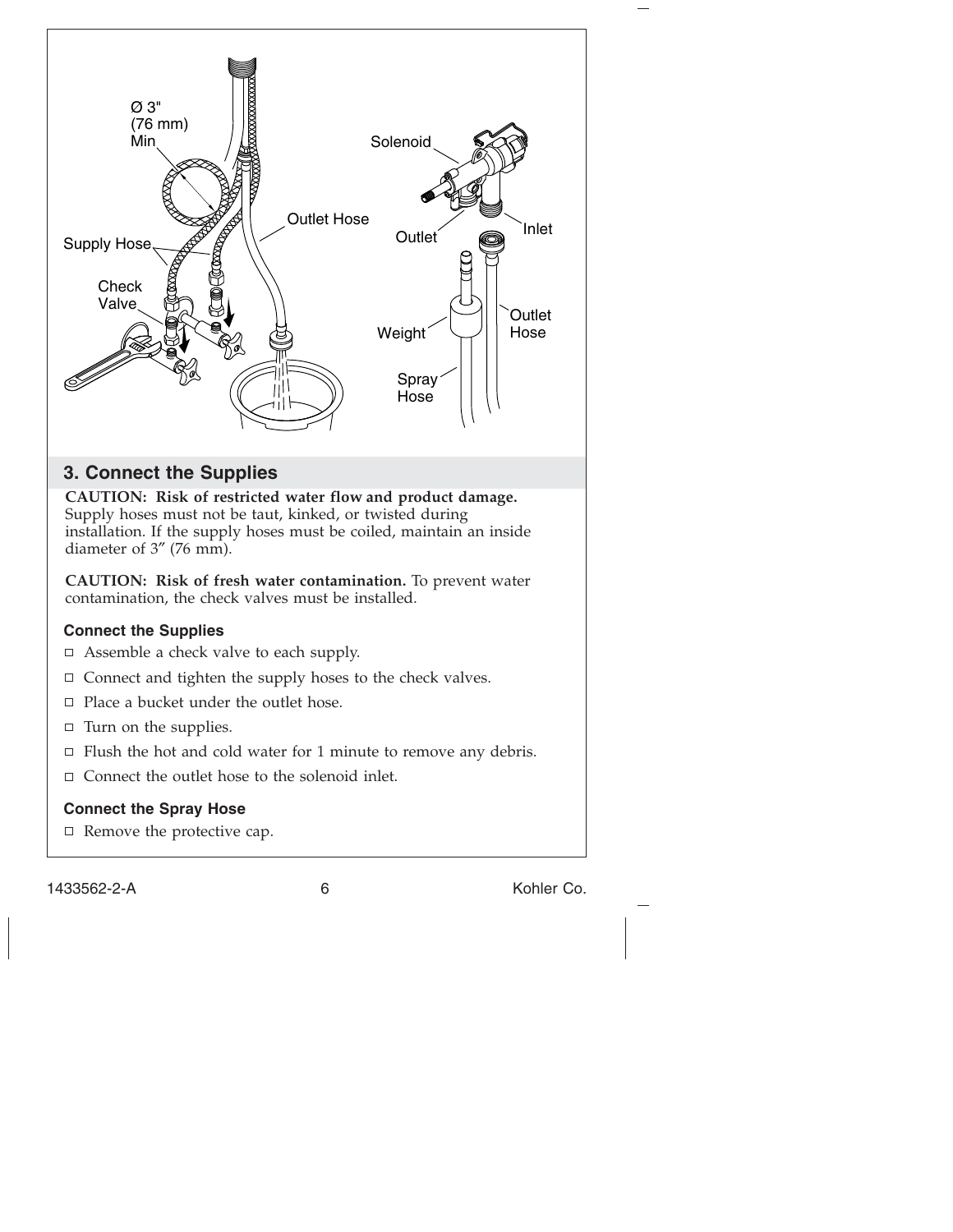## 3. Connect the Supplies

**CAUTION: Risk of restricted water flow and product damage.** Supply hoses must not be taut, kinked, or twisted during installation. If the supply hoses must be coiled, maintain an inside diameter of 3” (76 mm).

**CAUTION: Risk of fresh water contamination.** To prevent water contamination, the check valves must be installed.

### Connect the Supplies

- ☐ Assemble a check valve to each supply.
- ☐ Connect and tighten the supply hoses to the check valves.
- ☐ Place a bucket under the outlet hose.
- ☐ Turn on the supplies.
- ☐ Flush the hot and cold water for 1 minute to remove any debris.
- ☐ Connect the outlet hose to the solenoid inlet.

### Connect the Spray Hose

- ☐ Remove the protective cap.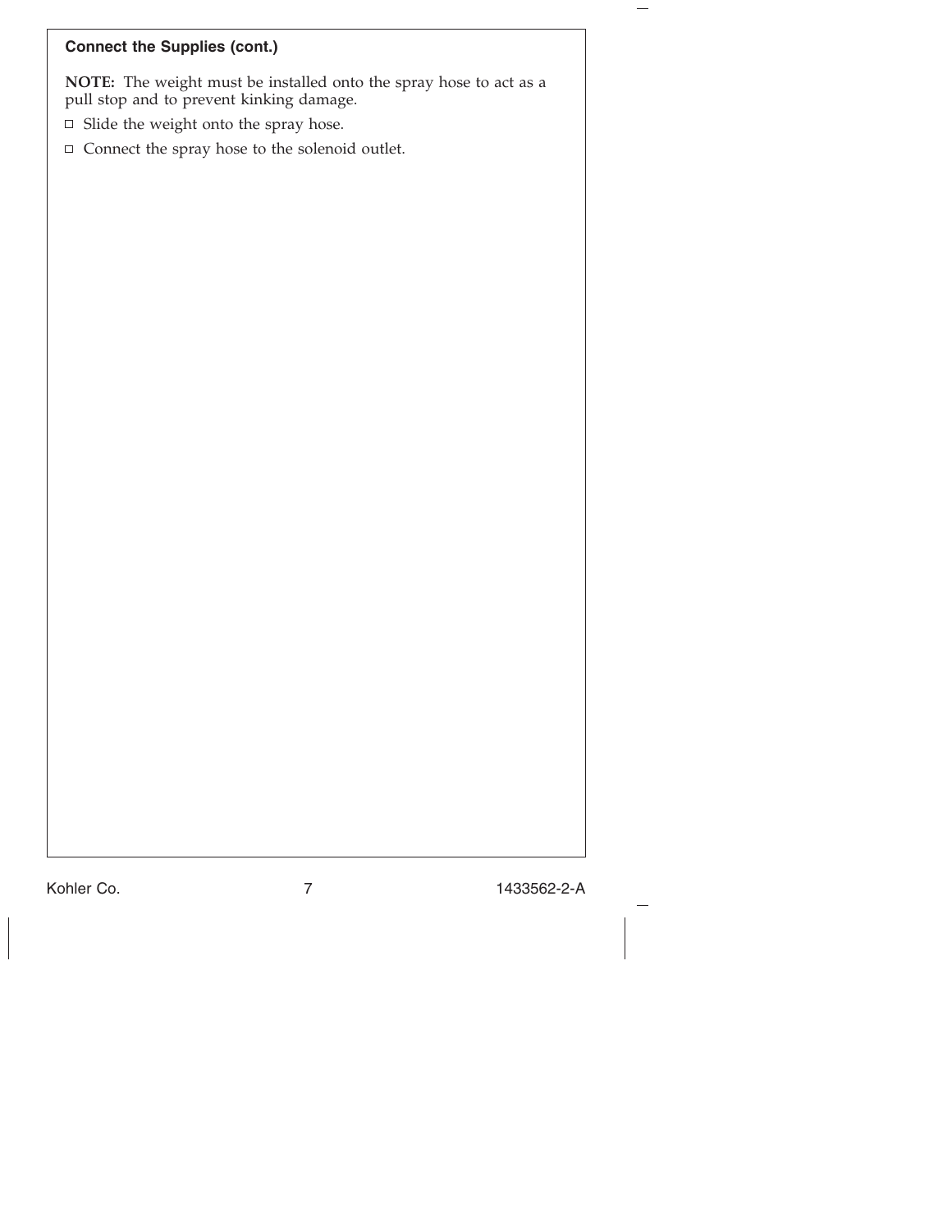## Connect the Supplies (cont.)

**NOTE:** The weight must be installed onto the spray hose to act as a pull stop and to prevent kinking damage.

- ☐ Slide the weight onto the spray hose.
- ☐ Connect the spray hose to the solenoid outlet.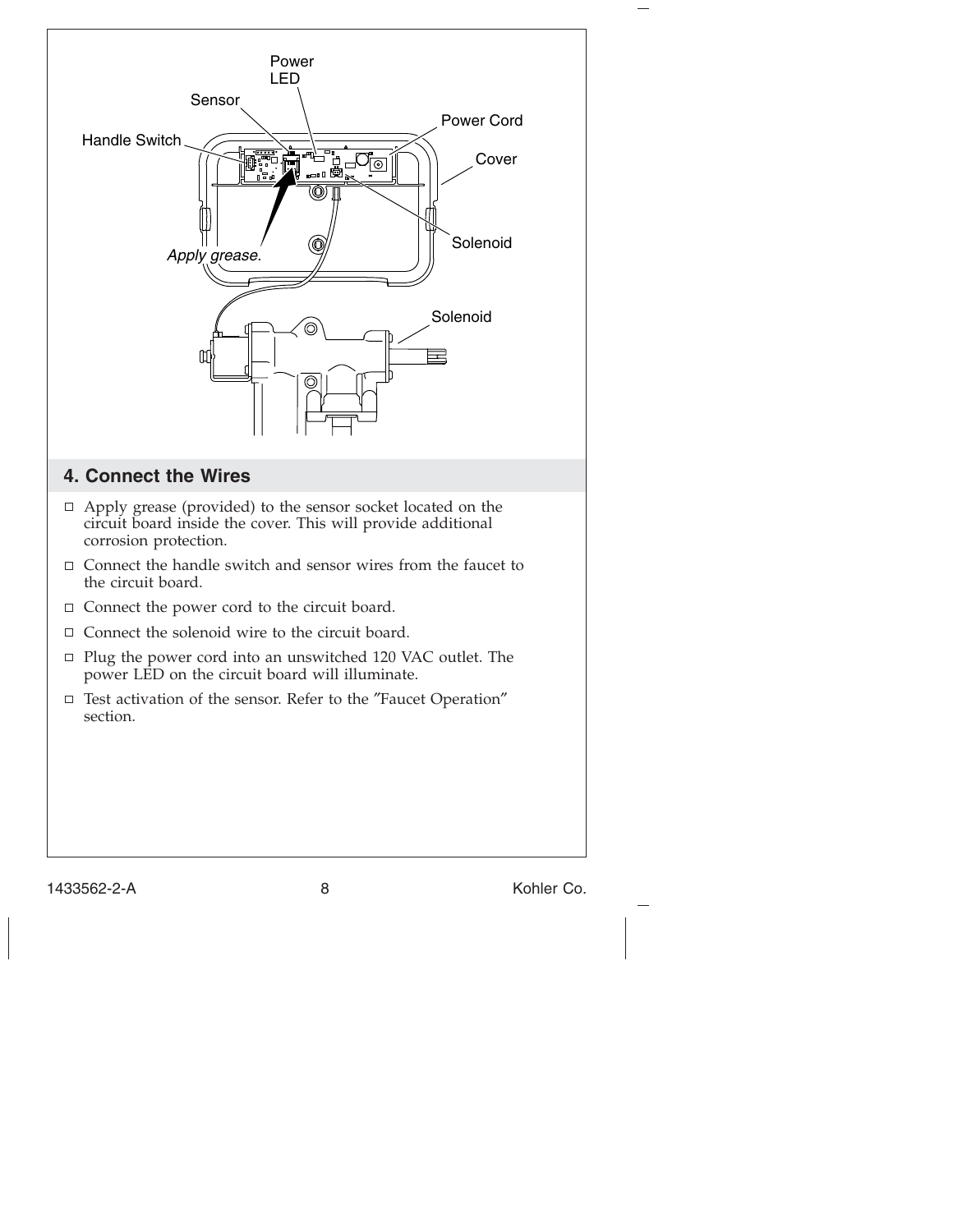## 4. Connect the Wires

- ☐ Apply grease (provided) to the sensor socket located on the circuit board inside the cover. This will provide additional corrosion protection.
- ☐ Connect the handle switch and sensor wires from the faucet to the circuit board.
- ☐ Connect the power cord to the circuit board.
- ☐ Connect the solenoid wire to the circuit board.
- ☐ Plug the power cord into an unswitched 120 VAC outlet. The power LED on the circuit board will illuminate.
- ☐ Test activation of the sensor. Refer to the "Faucet Operation" section.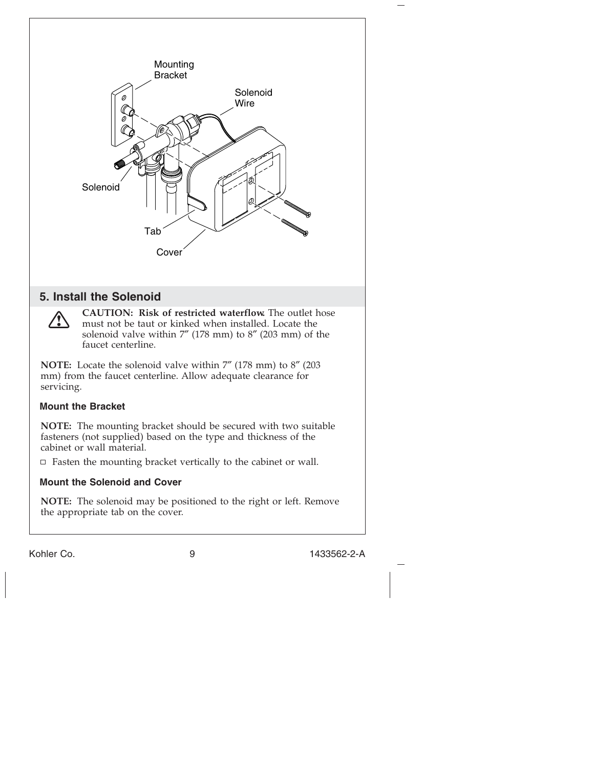Mounting Bracket

Solenoid Wire

Solenoid

Tab

Cover

## 5. Install the Solenoid

**CAUTION: Risk of restricted waterflow.** The outlet hose must not be taut or kinked when installed. Locate the solenoid valve within 7″ (178 mm) to 8″ (203 mm) of the faucet centerline.

**NOTE:** Locate the solenoid valve within 7″ (178 mm) to 8″ (203 mm) from the faucet centerline. Allow adequate clearance for servicing.

### Mount the Bracket

**NOTE:** The mounting bracket should be secured with two suitable fasteners (not supplied) based on the type and thickness of the cabinet or wall material.

- Fasten the mounting bracket vertically to the cabinet or wall.

### Mount the Solenoid and Cover

**NOTE:** The solenoid may be positioned to the right or left. Remove the appropriate tab on the cover.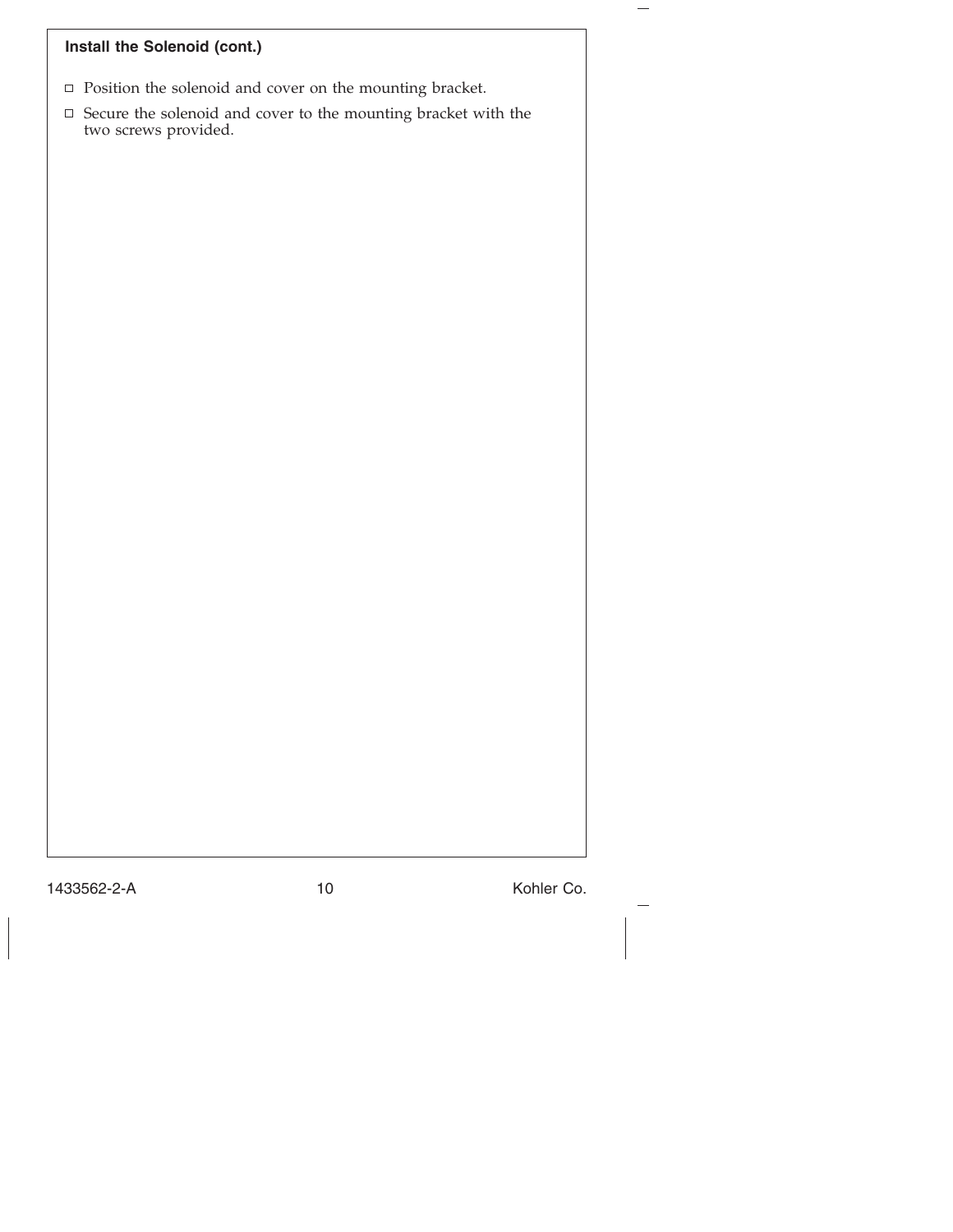### Install the Solenoid (cont.)

- ☐ Position the solenoid and cover on the mounting bracket.
- ☐ Secure the solenoid and cover to the mounting bracket with the two screws provided.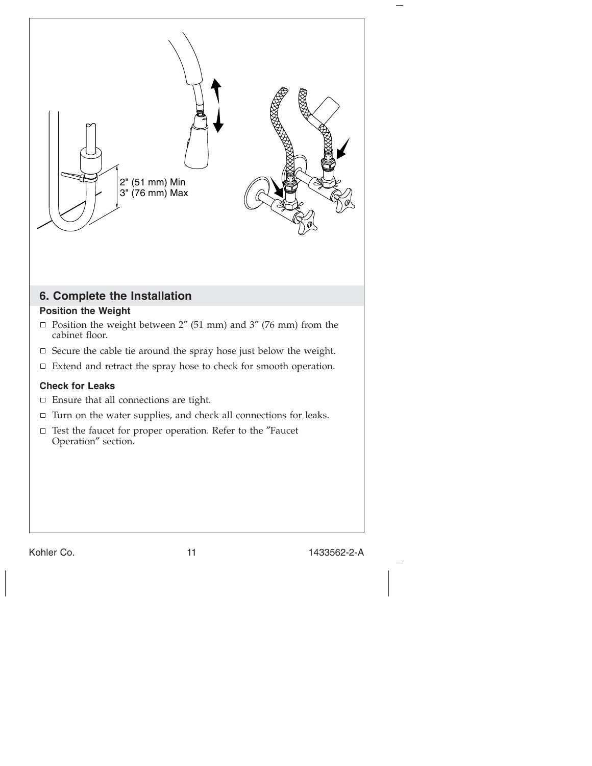2" (51 mm) Min
3" (76 mm) Max

## 6. Complete the Installation

### Position the Weight

- ☐ Position the weight between 2″ (51 mm) and 3″ (76 mm) from the cabinet floor.
- ☐ Secure the cable tie around the spray hose just below the weight.
- ☐ Extend and retract the spray hose to check for smooth operation.

### Check for Leaks

- ☐ Ensure that all connections are tight.
- ☐ Turn on the water supplies, and check all connections for leaks.
- ☐ Test the faucet for proper operation. Refer to the ″Faucet Operation″ section.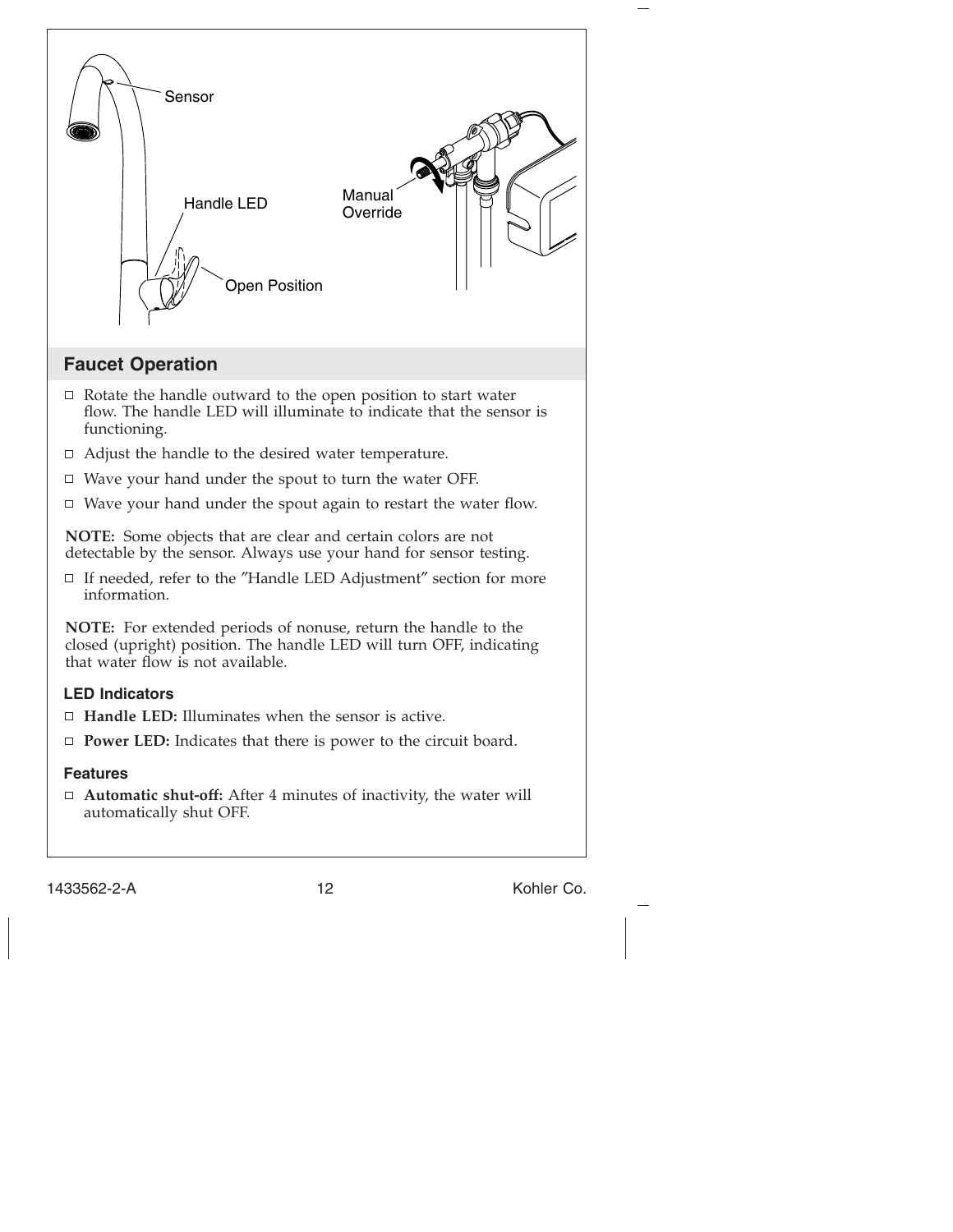Sensor

Handle LED

Manual Override

Open Position

## Faucet Operation

- Rotate the handle outward to the open position to start water flow. The handle LED will illuminate to indicate that the sensor is functioning.
- Adjust the handle to the desired water temperature.
- Wave your hand under the spout to turn the water OFF.
- Wave your hand under the spout again to restart the water flow.

**NOTE:** Some objects that are clear and certain colors are not detectable by the sensor. Always use your hand for sensor testing.

- If needed, refer to the "Handle LED Adjustment" section for more information.

**NOTE:** For extended periods of nonuse, return the handle to the closed (upright) position. The handle LED will turn OFF, indicating that water flow is not available.

### LED Indicators

- **Handle LED:** Illuminates when the sensor is active.
- **Power LED:** Indicates that there is power to the circuit board.

### Features

- **Automatic shut-off:** After 4 minutes of inactivity, the water will automatically shut OFF.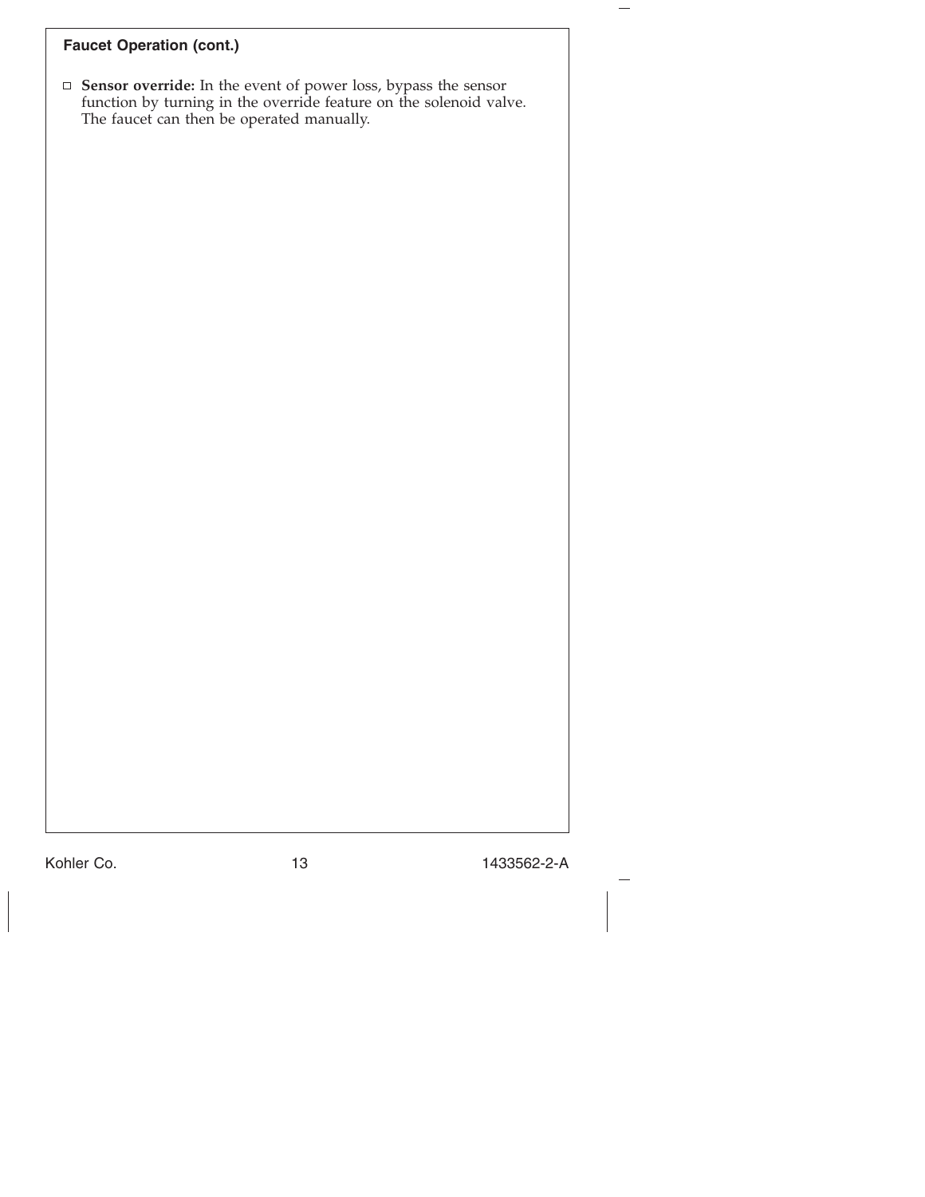**Faucet Operation (cont.)**

- [ ] **Sensor override:** In the event of power loss, bypass the sensor function by turning in the override feature on the solenoid valve. The faucet can then be operated manually.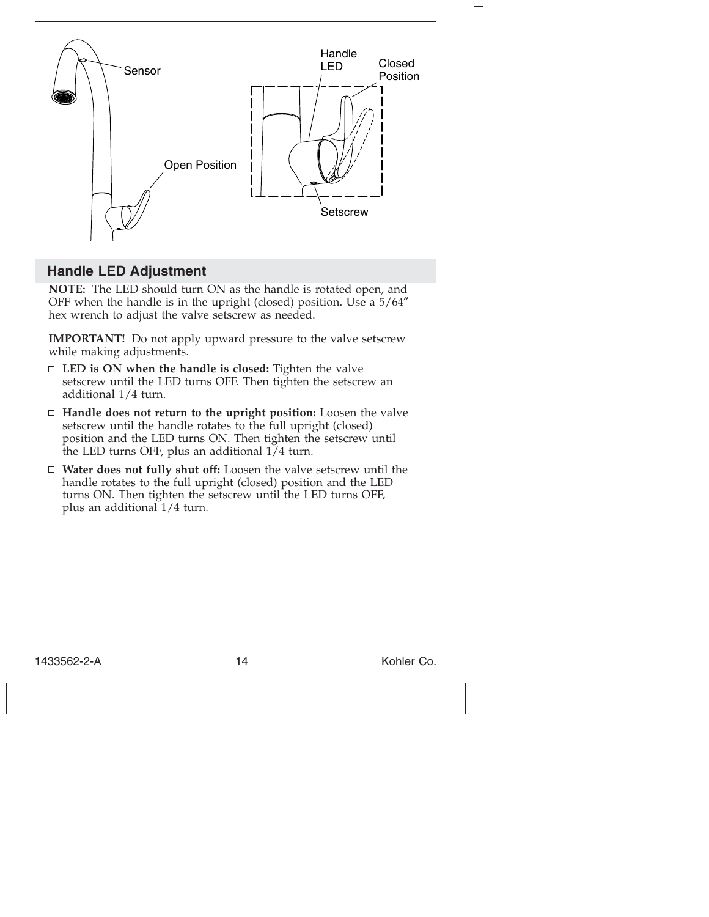## Handle LED Adjustment

**NOTE:** The LED should turn ON as the handle is rotated open, and OFF when the handle is in the upright (closed) position. Use a 5/64″ hex wrench to adjust the valve setscrew as needed.

**IMPORTANT!** Do not apply upward pressure to the valve setscrew while making adjustments.

- **LED is ON when the handle is closed:** Tighten the valve setscrew until the LED turns OFF. Then tighten the setscrew an additional 1/4 turn.
- **Handle does not return to the upright position:** Loosen the valve setscrew until the handle rotates to the full upright (closed) position and the LED turns ON. Then tighten the setscrew until the LED turns OFF, plus an additional 1/4 turn.
- **Water does not fully shut off:** Loosen the valve setscrew until the handle rotates to the full upright (closed) position and the LED turns ON. Then tighten the setscrew until the LED turns OFF, plus an additional 1/4 turn.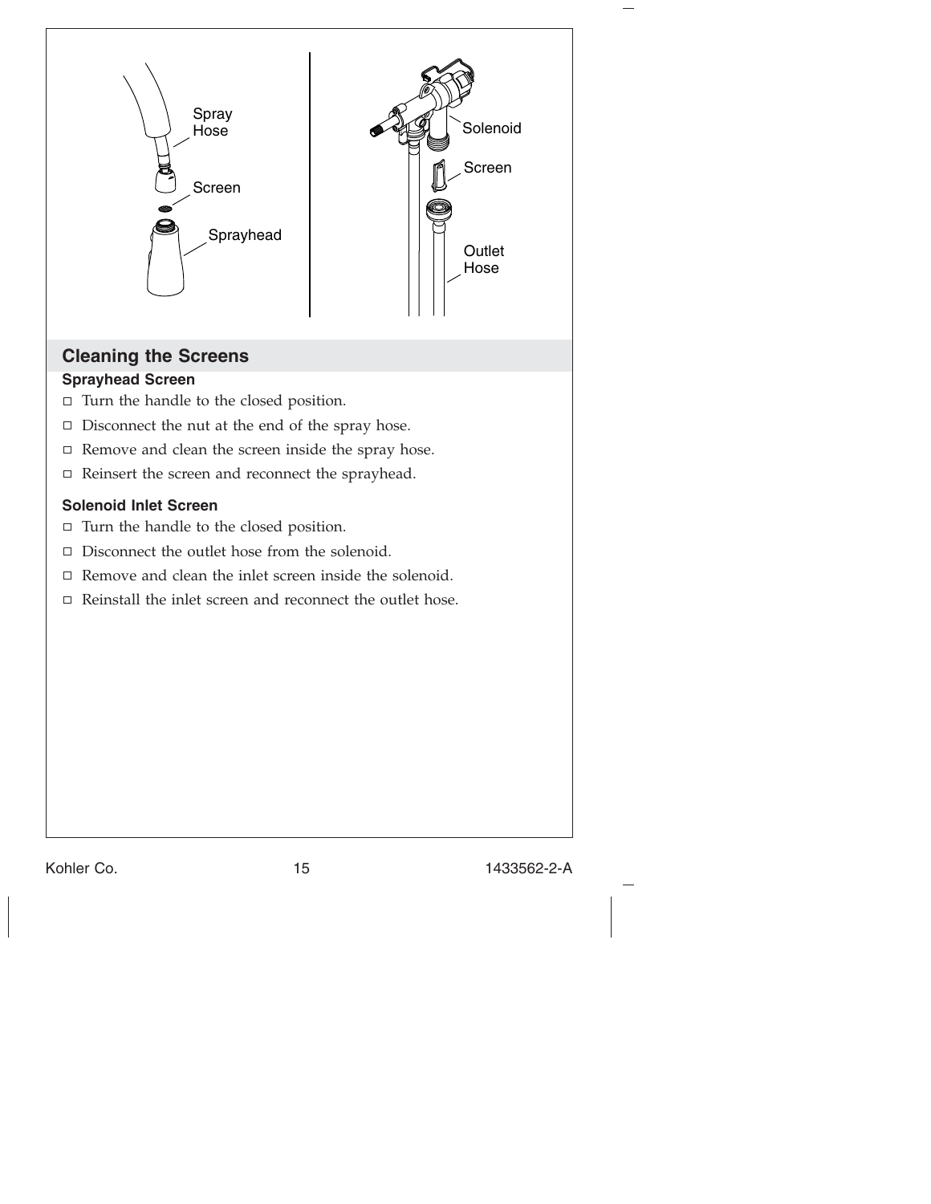## Cleaning the Screens

### Sprayhead Screen

- Turn the handle to the closed position.
- Disconnect the nut at the end of the spray hose.
- Remove and clean the screen inside the spray hose.
- Reinsert the screen and reconnect the sprayhead.

### Solenoid Inlet Screen

- Turn the handle to the closed position.
- Disconnect the outlet hose from the solenoid.
- Remove and clean the inlet screen inside the solenoid.
- Reinstall the inlet screen and reconnect the outlet hose.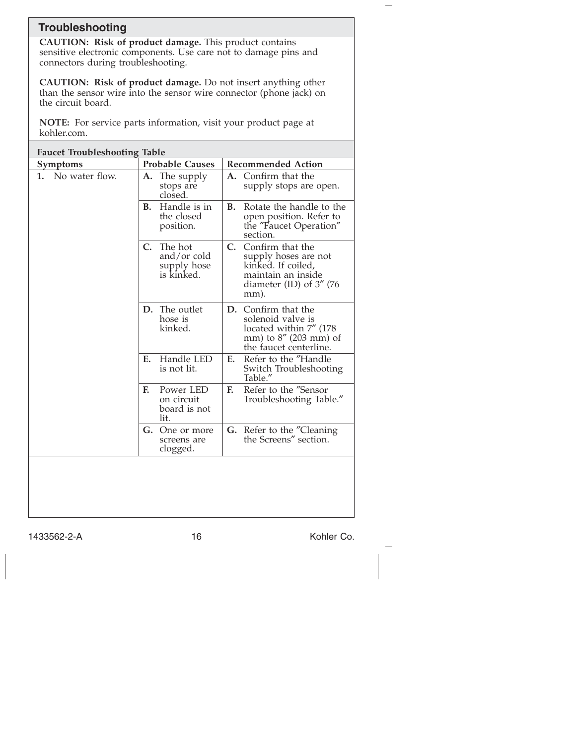## Troubleshooting

**CAUTION: Risk of product damage.** This product contains sensitive electronic components. Use care not to damage pins and connectors during troubleshooting.

**CAUTION: Risk of product damage.** Do not insert anything other than the sensor wire into the sensor wire connector (phone jack) on the circuit board.

**NOTE:** For service parts information, visit your product page at kohler.com.

**Faucet Troubleshooting Table**

| Symptoms | Probable Causes | Recommended Action |
|---|---|---|
| **1.** No water flow. | **A.** The supply stops are closed. | **A.** Confirm that the supply stops are open. |
| | **B.** Handle is in the closed position. | **B.** Rotate the handle to the open position. Refer to the ″Faucet Operation″ section. |
| | **C.** The hot and/or cold supply hose is kinked. | **C.** Confirm that the supply hoses are not kinked. If coiled, maintain an inside diameter (ID) of 3″ (76 mm). |
| | **D.** The outlet hose is kinked. | **D.** Confirm that the solenoid valve is located within 7″ (178 mm) to 8″ (203 mm) of the faucet centerline. |
| | **E.** Handle LED is not lit. | **E.** Refer to the ″Handle Switch Troubleshooting Table.″ |
| | **F.** Power LED on circuit board is not lit. | **F.** Refer to the ″Sensor Troubleshooting Table.″ |
| | **G.** One or more screens are clogged. | **G.** Refer to the ″Cleaning the Screens″ section. |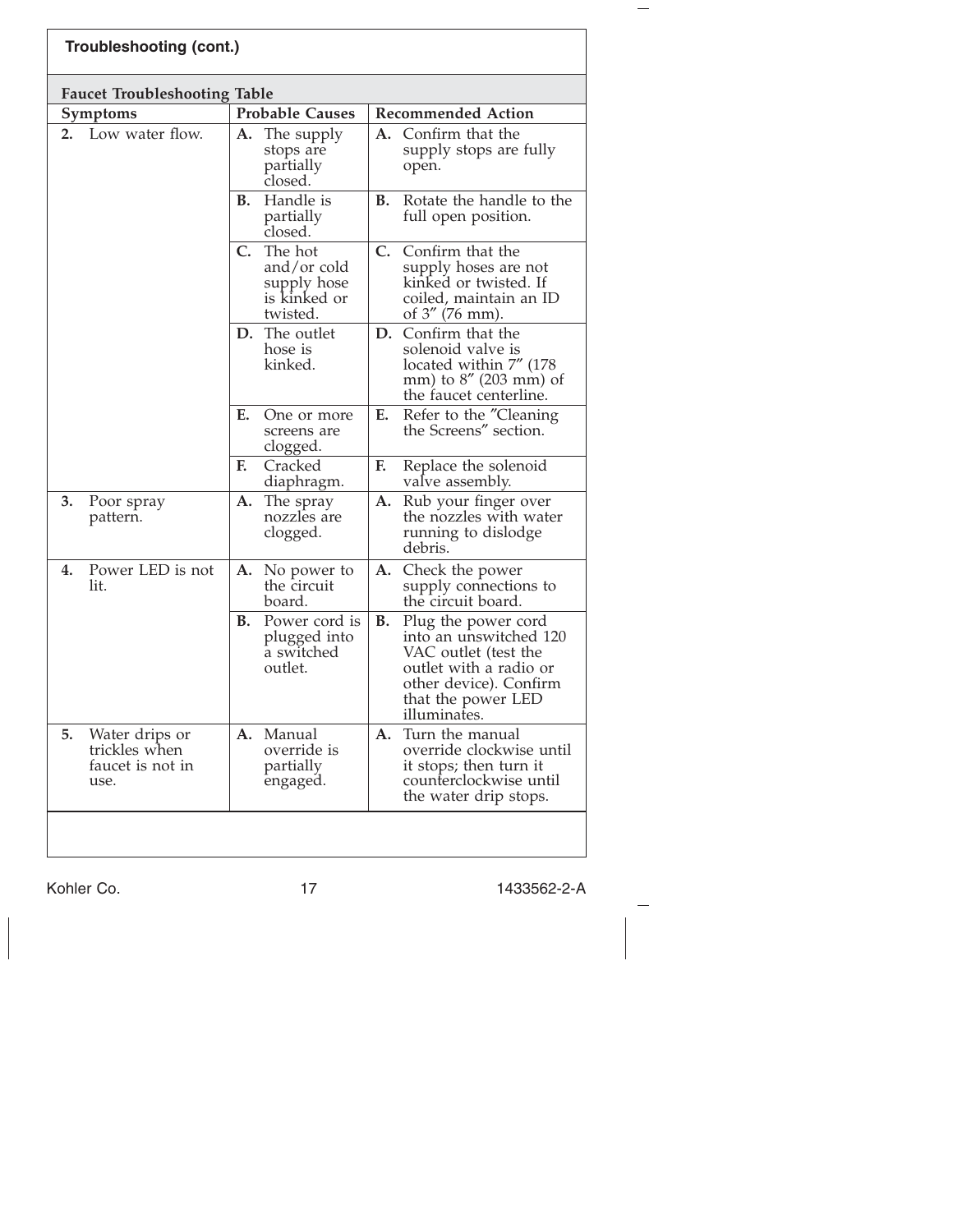## Troubleshooting (cont.)

**Faucet Troubleshooting Table**

| Symptoms | Probable Causes | Recommended Action |
|---|---|---|
| **2.** Low water flow. | **A.** The supply stops are partially closed. | **A.** Confirm that the supply stops are fully open. |
| | **B.** Handle is partially closed. | **B.** Rotate the handle to the full open position. |
| | **C.** The hot and/or cold supply hose is kinked or twisted. | **C.** Confirm that the supply hoses are not kinked or twisted. If coiled, maintain an ID of 3″ (76 mm). |
| | **D.** The outlet hose is kinked. | **D.** Confirm that the solenoid valve is located within 7″ (178 mm) to 8″ (203 mm) of the faucet centerline. |
| | **E.** One or more screens are clogged. | **E.** Refer to the ″Cleaning the Screens″ section. |
| | **F.** Cracked diaphragm. | **F.** Replace the solenoid valve assembly. |
| **3.** Poor spray pattern. | **A.** The spray nozzles are clogged. | **A.** Rub your finger over the nozzles with water running to dislodge debris. |
| **4.** Power LED is not lit. | **A.** No power to the circuit board. | **A.** Check the power supply connections to the circuit board. |
| | **B.** Power cord is plugged into a switched outlet. | **B.** Plug the power cord into an unswitched 120 VAC outlet (test the outlet with a radio or other device). Confirm that the power LED illuminates. |
| **5.** Water drips or trickles when faucet is not in use. | **A.** Manual override is partially engaged. | **A.** Turn the manual override clockwise until it stops; then turn it counterclockwise until the water drip stops. |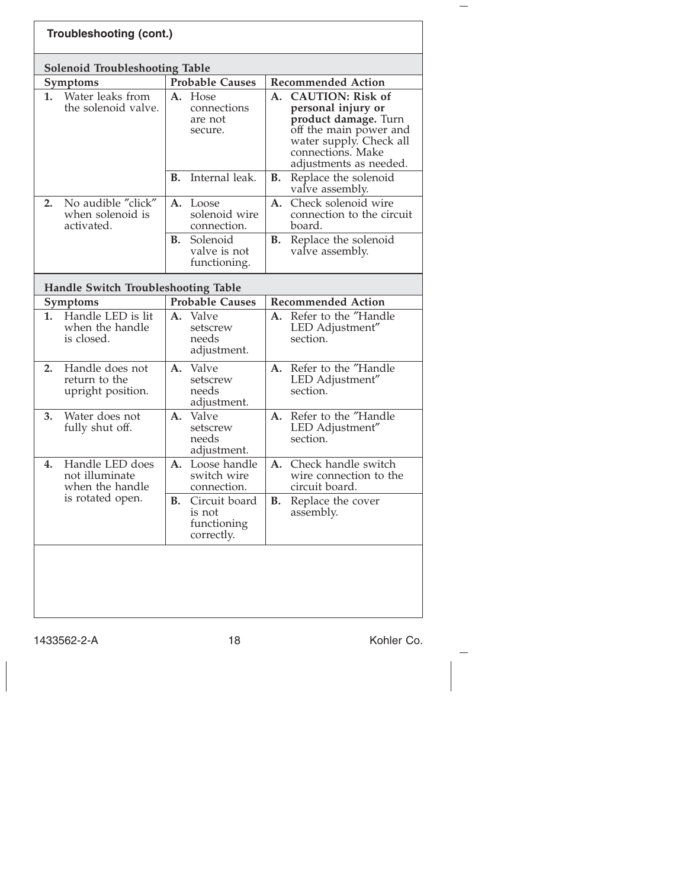## Troubleshooting (cont.)

### Solenoid Troubleshooting Table

| Symptoms | Probable Causes | Recommended Action |
| --- | --- | --- |
| **1.** Water leaks from the solenoid valve. | **A.** Hose connections are not secure. | **A. CAUTION: Risk of personal injury or product damage.** Turn off the main power and water supply. Check all connections. Make adjustments as needed. |
| | **B.** Internal leak. | **B.** Replace the solenoid valve assembly. |
| **2.** No audible ″click″ when solenoid is activated. | **A.** Loose solenoid wire connection. | **A.** Check solenoid wire connection to the circuit board. |
| | **B.** Solenoid valve is not functioning. | **B.** Replace the solenoid valve assembly. |

### Handle Switch Troubleshooting Table

| Symptoms | Probable Causes | Recommended Action |
| --- | --- | --- |
| **1.** Handle LED is lit when the handle is closed. | **A.** Valve setscrew needs adjustment. | **A.** Refer to the ″Handle LED Adjustment″ section. |
| **2.** Handle does not return to the upright position. | **A.** Valve setscrew needs adjustment. | **A.** Refer to the ″Handle LED Adjustment″ section. |
| **3.** Water does not fully shut off. | **A.** Valve setscrew needs adjustment. | **A.** Refer to the ″Handle LED Adjustment″ section. |
| **4.** Handle LED does not illuminate when the handle is rotated open. | **A.** Loose handle switch wire connection. | **A.** Check handle switch wire connection to the circuit board. |
| | **B.** Circuit board is not functioning correctly. | **B.** Replace the cover assembly. |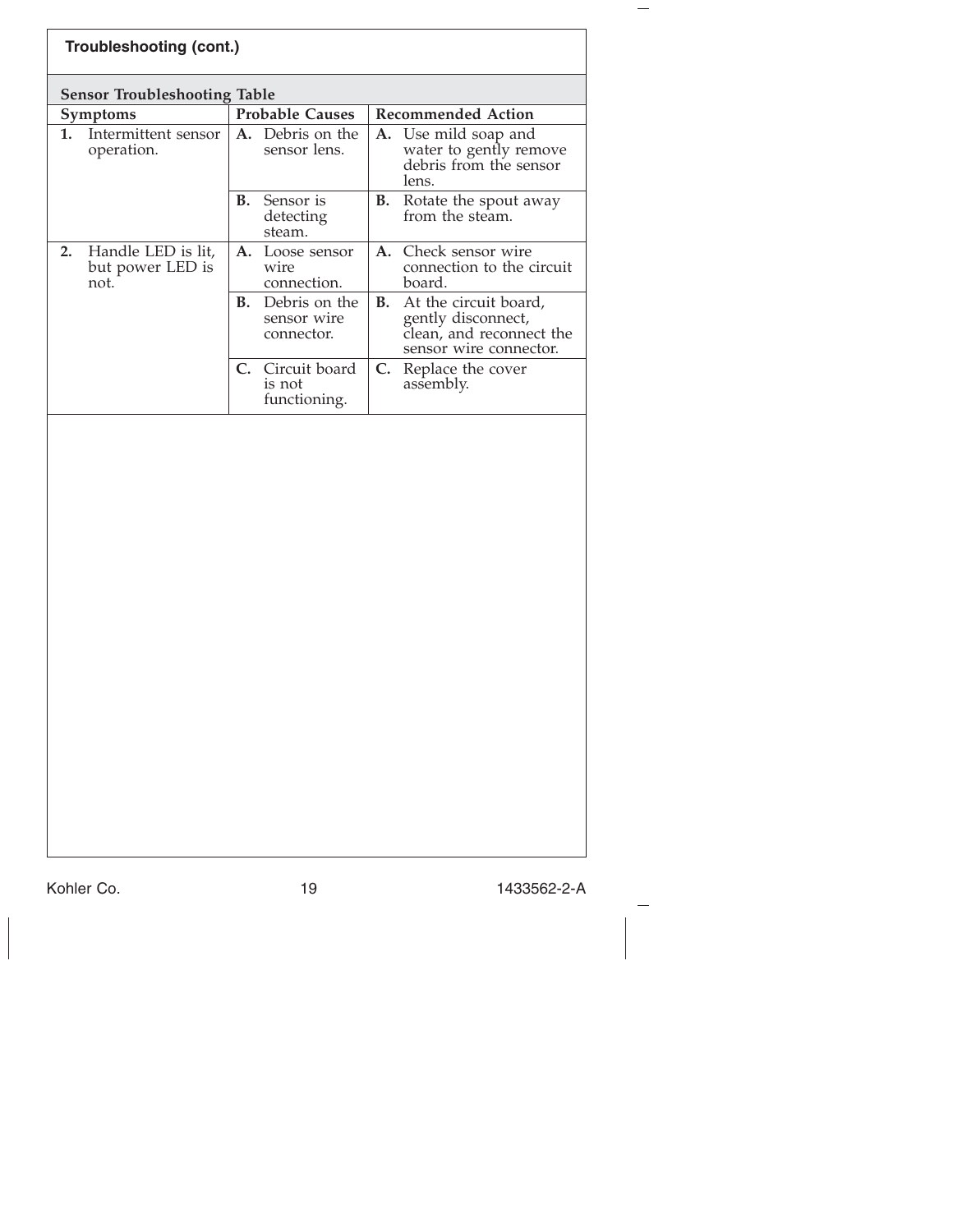## Troubleshooting (cont.)

### Sensor Troubleshooting Table

| Symptoms | Probable Causes | Recommended Action |
|---|---|---|
| **1.** Intermittent sensor operation. | **A.** Debris on the sensor lens. | **A.** Use mild soap and water to gently remove debris from the sensor lens. |
| | **B.** Sensor is detecting steam. | **B.** Rotate the spout away from the steam. |
| **2.** Handle LED is lit, but power LED is not. | **A.** Loose sensor wire connection. | **A.** Check sensor wire connection to the circuit board. |
| | **B.** Debris on the sensor wire connector. | **B.** At the circuit board, gently disconnect, clean, and reconnect the sensor wire connector. |
| | **C.** Circuit board is not functioning. | **C.** Replace the cover assembly. |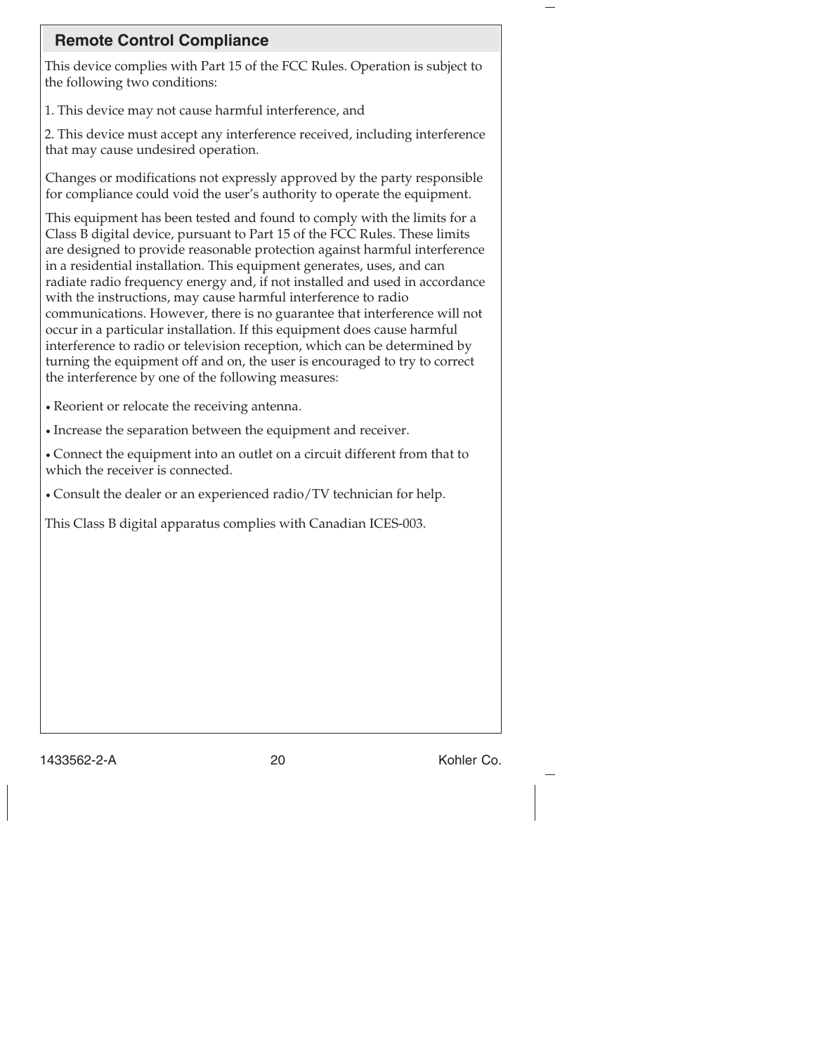## Remote Control Compliance

This device complies with Part 15 of the FCC Rules. Operation is subject to the following two conditions:

1. This device may not cause harmful interference, and

2. This device must accept any interference received, including interference that may cause undesired operation.

Changes or modifications not expressly approved by the party responsible for compliance could void the user's authority to operate the equipment.

This equipment has been tested and found to comply with the limits for a Class B digital device, pursuant to Part 15 of the FCC Rules. These limits are designed to provide reasonable protection against harmful interference in a residential installation. This equipment generates, uses, and can radiate radio frequency energy and, if not installed and used in accordance with the instructions, may cause harmful interference to radio communications. However, there is no guarantee that interference will not occur in a particular installation. If this equipment does cause harmful interference to radio or television reception, which can be determined by turning the equipment off and on, the user is encouraged to try to correct the interference by one of the following measures:

- Reorient or relocate the receiving antenna.
- Increase the separation between the equipment and receiver.
- Connect the equipment into an outlet on a circuit different from that to which the receiver is connected.
- Consult the dealer or an experienced radio/TV technician for help.

This Class B digital apparatus complies with Canadian ICES-003.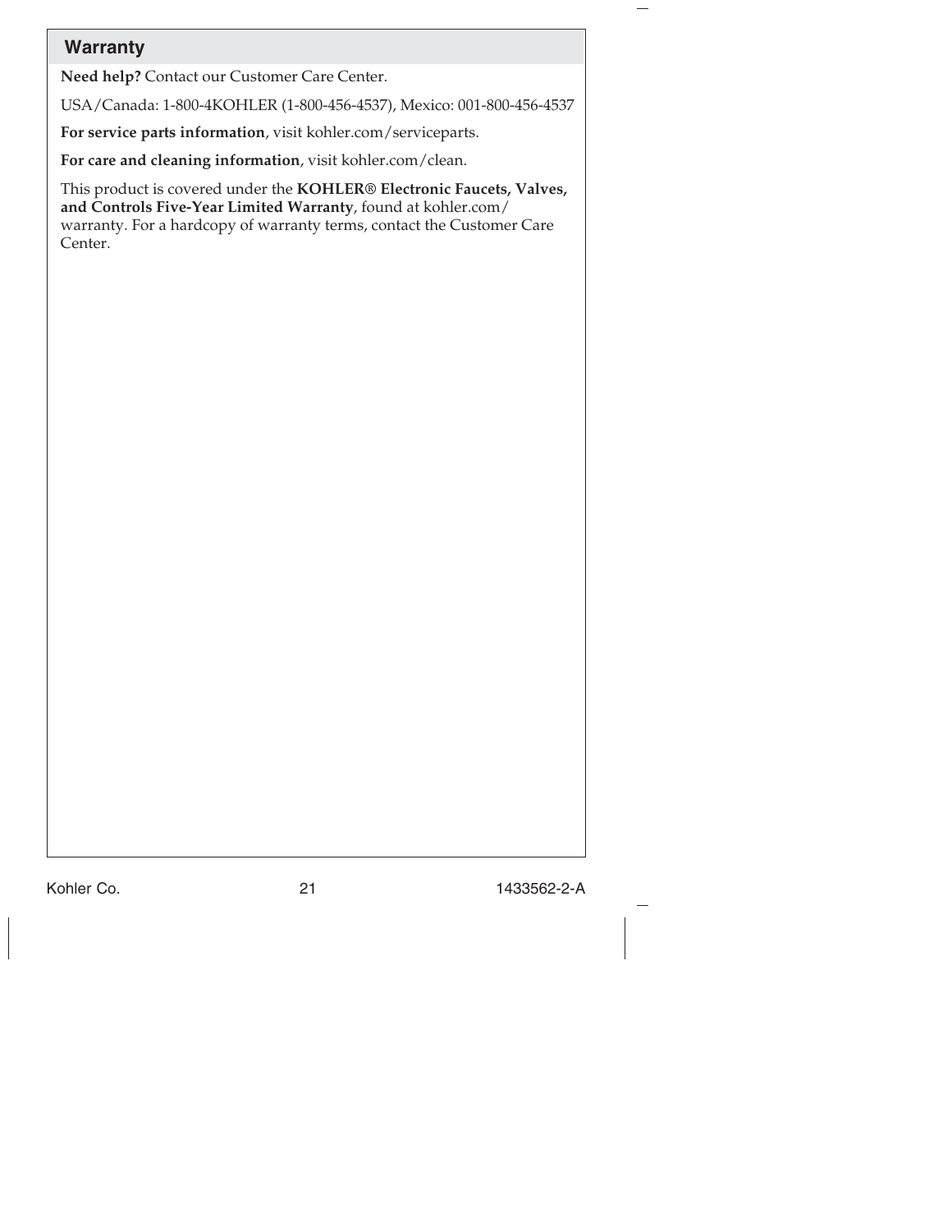## Warranty

**Need help?** Contact our Customer Care Center.

USA/Canada: 1-800-4KOHLER (1-800-456-4537), Mexico: 001-800-456-4537

**For service parts information**, visit kohler.com/serviceparts.

**For care and cleaning information**, visit kohler.com/clean.

This product is covered under the **KOHLER® Electronic Faucets, Valves, and Controls Five-Year Limited Warranty**, found at kohler.com/warranty. For a hardcopy of warranty terms, contact the Customer Care Center.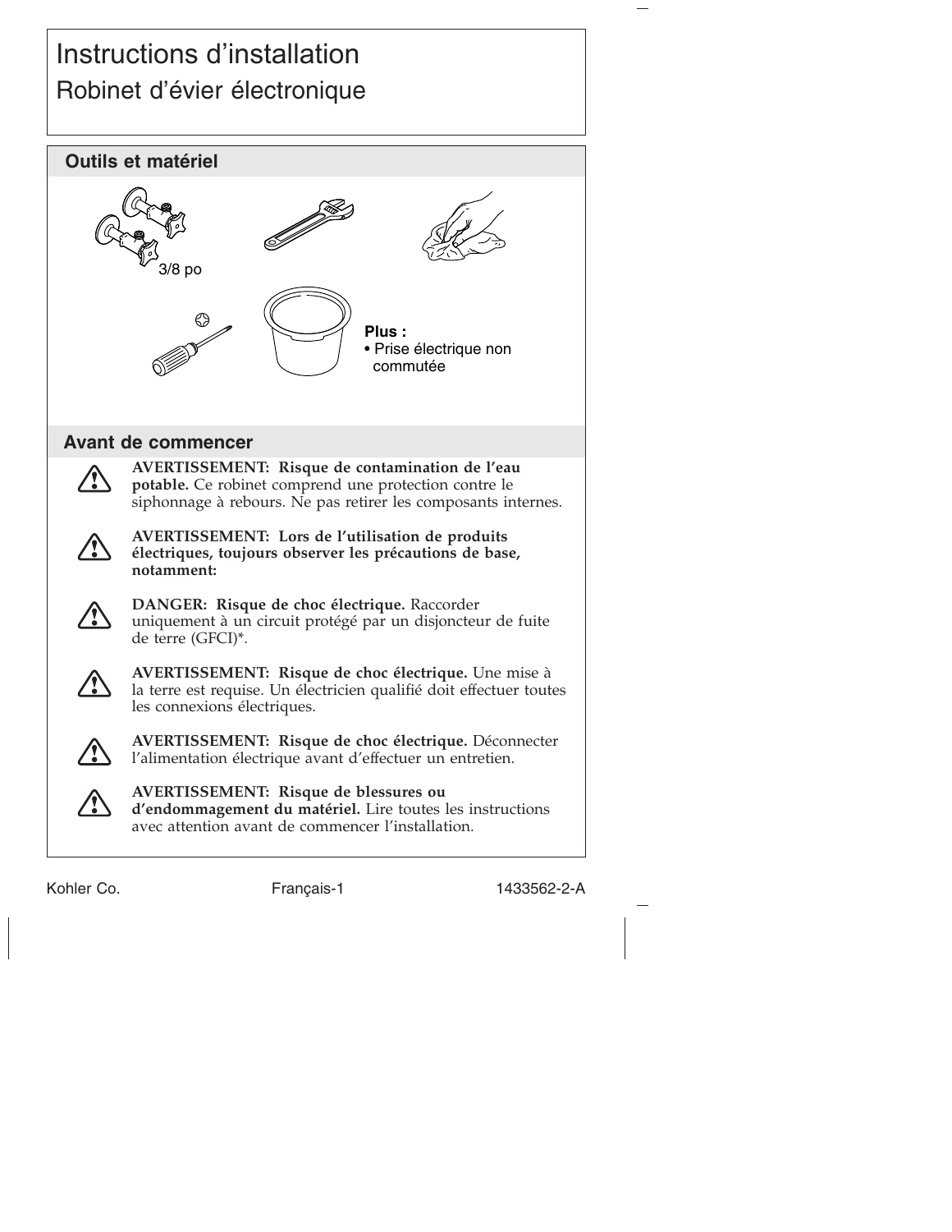# Instructions d'installation

## Robinet d'évier électronique

## Outils et matériel

3/8 po

**Plus :**

- Prise électrique non commutée

## Avant de commencer

**AVERTISSEMENT: Risque de contamination de l'eau potable.** Ce robinet comprend une protection contre le siphonnage à rebours. Ne pas retirer les composants internes.

**AVERTISSEMENT: Lors de l'utilisation de produits électriques, toujours observer les précautions de base, notamment:**

**DANGER: Risque de choc électrique.** Raccorder uniquement à un circuit protégé par un disjoncteur de fuite de terre (GFCI)*.

**AVERTISSEMENT: Risque de choc électrique.** Une mise à la terre est requise. Un électricien qualifié doit effectuer toutes les connexions électriques.

**AVERTISSEMENT: Risque de choc électrique.** Déconnecter l'alimentation électrique avant d'effectuer un entretien.

**AVERTISSEMENT: Risque de blessures ou d'endommagement du matériel.** Lire toutes les instructions avec attention avant de commencer l'installation.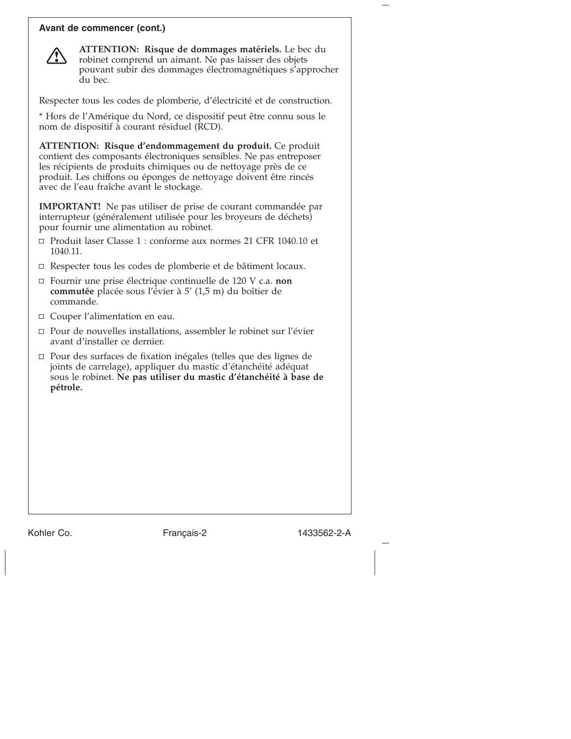## Avant de commencer (cont.)

⚠ **ATTENTION: Risque de dommages matériels.** Le bec du robinet comprend un aimant. Ne pas laisser des objets pouvant subir des dommages électromagnétiques s'approcher du bec.

Respecter tous les codes de plomberie, d'électricité et de construction.

* Hors de l'Amérique du Nord, ce dispositif peut être connu sous le nom de dispositif à courant résiduel (RCD).

**ATTENTION: Risque d'endommagement du produit.** Ce produit contient des composants électroniques sensibles. Ne pas entreposer les récipients de produits chimiques ou de nettoyage près de ce produit. Les chiffons ou éponges de nettoyage doivent être rincés avec de l'eau fraîche avant le stockage.

**IMPORTANT!** Ne pas utiliser de prise de courant commandée par interrupteur (généralement utilisée pour les broyeurs de déchets) pour fournir une alimentation au robinet.

- ☐ Produit laser Classe 1 : conforme aux normes 21 CFR 1040.10 et 1040.11.
- ☐ Respecter tous les codes de plomberie et de bâtiment locaux.
- ☐ Fournir une prise électrique continuelle de 120 V c.a. **non commutée** placée sous l'évier à 5′ (1,5 m) du boîtier de commande.
- ☐ Couper l'alimentation en eau.
- ☐ Pour de nouvelles installations, assembler le robinet sur l'évier avant d'installer ce dernier.
- ☐ Pour des surfaces de fixation inégales (telles que des lignes de joints de carrelage), appliquer du mastic d'étanchéité adéquat sous le robinet. **Ne pas utiliser du mastic d'étanchéité à base de pétrole.**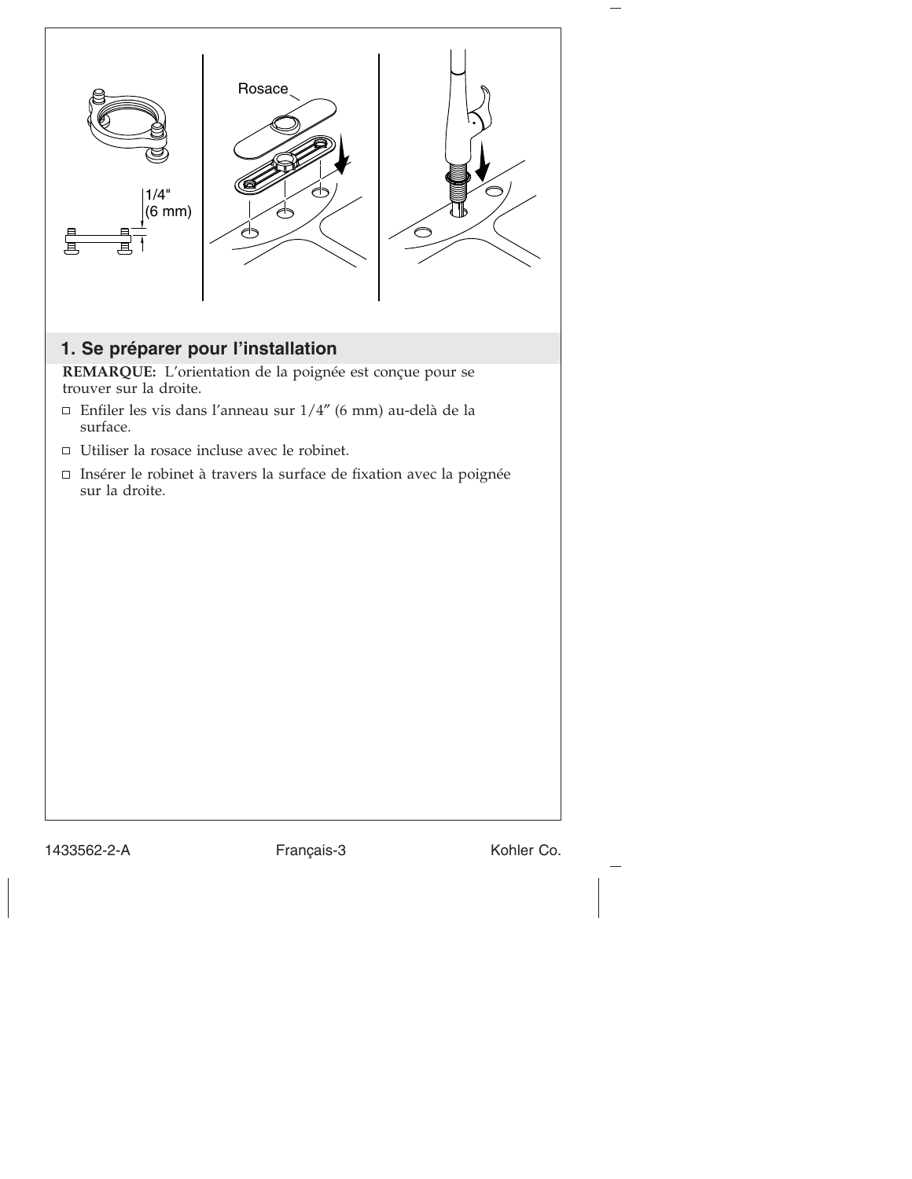## 1. Se préparer pour l'installation

**REMARQUE:** L'orientation de la poignée est conçue pour se trouver sur la droite.

- ☐ Enfiler les vis dans l'anneau sur 1/4″ (6 mm) au-delà de la surface.
- ☐ Utiliser la rosace incluse avec le robinet.
- ☐ Insérer le robinet à travers la surface de fixation avec la poignée sur la droite.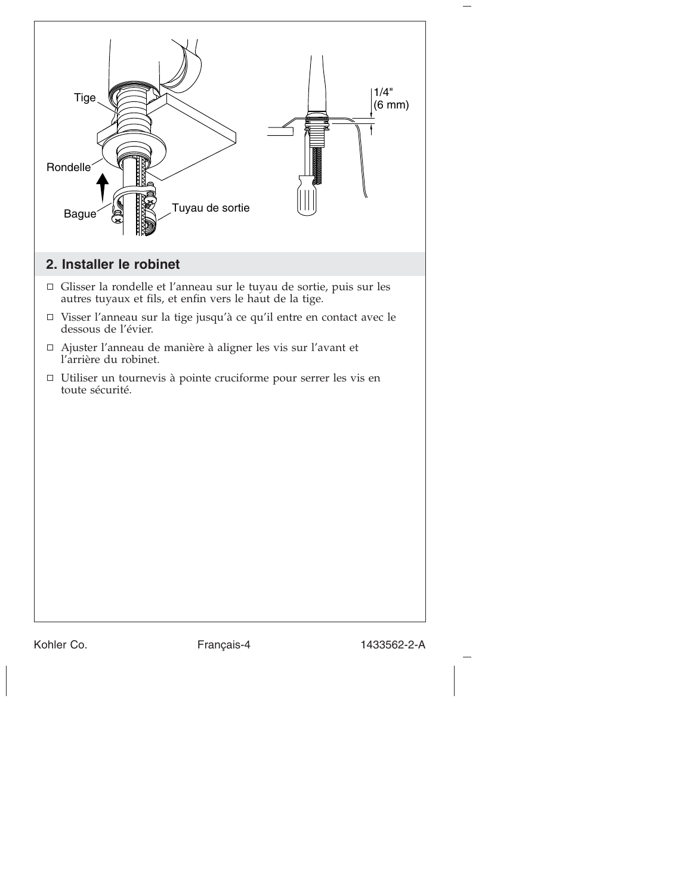## 2. Installer le robinet

- ☐ Glisser la rondelle et l'anneau sur le tuyau de sortie, puis sur les autres tuyaux et fils, et enfin vers le haut de la tige.
- ☐ Visser l'anneau sur la tige jusqu'à ce qu'il entre en contact avec le dessous de l'évier.
- ☐ Ajuster l'anneau de manière à aligner les vis sur l'avant et l'arrière du robinet.
- ☐ Utiliser un tournevis à pointe cruciforme pour serrer les vis en toute sécurité.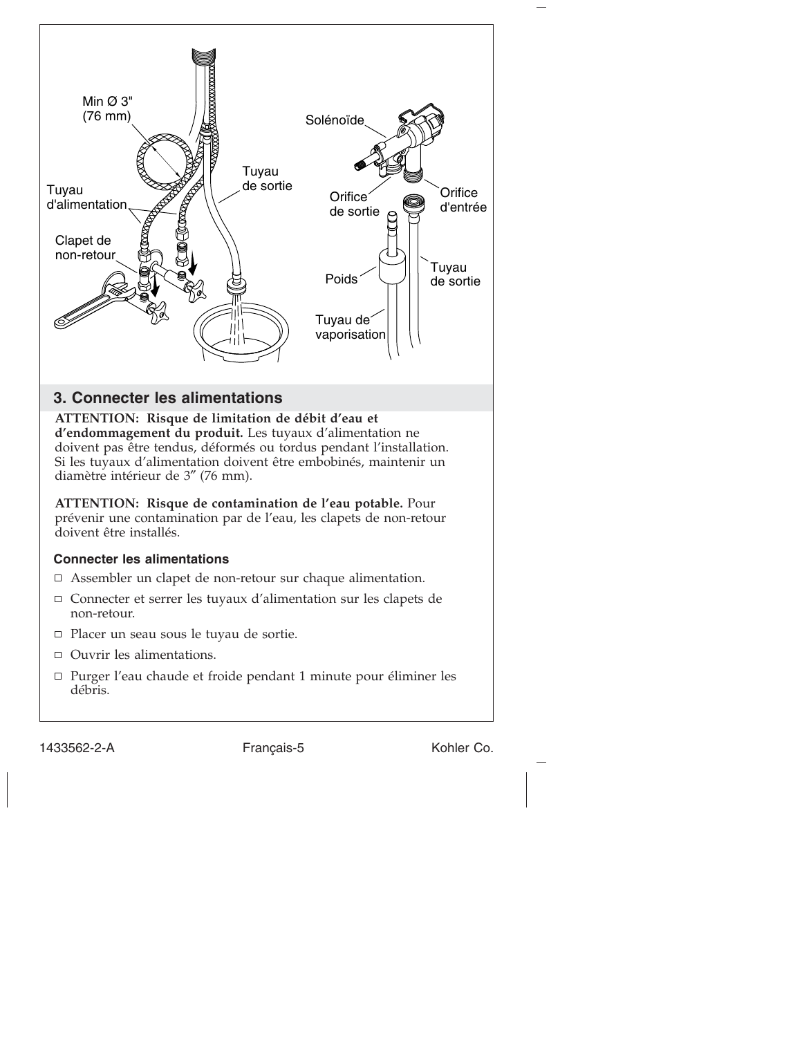## 3. Connecter les alimentations

**ATTENTION: Risque de limitation de débit d'eau et d'endommagement du produit.** Les tuyaux d'alimentation ne doivent pas être tendus, déformés ou tordus pendant l'installation. Si les tuyaux d'alimentation doivent être embobinés, maintenir un diamètre intérieur de 3" (76 mm).

**ATTENTION: Risque de contamination de l'eau potable.** Pour prévenir une contamination par de l'eau, les clapets de non-retour doivent être installés.

### Connecter les alimentations

- ☐ Assembler un clapet de non-retour sur chaque alimentation.
- ☐ Connecter et serrer les tuyaux d'alimentation sur les clapets de non-retour.
- ☐ Placer un seau sous le tuyau de sortie.
- ☐ Ouvrir les alimentations.
- ☐ Purger l'eau chaude et froide pendant 1 minute pour éliminer les débris.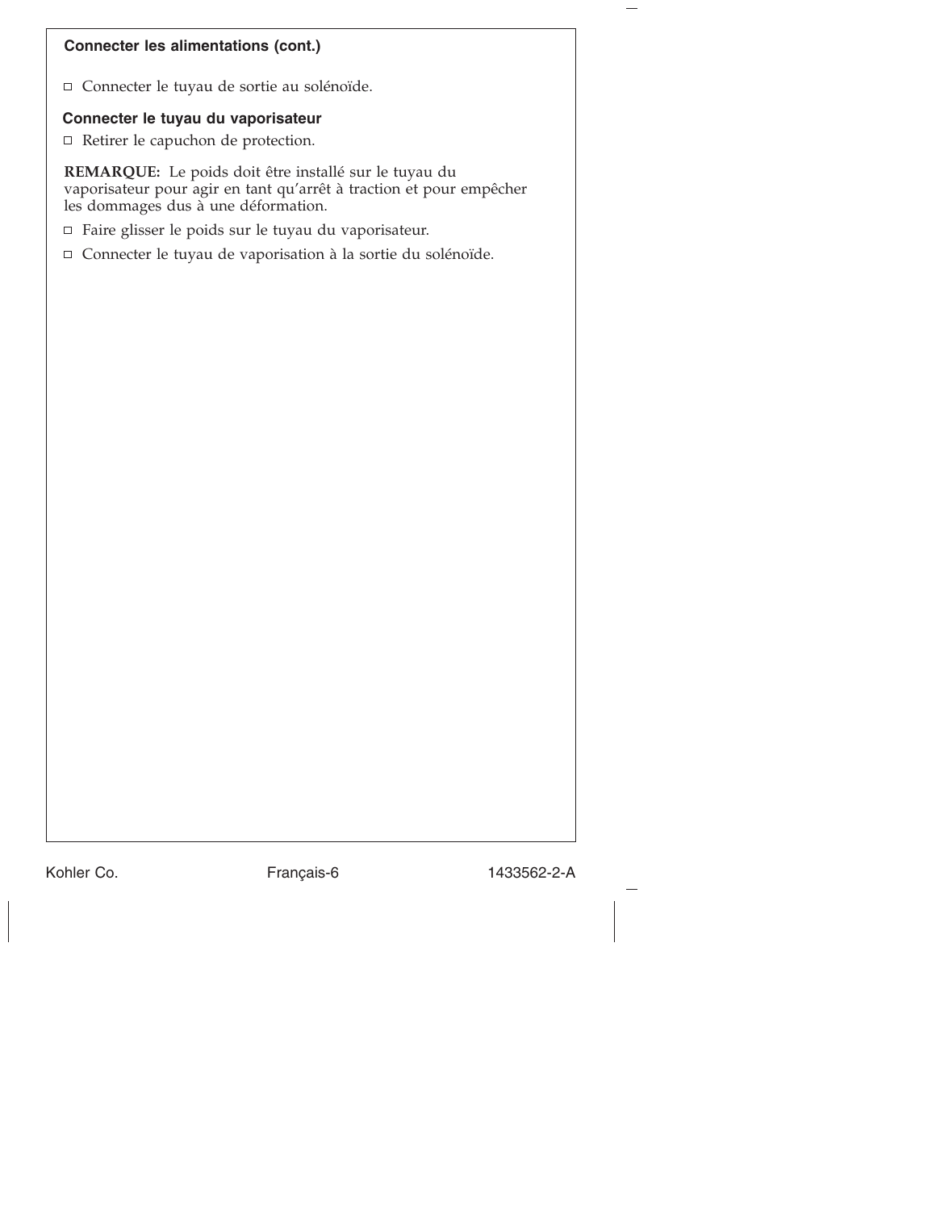## Connecter les alimentations (cont.)

- ☐ Connecter le tuyau de sortie au solénoïde.

## Connecter le tuyau du vaporisateur

- ☐ Retirer le capuchon de protection.

**REMARQUE:** Le poids doit être installé sur le tuyau du vaporisateur pour agir en tant qu'arrêt à traction et pour empêcher les dommages dus à une déformation.

- ☐ Faire glisser le poids sur le tuyau du vaporisateur.
- ☐ Connecter le tuyau de vaporisation à la sortie du solénoïde.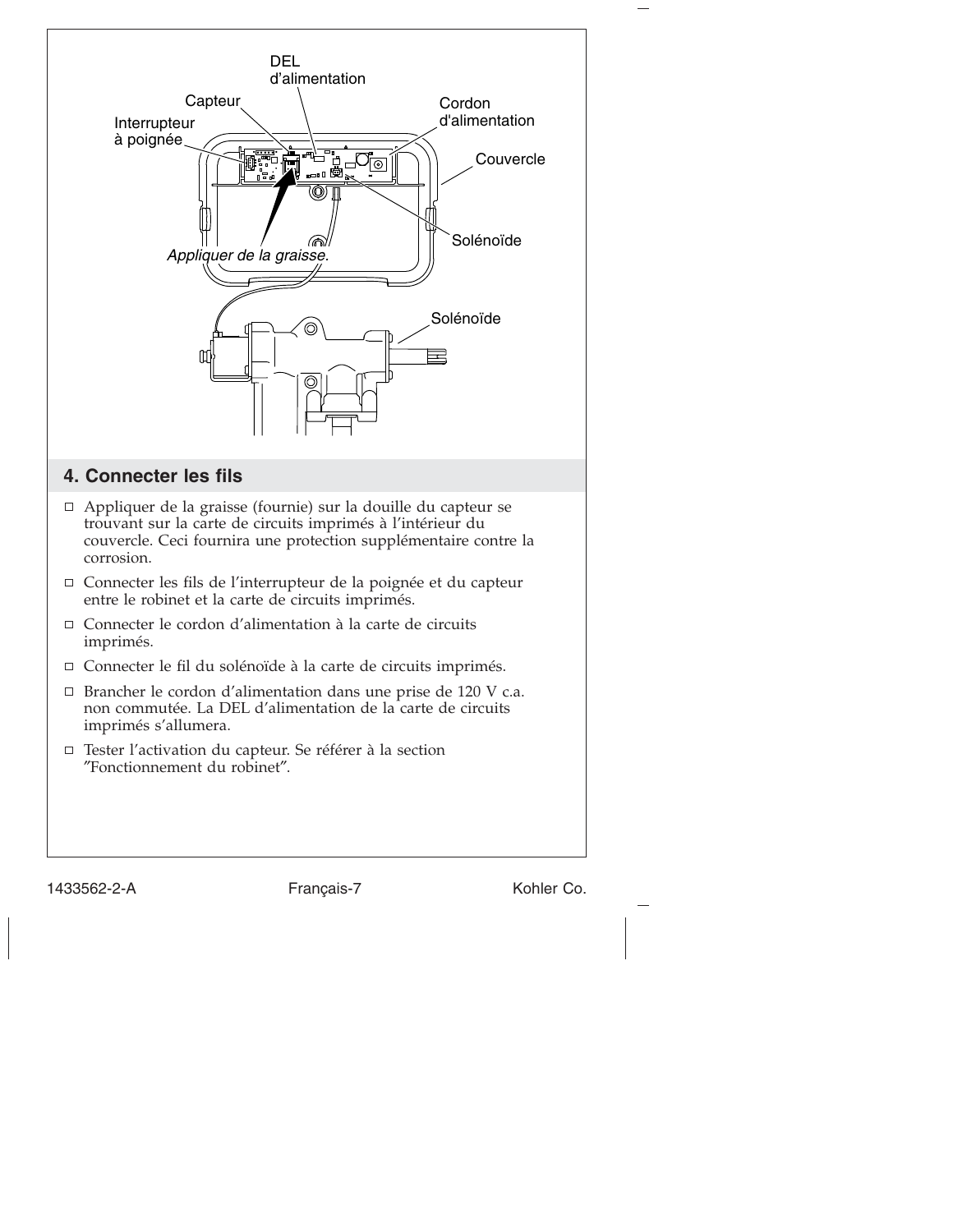DEL d'alimentation

Capteur

Interrupteur à poignée

Cordon d'alimentation

Couvercle

Solénoïde

*Appliquer de la graisse.*

Solénoïde

## 4. Connecter les fils

- ☐ Appliquer de la graisse (fournie) sur la douille du capteur se trouvant sur la carte de circuits imprimés à l'intérieur du couvercle. Ceci fournira une protection supplémentaire contre la corrosion.
- ☐ Connecter les fils de l'interrupteur de la poignée et du capteur entre le robinet et la carte de circuits imprimés.
- ☐ Connecter le cordon d'alimentation à la carte de circuits imprimés.
- ☐ Connecter le fil du solénoïde à la carte de circuits imprimés.
- ☐ Brancher le cordon d'alimentation dans une prise de 120 V c.a. non commutée. La DEL d'alimentation de la carte de circuits imprimés s'allumera.
- ☐ Tester l'activation du capteur. Se référer à la section "Fonctionnement du robinet".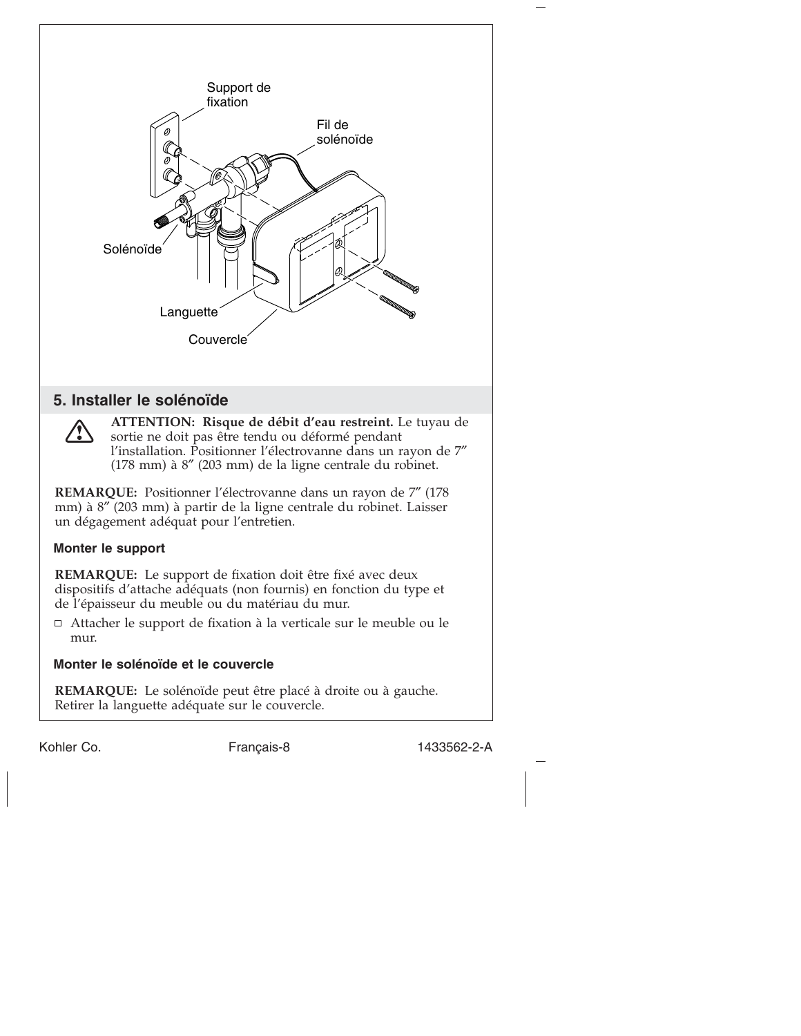Support de fixation

Fil de solénoïde

Solénoïde

Languette

Couvercle

## 5. Installer le solénoïde

**ATTENTION: Risque de débit d'eau restreint.** Le tuyau de sortie ne doit pas être tendu ou déformé pendant l'installation. Positionner l'électrovanne dans un rayon de 7″ (178 mm) à 8″ (203 mm) de la ligne centrale du robinet.

**REMARQUE:** Positionner l'électrovanne dans un rayon de 7″ (178 mm) à 8″ (203 mm) à partir de la ligne centrale du robinet. Laisser un dégagement adéquat pour l'entretien.

### Monter le support

**REMARQUE:** Le support de fixation doit être fixé avec deux dispositifs d'attache adéquats (non fournis) en fonction du type et de l'épaisseur du meuble ou du matériau du mur.

- ☐ Attacher le support de fixation à la verticale sur le meuble ou le mur.

### Monter le solénoïde et le couvercle

**REMARQUE:** Le solénoïde peut être placé à droite ou à gauche. Retirer la languette adéquate sur le couvercle.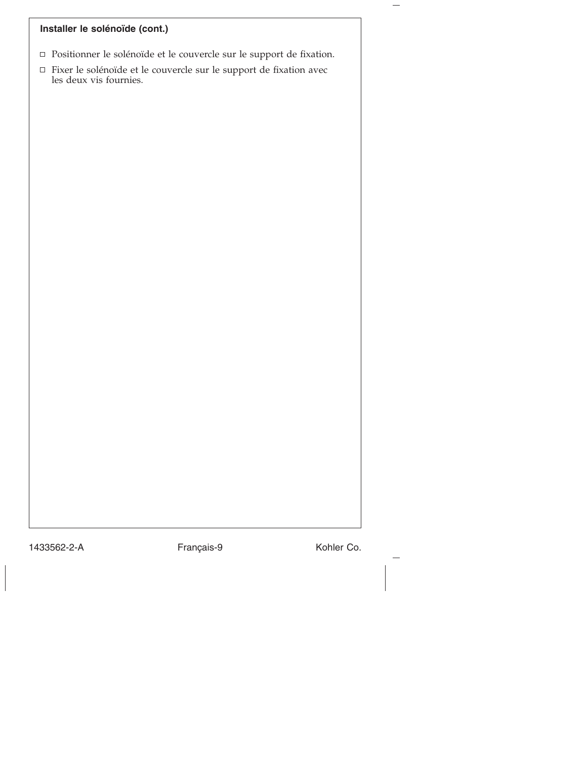### Installer le solénoïde (cont.)

- ☐ Positionner le solénoïde et le couvercle sur le support de fixation.
- ☐ Fixer le solénoïde et le couvercle sur le support de fixation avec les deux vis fournies.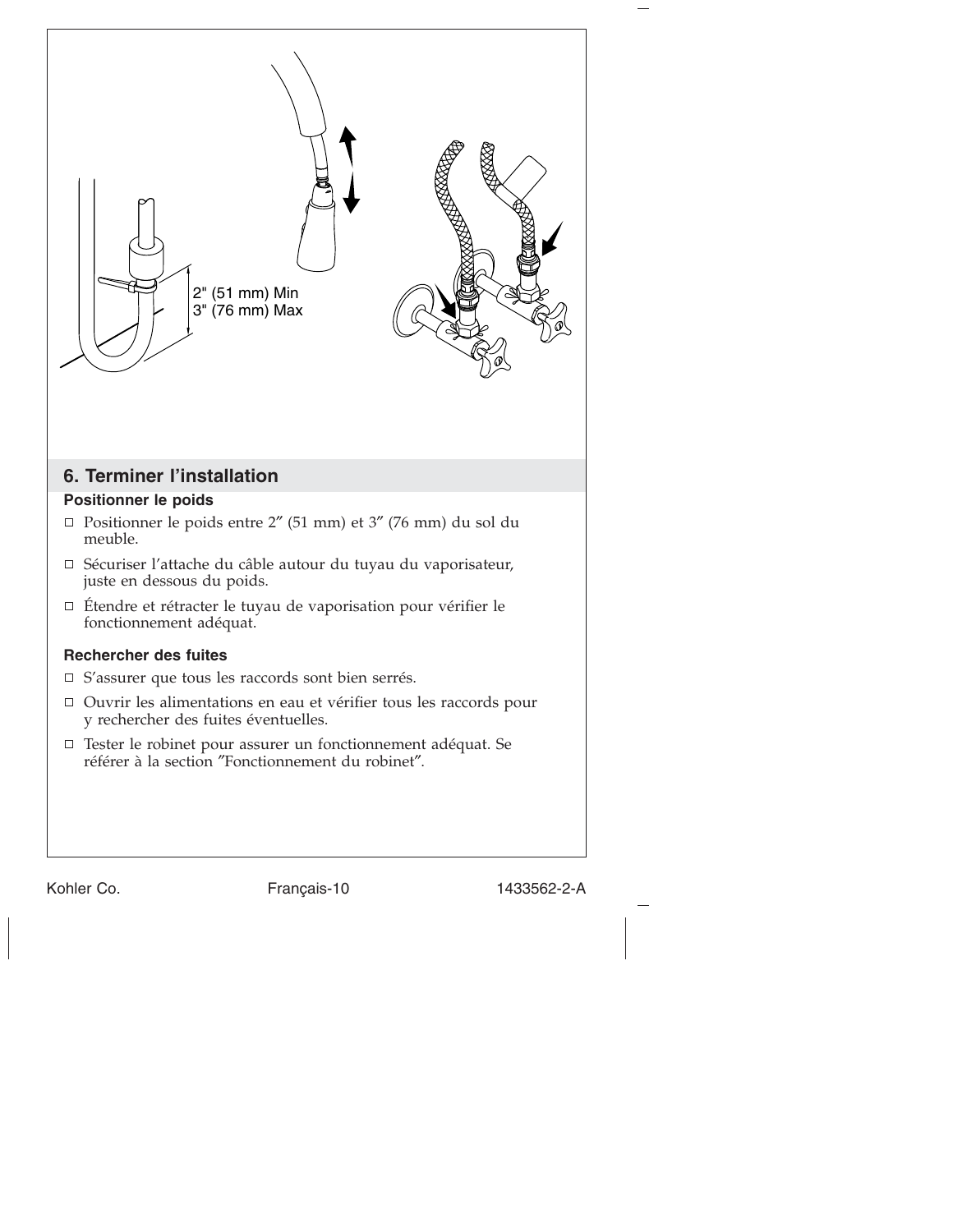2" (51 mm) Min
3" (76 mm) Max

## 6. Terminer l'installation

### Positionner le poids

- ☐ Positionner le poids entre 2″ (51 mm) et 3″ (76 mm) du sol du meuble.
- ☐ Sécuriser l'attache du câble autour du tuyau du vaporisateur, juste en dessous du poids.
- ☐ Étendre et rétracter le tuyau de vaporisation pour vérifier le fonctionnement adéquat.

### Rechercher des fuites

- ☐ S'assurer que tous les raccords sont bien serrés.
- ☐ Ouvrir les alimentations en eau et vérifier tous les raccords pour y rechercher des fuites éventuelles.
- ☐ Tester le robinet pour assurer un fonctionnement adéquat. Se référer à la section ″Fonctionnement du robinet″.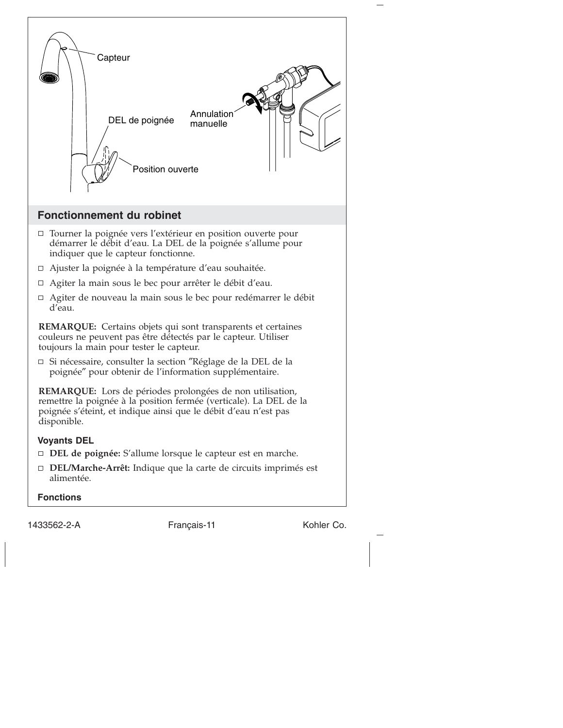Capteur

DEL de poignée

Annulation manuelle

Position ouverte

## Fonctionnement du robinet

- Tourner la poignée vers l'extérieur en position ouverte pour démarrer le débit d'eau. La DEL de la poignée s'allume pour indiquer que le capteur fonctionne.
- Ajuster la poignée à la température d'eau souhaitée.
- Agiter la main sous le bec pour arrêter le débit d'eau.
- Agiter de nouveau la main sous le bec pour redémarrer le débit d'eau.

**REMARQUE:** Certains objets qui sont transparents et certaines couleurs ne peuvent pas être détectés par le capteur. Utiliser toujours la main pour tester le capteur.

- Si nécessaire, consulter la section ″Réglage de la DEL de la poignée″ pour obtenir de l'information supplémentaire.

**REMARQUE:** Lors de périodes prolongées de non utilisation, remettre la poignée à la position fermée (verticale). La DEL de la poignée s'éteint, et indique ainsi que le débit d'eau n'est pas disponible.

### Voyants DEL

- **DEL de poignée:** S'allume lorsque le capteur est en marche.
- **DEL/Marche-Arrêt:** Indique que la carte de circuits imprimés est alimentée.

### Fonctions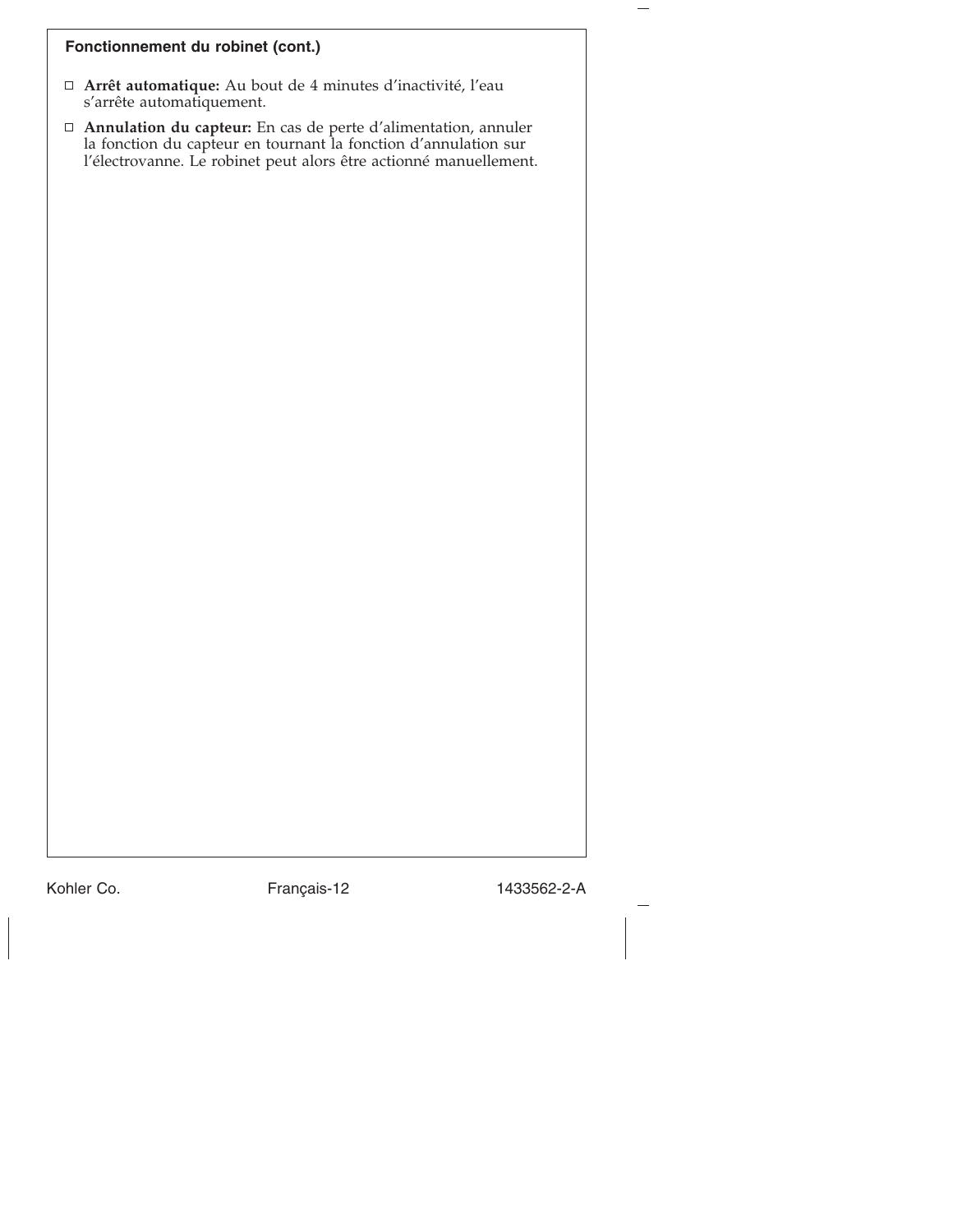**Fonctionnement du robinet (cont.)**

- ☐ **Arrêt automatique:** Au bout de 4 minutes d'inactivité, l'eau s'arrête automatiquement.
- ☐ **Annulation du capteur:** En cas de perte d'alimentation, annuler la fonction du capteur en tournant la fonction d'annulation sur l'électrovanne. Le robinet peut alors être actionné manuellement.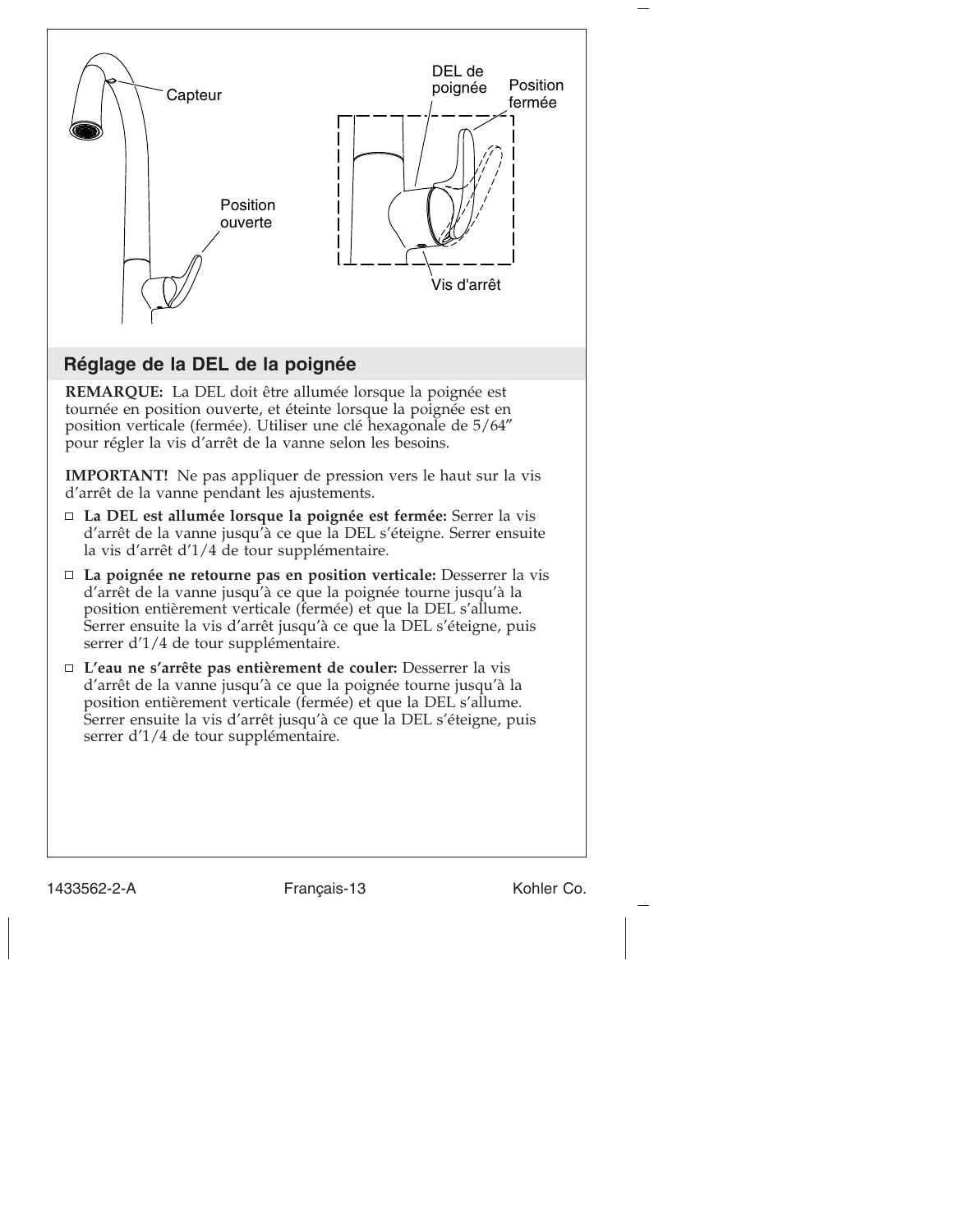## Réglage de la DEL de la poignée

**REMARQUE:** La DEL doit être allumée lorsque la poignée est tournée en position ouverte, et éteinte lorsque la poignée est en position verticale (fermée). Utiliser une clé hexagonale de 5/64″ pour régler la vis d’arrêt de la vanne selon les besoins.

**IMPORTANT!** Ne pas appliquer de pression vers le haut sur la vis d’arrêt de la vanne pendant les ajustements.

- **La DEL est allumée lorsque la poignée est fermée:** Serrer la vis d’arrêt de la vanne jusqu’à ce que la DEL s’éteigne. Serrer ensuite la vis d’arrêt d’1/4 de tour supplémentaire.
- **La poignée ne retourne pas en position verticale:** Desserrer la vis d’arrêt de la vanne jusqu’à ce que la poignée tourne jusqu’à la position entièrement verticale (fermée) et que la DEL s’allume. Serrer ensuite la vis d’arrêt jusqu’à ce que la DEL s’éteigne, puis serrer d’1/4 de tour supplémentaire.
- **L’eau ne s’arrête pas entièrement de couler:** Desserrer la vis d’arrêt de la vanne jusqu’à ce que la poignée tourne jusqu’à la position entièrement verticale (fermée) et que la DEL s’allume. Serrer ensuite la vis d’arrêt jusqu’à ce que la DEL s’éteigne, puis serrer d’1/4 de tour supplémentaire.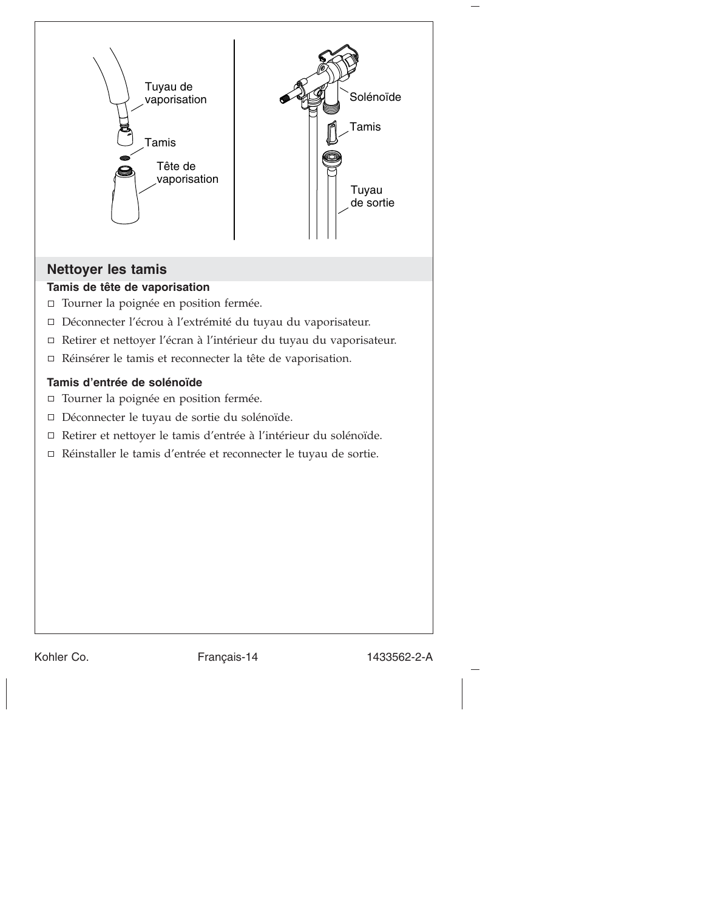Tuyau de vaporisation

Tamis

Tête de vaporisation

Solénoïde

Tamis

Tuyau de sortie

## Nettoyer les tamis

**Tamis de tête de vaporisation**

- ☐ Tourner la poignée en position fermée.
- ☐ Déconnecter l'écrou à l'extrémité du tuyau du vaporisateur.
- ☐ Retirer et nettoyer l'écran à l'intérieur du tuyau du vaporisateur.
- ☐ Réinsérer le tamis et reconnecter la tête de vaporisation.

**Tamis d'entrée de solénoïde**

- ☐ Tourner la poignée en position fermée.
- ☐ Déconnecter le tuyau de sortie du solénoïde.
- ☐ Retirer et nettoyer le tamis d'entrée à l'intérieur du solénoïde.
- ☐ Réinstaller le tamis d'entrée et reconnecter le tuyau de sortie.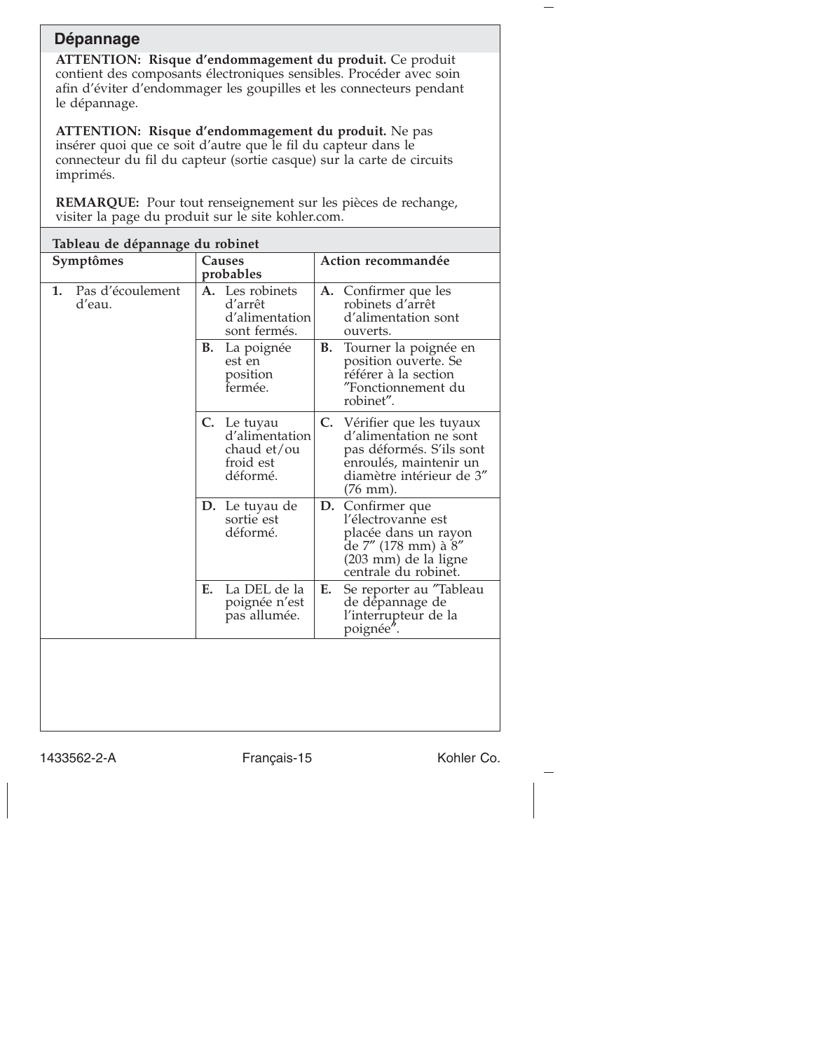## Dépannage

**ATTENTION: Risque d'endommagement du produit.** Ce produit contient des composants électroniques sensibles. Procéder avec soin afin d'éviter d'endommager les goupilles et les connecteurs pendant le dépannage.

**ATTENTION: Risque d'endommagement du produit.** Ne pas insérer quoi que ce soit d'autre que le fil du capteur dans le connecteur du fil du capteur (sortie casque) sur la carte de circuits imprimés.

**REMARQUE:** Pour tout renseignement sur les pièces de rechange, visiter la page du produit sur le site kohler.com.

**Tableau de dépannage du robinet**

| Symptômes | Causes probables | Action recommandée |
|---|---|---|
| **1.** Pas d'écoulement d'eau. | **A.** Les robinets d'arrêt d'alimentation sont fermés. | **A.** Confirmer que les robinets d'arrêt d'alimentation sont ouverts. |
| | **B.** La poignée est en position fermée. | **B.** Tourner la poignée en position ouverte. Se référer à la section "Fonctionnement du robinet". |
| | **C.** Le tuyau d'alimentation chaud et/ou froid est déformé. | **C.** Vérifier que les tuyaux d'alimentation ne sont pas déformés. S'ils sont enroulés, maintenir un diamètre intérieur de 3" (76 mm). |
| | **D.** Le tuyau de sortie est déformé. | **D.** Confirmer que l'électrovanne est placée dans un rayon de 7" (178 mm) à 8" (203 mm) de la ligne centrale du robinet. |
| | **E.** La DEL de la poignée n'est pas allumée. | **E.** Se reporter au "Tableau de dépannage de l'interrupteur de la poignée". |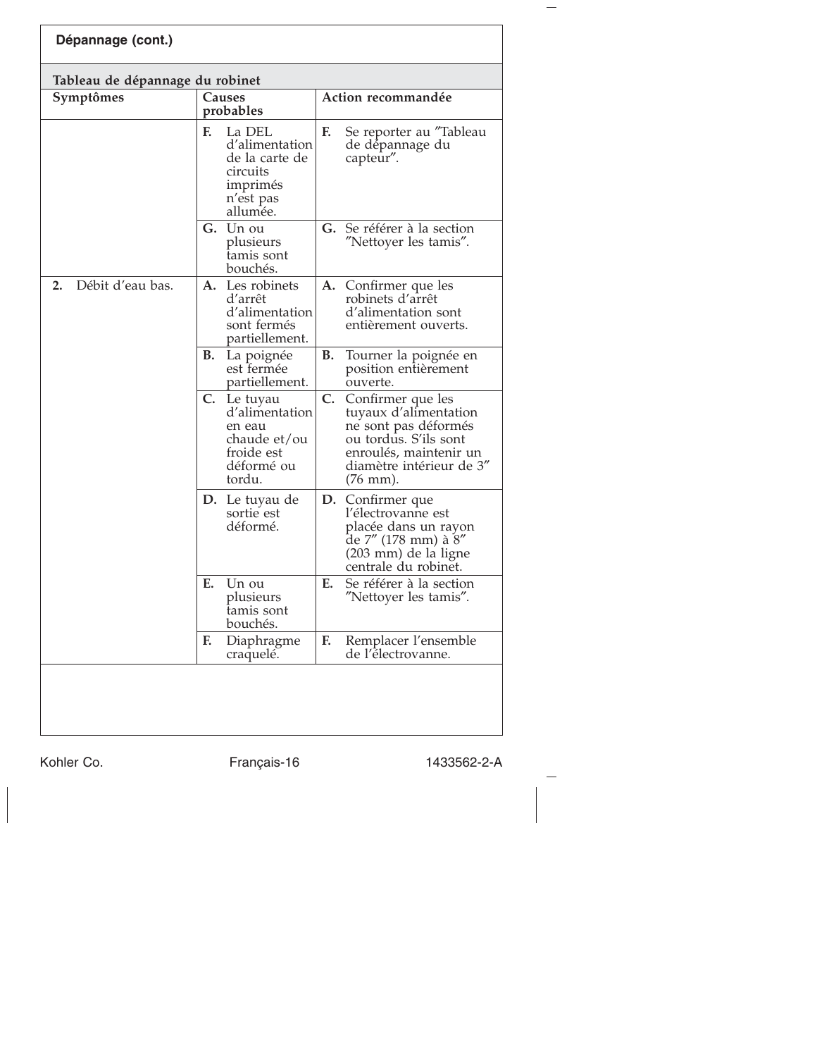**Dépannage (cont.)**

**Tableau de dépannage du robinet**

| Symptômes | Causes probables | Action recommandée |
|---|---|---|
| | **F.** La DEL d'alimentation de la carte de circuits imprimés n'est pas allumée. | **F.** Se reporter au ″Tableau de dépannage du capteur″. |
| | **G.** Un ou plusieurs tamis sont bouchés. | **G.** Se référer à la section ″Nettoyer les tamis″. |
| **2.** Débit d'eau bas. | **A.** Les robinets d'arrêt d'alimentation sont fermés partiellement. | **A.** Confirmer que les robinets d'arrêt d'alimentation sont entièrement ouverts. |
| | **B.** La poignée est fermée partiellement. | **B.** Tourner la poignée en position entièrement ouverte. |
| | **C.** Le tuyau d'alimentation en eau chaude et/ou froide est déformé ou tordu. | **C.** Confirmer que les tuyaux d'alimentation ne sont pas déformés ou tordus. S'ils sont enroulés, maintenir un diamètre intérieur de 3″ (76 mm). |
| | **D.** Le tuyau de sortie est déformé. | **D.** Confirmer que l'électrovanne est placée dans un rayon de 7″ (178 mm) à 8″ (203 mm) de la ligne centrale du robinet. |
| | **E.** Un ou plusieurs tamis sont bouchés. | **E.** Se référer à la section ″Nettoyer les tamis″. |
| | **F.** Diaphragme craquelé. | **F.** Remplacer l'ensemble de l'électrovanne. |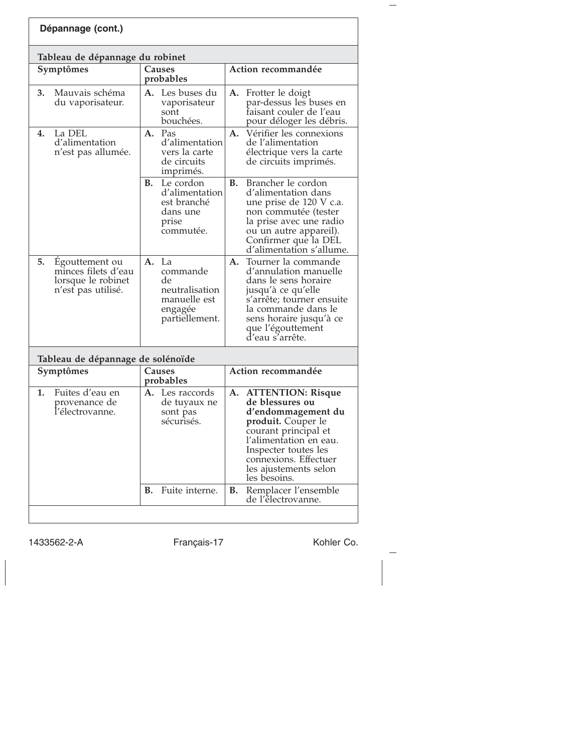## Dépannage (cont.)

### Tableau de dépannage du robinet

| Symptômes | Causes probables | Action recommandée |
|---|---|---|
| **3.** Mauvais schéma du vaporisateur. | **A.** Les buses du vaporisateur sont bouchées. | **A.** Frotter le doigt par-dessus les buses en faisant couler de l'eau pour déloger les débris. |
| **4.** La DEL d'alimentation n'est pas allumée. | **A.** Pas d'alimentation vers la carte de circuits imprimés. | **A.** Vérifier les connexions de l'alimentation électrique vers la carte de circuits imprimés. |
| | **B.** Le cordon d'alimentation est branché dans une prise commutée. | **B.** Brancher le cordon d'alimentation dans une prise de 120 V c.a. non commutée (tester la prise avec une radio ou un autre appareil). Confirmer que la DEL d'alimentation s'allume. |
| **5.** Égouttement ou minces filets d'eau lorsque le robinet n'est pas utilisé. | **A.** La commande de neutralisation manuelle est engagée partiellement. | **A.** Tourner la commande d'annulation manuelle dans le sens horaire jusqu'à ce qu'elle s'arrête; tourner ensuite la commande dans le sens horaire jusqu'à ce que l'égouttement d'eau s'arrête. |

### Tableau de dépannage de solénoïde

| Symptômes | Causes probables | Action recommandée |
|---|---|---|
| **1.** Fuites d'eau en provenance de l'électrovanne. | **A.** Les raccords de tuyaux ne sont pas sécurisés. | **A.** **ATTENTION: Risque de blessures ou d'endommagement du produit.** Couper le courant principal et l'alimentation en eau. Inspecter toutes les connexions. Effectuer les ajustements selon les besoins. |
| | **B.** Fuite interne. | **B.** Remplacer l'ensemble de l'électrovanne. |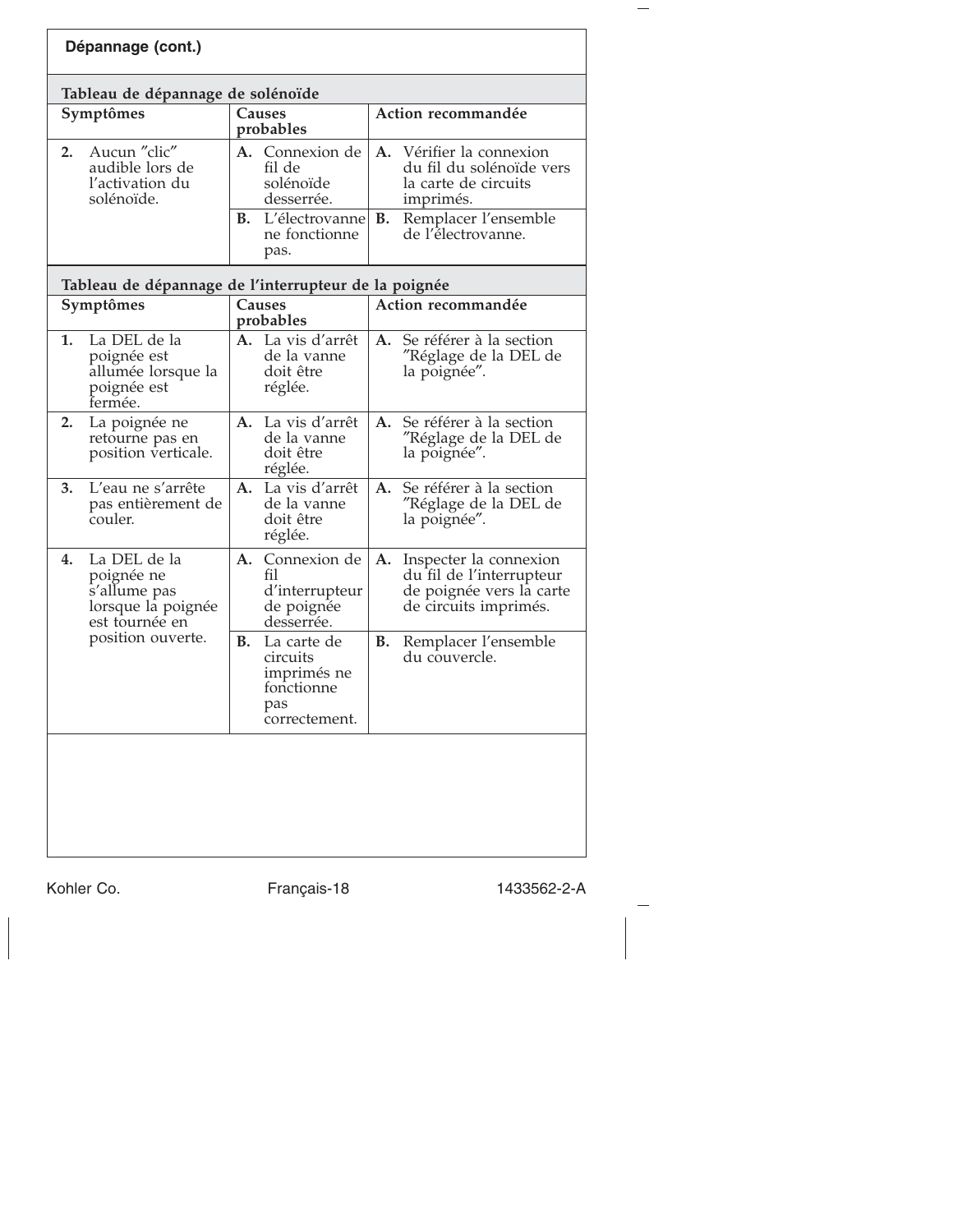## Dépannage (cont.)

### Tableau de dépannage de solénoïde

| Symptômes | Causes probables | Action recommandée |
|---|---|---|
| **2.** Aucun ″clic″ audible lors de l'activation du solénoïde. | **A.** Connexion de fil de solénoïde desserrée. | **A.** Vérifier la connexion du fil du solénoïde vers la carte de circuits imprimés. |
| | **B.** L'électrovanne ne fonctionne pas. | **B.** Remplacer l'ensemble de l'électrovanne. |

### Tableau de dépannage de l'interrupteur de la poignée

| Symptômes | Causes probables | Action recommandée |
|---|---|---|
| **1.** La DEL de la poignée est allumée lorsque la poignée est fermée. | **A.** La vis d'arrêt de la vanne doit être réglée. | **A.** Se référer à la section ″Réglage de la DEL de la poignée″. |
| **2.** La poignée ne retourne pas en position verticale. | **A.** La vis d'arrêt de la vanne doit être réglée. | **A.** Se référer à la section ″Réglage de la DEL de la poignée″. |
| **3.** L'eau ne s'arrête pas entièrement de couler. | **A.** La vis d'arrêt de la vanne doit être réglée. | **A.** Se référer à la section ″Réglage de la DEL de la poignée″. |
| **4.** La DEL de la poignée ne s'allume pas lorsque la poignée est tournée en position ouverte. | **A.** Connexion de fil d'interrupteur de poignée desserrée. | **A.** Inspecter la connexion du fil de l'interrupteur de poignée vers la carte de circuits imprimés. |
| | **B.** La carte de circuits imprimés ne fonctionne pas correctement. | **B.** Remplacer l'ensemble du couvercle. |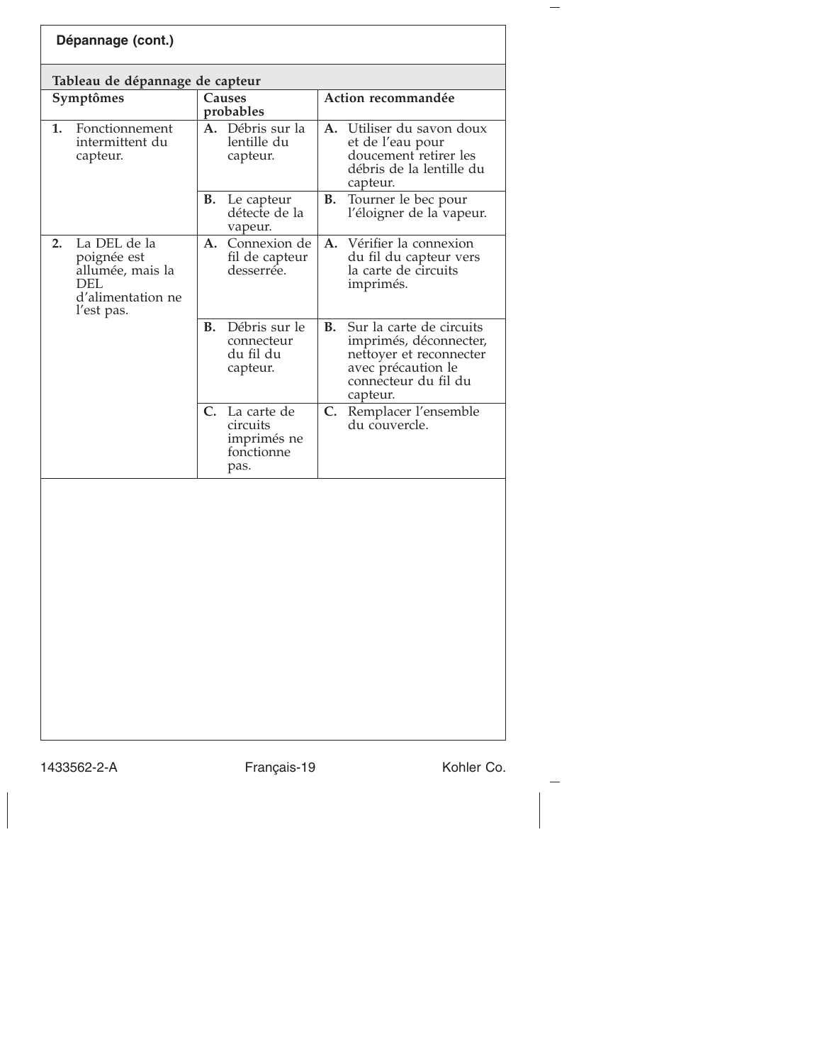## Dépannage (cont.)

### Tableau de dépannage de capteur

| Symptômes | Causes probables | Action recommandée |
|---|---|---|
| **1.** Fonctionnement intermittent du capteur. | **A.** Débris sur la lentille du capteur. | **A.** Utiliser du savon doux et de l'eau pour doucement retirer les débris de la lentille du capteur. |
| | **B.** Le capteur détecte de la vapeur. | **B.** Tourner le bec pour l'éloigner de la vapeur. |
| **2.** La DEL de la poignée est allumée, mais la DEL d'alimentation ne l'est pas. | **A.** Connexion de fil de capteur desserrée. | **A.** Vérifier la connexion du fil du capteur vers la carte de circuits imprimés. |
| | **B.** Débris sur le connecteur du fil du capteur. | **B.** Sur la carte de circuits imprimés, déconnecter, nettoyer et reconnecter avec précaution le connecteur du fil du capteur. |
| | **C.** La carte de circuits imprimés ne fonctionne pas. | **C.** Remplacer l'ensemble du couvercle. |

1433562-2-A Kohler Co.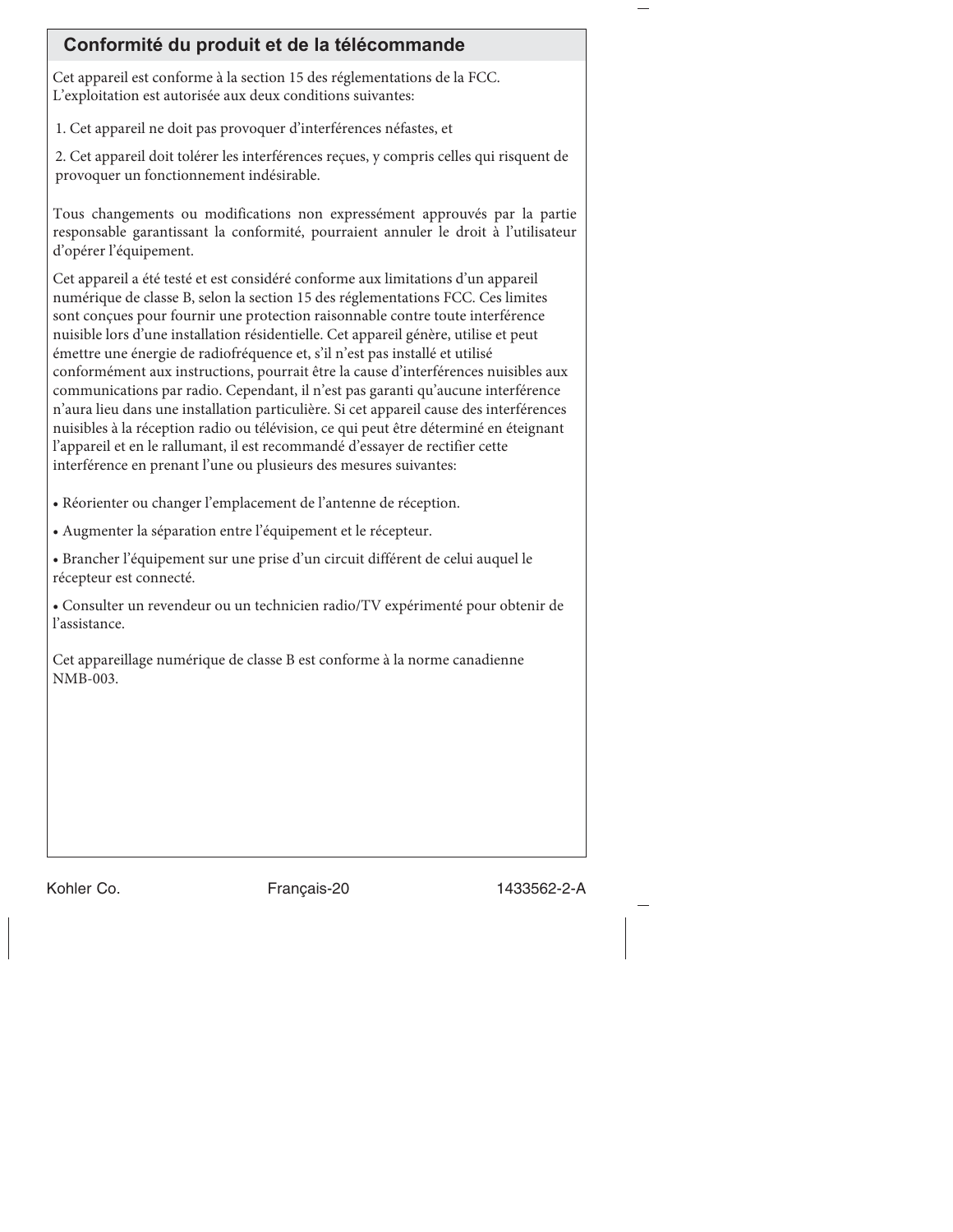## Conformité du produit et de la télécommande

Cet appareil est conforme à la section 15 des réglementations de la FCC. L'exploitation est autorisée aux deux conditions suivantes:

1. Cet appareil ne doit pas provoquer d'interférences néfastes, et
2. Cet appareil doit tolérer les interférences reçues, y compris celles qui risquent de provoquer un fonctionnement indésirable.

Tous changements ou modifications non expressément approuvés par la partie responsable garantissant la conformité, pourraient annuler le droit à l'utilisateur d'opérer l'équipement.

Cet appareil a été testé et est considéré conforme aux limitations d'un appareil numérique de classe B, selon la section 15 des réglementations FCC. Ces limites sont conçues pour fournir une protection raisonnable contre toute interférence nuisible lors d'une installation résidentielle. Cet appareil génère, utilise et peut émettre une énergie de radiofréquence et, s'il n'est pas installé et utilisé conformément aux instructions, pourrait être la cause d'interférences nuisibles aux communications par radio. Cependant, il n'est pas garanti qu'aucune interférence n'aura lieu dans une installation particulière. Si cet appareil cause des interférences nuisibles à la réception radio ou télévision, ce qui peut être déterminé en éteignant l'appareil et en le rallumant, il est recommandé d'essayer de rectifier cette interférence en prenant l'une ou plusieurs des mesures suivantes:

- Réorienter ou changer l'emplacement de l'antenne de réception.
- Augmenter la séparation entre l'équipement et le récepteur.
- Brancher l'équipement sur une prise d'un circuit différent de celui auquel le récepteur est connecté.
- Consulter un revendeur ou un technicien radio/TV expérimenté pour obtenir de l'assistance.

Cet appareillage numérique de classe B est conforme à la norme canadienne NMB-003.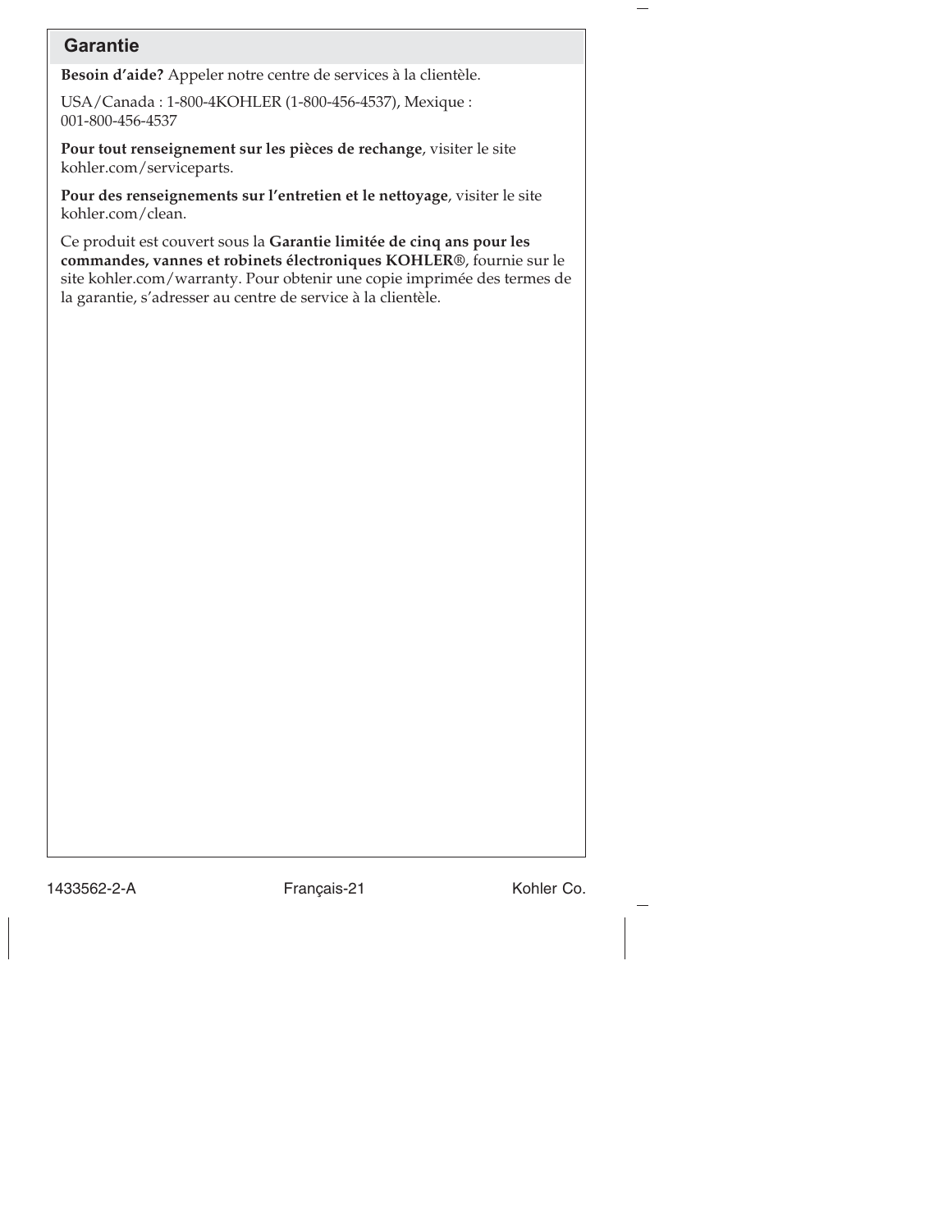## Garantie

**Besoin d'aide?** Appeler notre centre de services à la clientèle.

USA/Canada : 1-800-4KOHLER (1-800-456-4537), Mexique : 001-800-456-4537

**Pour tout renseignement sur les pièces de rechange**, visiter le site kohler.com/serviceparts.

**Pour des renseignements sur l'entretien et le nettoyage**, visiter le site kohler.com/clean.

Ce produit est couvert sous la **Garantie limitée de cinq ans pour les commandes, vannes et robinets électroniques KOHLER®**, fournie sur le site kohler.com/warranty. Pour obtenir une copie imprimée des termes de la garantie, s'adresser au centre de service à la clientèle.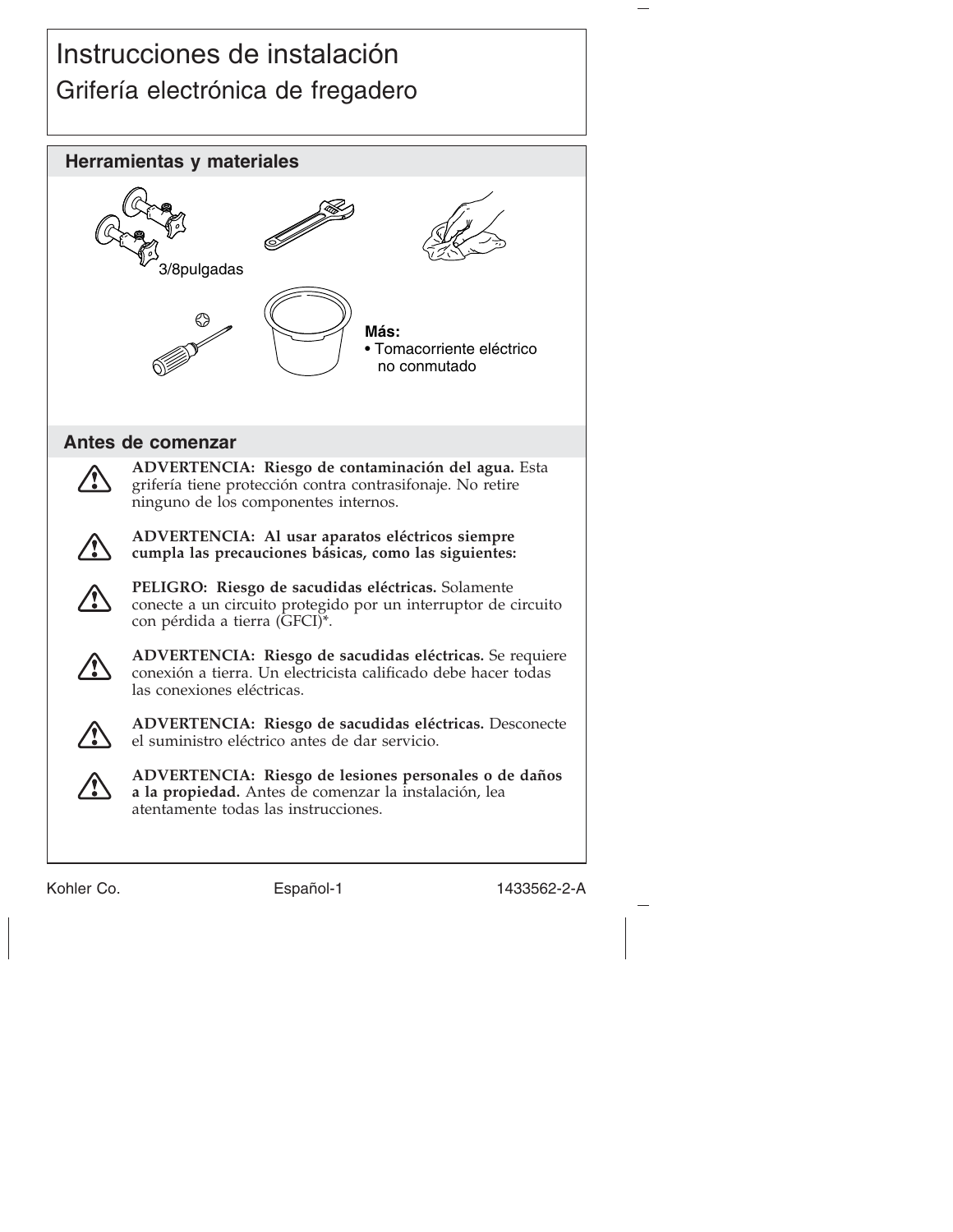# Instrucciones de instalación

## Grifería electrónica de fregadero

### Herramientas y materiales

3/8pulgadas

**Más:**
- Tomacorriente eléctrico no conmutado

### Antes de comenzar

**ADVERTENCIA: Riesgo de contaminación del agua.** Esta grifería tiene protección contra contrasifonaje. No retire ninguno de los componentes internos.

**ADVERTENCIA: Al usar aparatos eléctricos siempre cumpla las precauciones básicas, como las siguientes:**

**PELIGRO: Riesgo de sacudidas eléctricas.** Solamente conecte a un circuito protegido por un interruptor de circuito con pérdida a tierra (GFCI)*.

**ADVERTENCIA: Riesgo de sacudidas eléctricas.** Se requiere conexión a tierra. Un electricista calificado debe hacer todas las conexiones eléctricas.

**ADVERTENCIA: Riesgo de sacudidas eléctricas.** Desconecte el suministro eléctrico antes de dar servicio.

**ADVERTENCIA: Riesgo de lesiones personales o de daños a la propiedad.** Antes de comenzar la instalación, lea atentamente todas las instrucciones.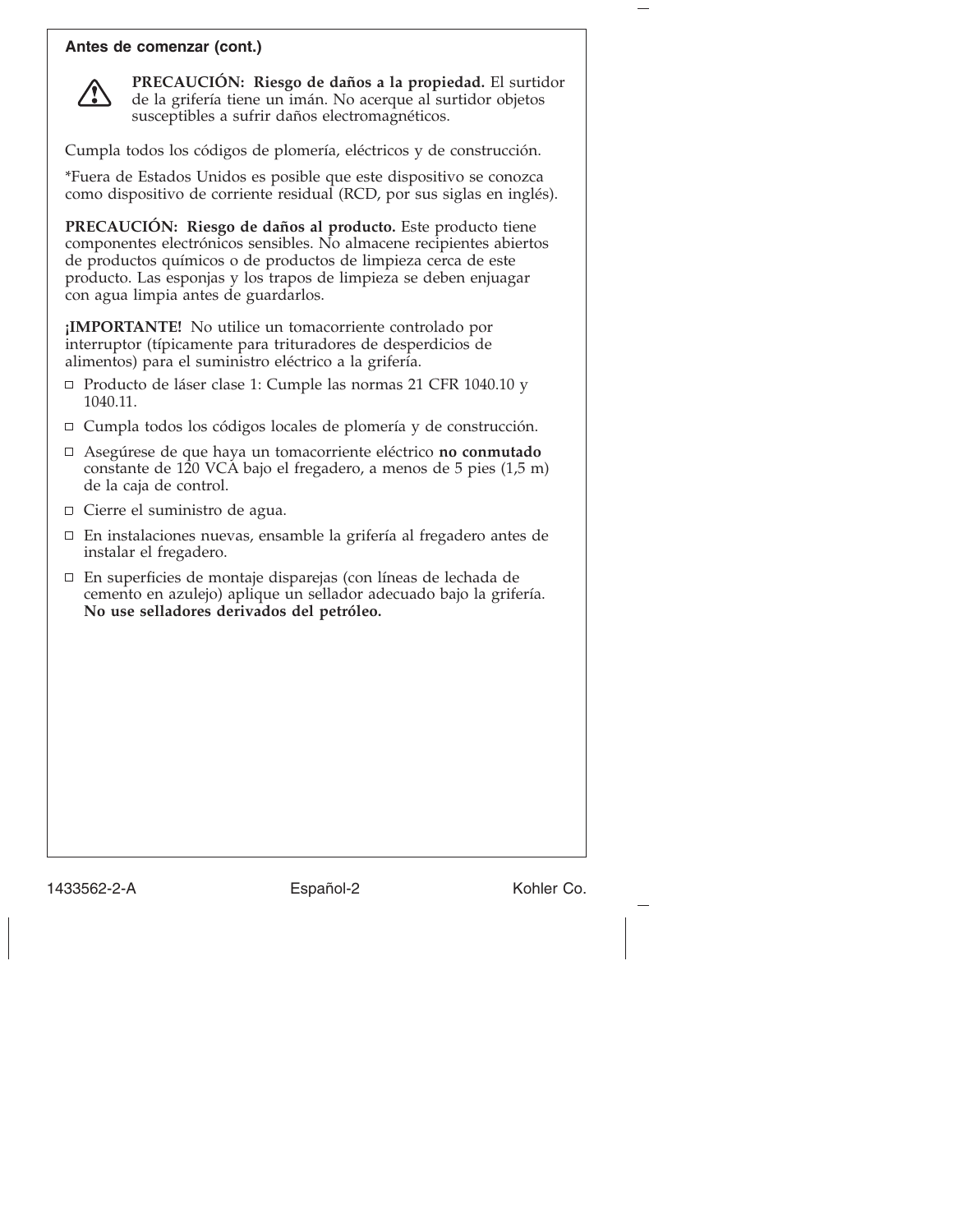## Antes de comenzar (cont.)

⚠ **PRECAUCIÓN: Riesgo de daños a la propiedad.** El surtidor de la grifería tiene un imán. No acerque al surtidor objetos susceptibles a sufrir daños electromagnéticos.

Cumpla todos los códigos de plomería, eléctricos y de construcción.

*Fuera de Estados Unidos es posible que este dispositivo se conozca como dispositivo de corriente residual (RCD, por sus siglas en inglés).

**PRECAUCIÓN: Riesgo de daños al producto.** Este producto tiene componentes electrónicos sensibles. No almacene recipientes abiertos de productos químicos o de productos de limpieza cerca de este producto. Las esponjas y los trapos de limpieza se deben enjuagar con agua limpia antes de guardarlos.

**¡IMPORTANTE!** No utilice un tomacorriente controlado por interruptor (típicamente para trituradores de desperdicios de alimentos) para el suministro eléctrico a la grifería.

- ☐ Producto de láser clase 1: Cumple las normas 21 CFR 1040.10 y 1040.11.
- ☐ Cumpla todos los códigos locales de plomería y de construcción.
- ☐ Asegúrese de que haya un tomacorriente eléctrico **no conmutado** constante de 120 VCA bajo el fregadero, a menos de 5 pies (1,5 m) de la caja de control.
- ☐ Cierre el suministro de agua.
- ☐ En instalaciones nuevas, ensamble la grifería al fregadero antes de instalar el fregadero.
- ☐ En superficies de montaje disparejas (con líneas de lechada de cemento en azulejo) aplique un sellador adecuado bajo la grifería. **No use selladores derivados del petróleo.**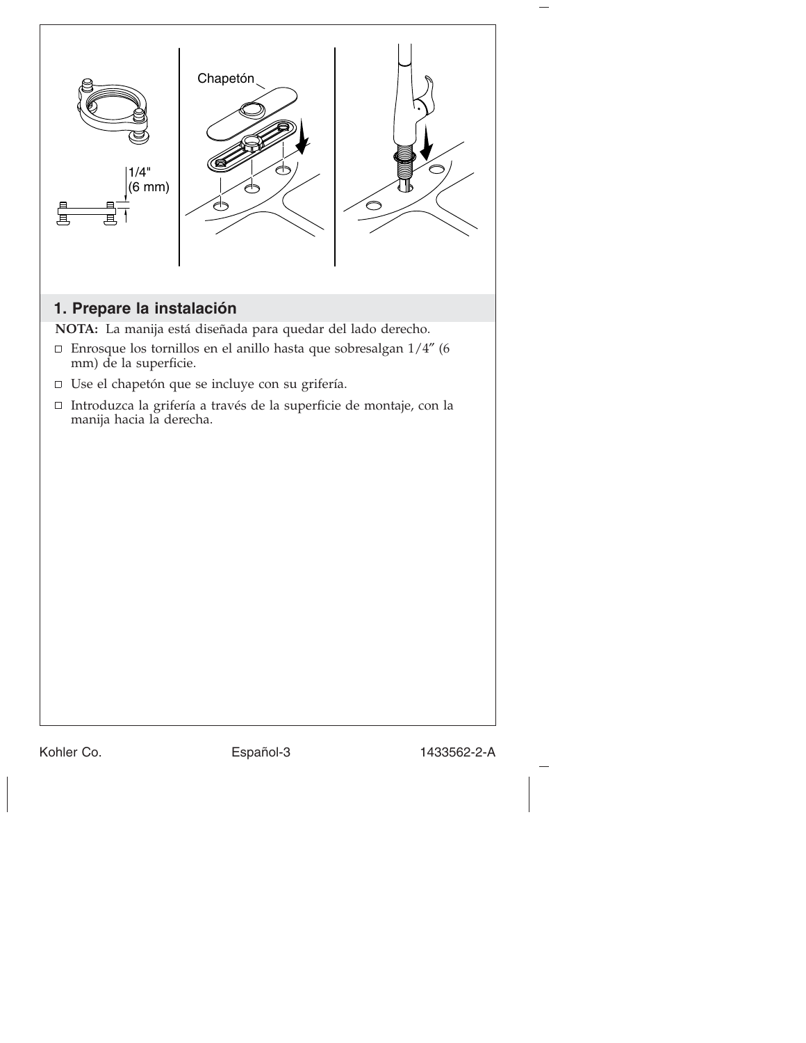Chapetón

1/4" (6 mm)

## 1. Prepare la instalación

**NOTA:** La manija está diseñada para quedar del lado derecho.

- ☐ Enrosque los tornillos en el anillo hasta que sobresalgan 1/4″ (6 mm) de la superficie.
- ☐ Use el chapetón que se incluye con su grifería.
- ☐ Introduzca la grifería a través de la superficie de montaje, con la manija hacia la derecha.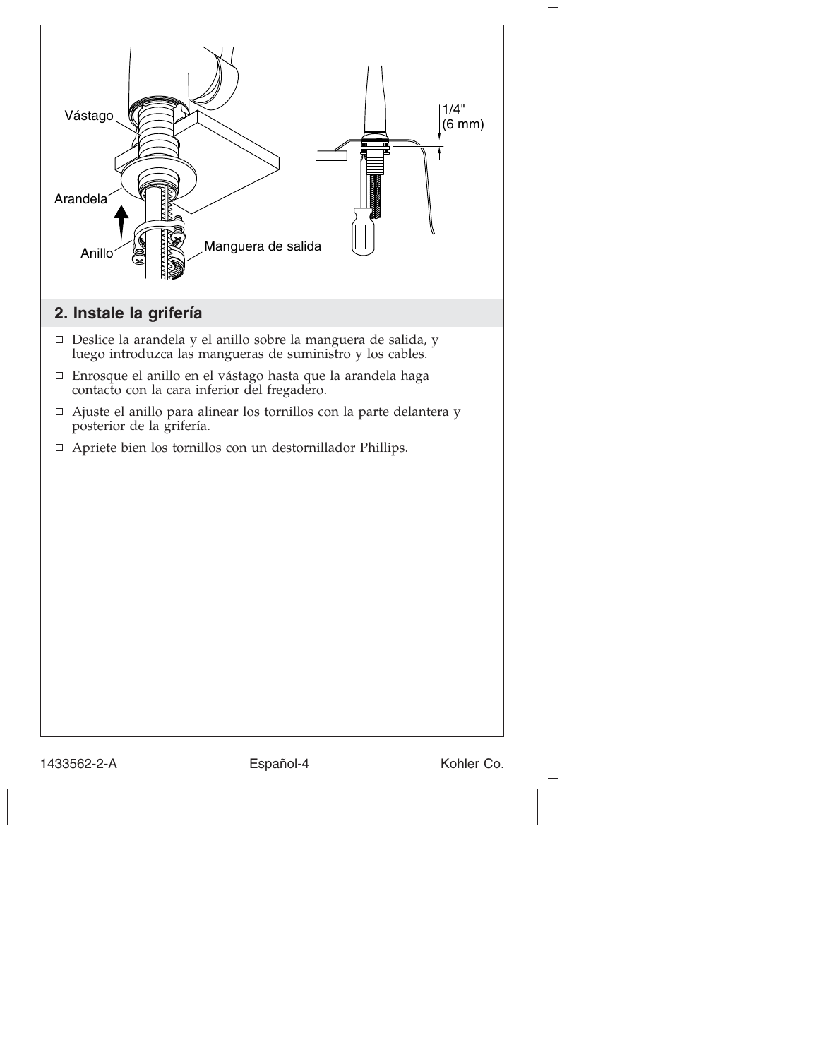## 2. Instale la grifería

- Deslice la arandela y el anillo sobre la manguera de salida, y luego introduzca las mangueras de suministro y los cables.
- Enrosque el anillo en el vástago hasta que la arandela haga contacto con la cara inferior del fregadero.
- Ajuste el anillo para alinear los tornillos con la parte delantera y posterior de la grifería.
- Apriete bien los tornillos con un destornillador Phillips.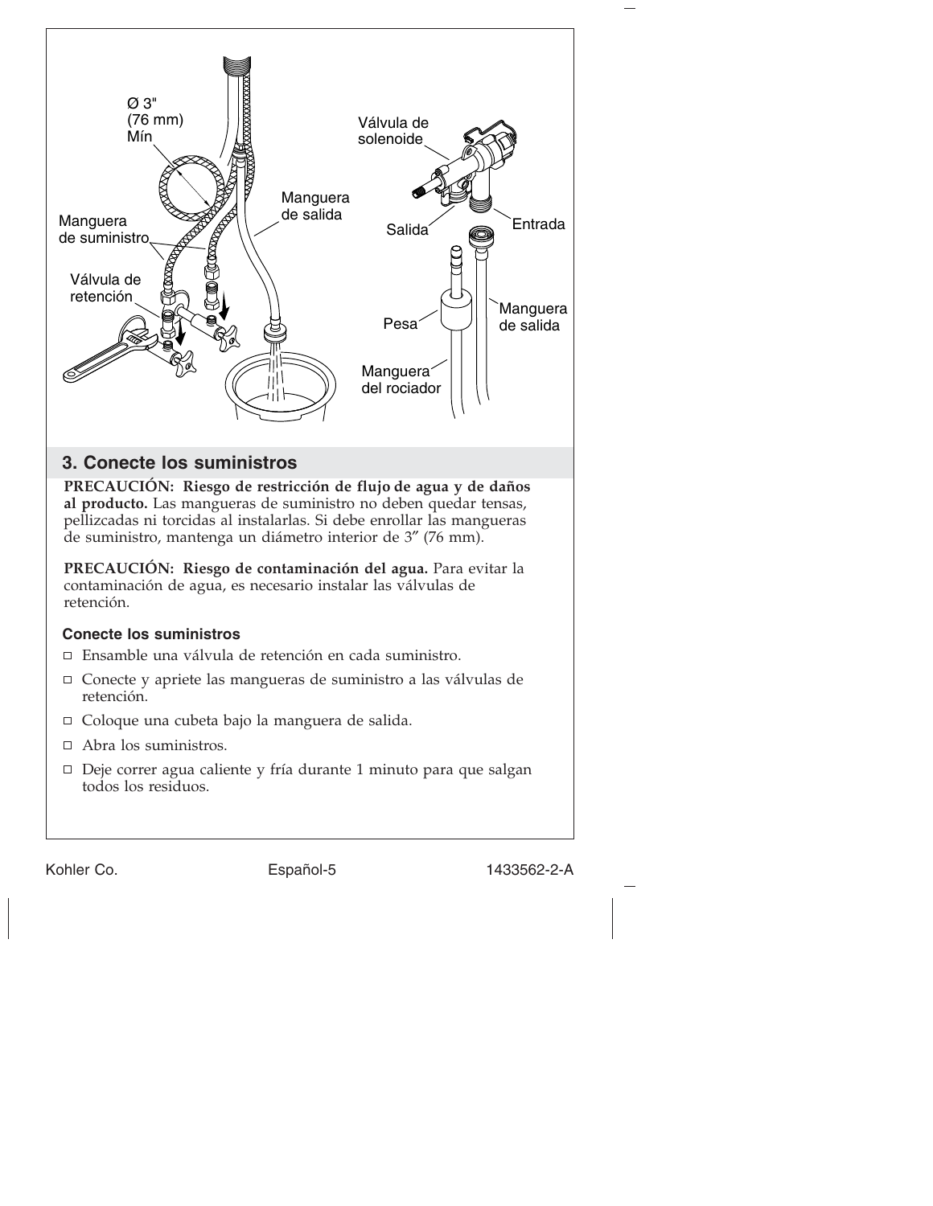## 3. Conecte los suministros

**PRECAUCIÓN: Riesgo de restricción de flujo de agua y de daños al producto.** Las mangueras de suministro no deben quedar tensas, pellizcadas ni torcidas al instalarlas. Si debe enrollar las mangueras de suministro, mantenga un diámetro interior de 3" (76 mm).

**PRECAUCIÓN: Riesgo de contaminación del agua.** Para evitar la contaminación de agua, es necesario instalar las válvulas de retención.

### Conecte los suministros

- ☐ Ensamble una válvula de retención en cada suministro.
- ☐ Conecte y apriete las mangueras de suministro a las válvulas de retención.
- ☐ Coloque una cubeta bajo la manguera de salida.
- ☐ Abra los suministros.
- ☐ Deje correr agua caliente y fría durante 1 minuto para que salgan todos los residuos.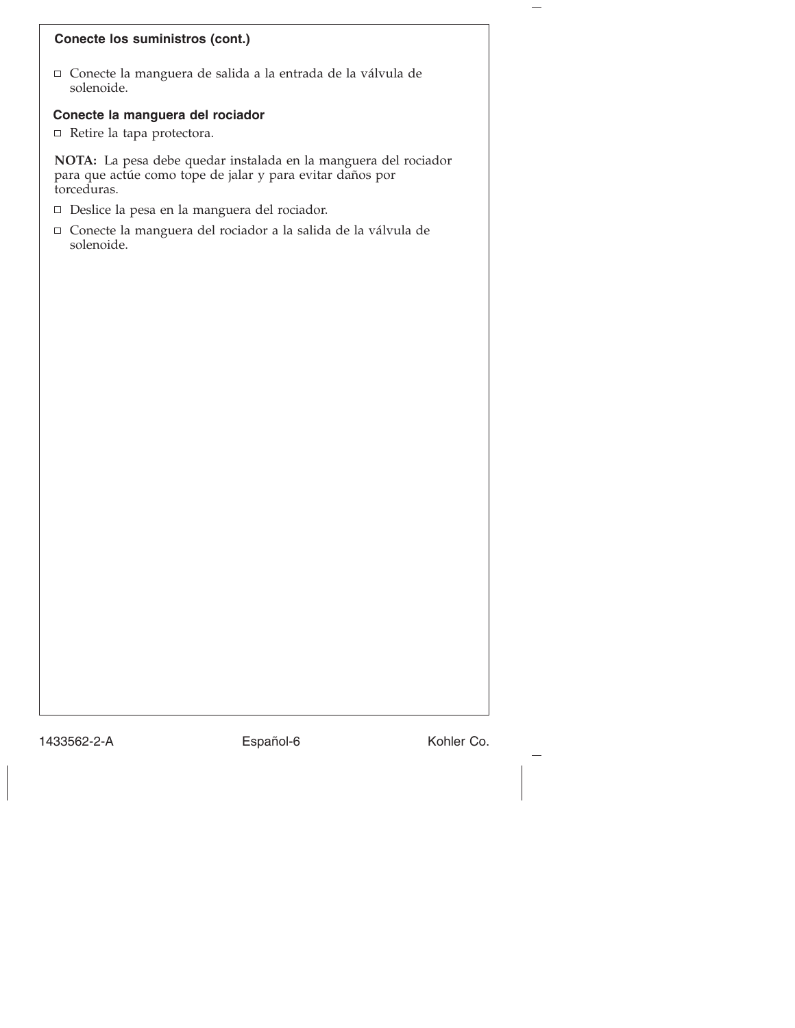## Conecte los suministros (cont.)

- ☐ Conecte la manguera de salida a la entrada de la válvula de solenoide.

### Conecte la manguera del rociador

- ☐ Retire la tapa protectora.

**NOTA:** La pesa debe quedar instalada en la manguera del rociador para que actúe como tope de jalar y para evitar daños por torceduras.

- ☐ Deslice la pesa en la manguera del rociador.
- ☐ Conecte la manguera del rociador a la salida de la válvula de solenoide.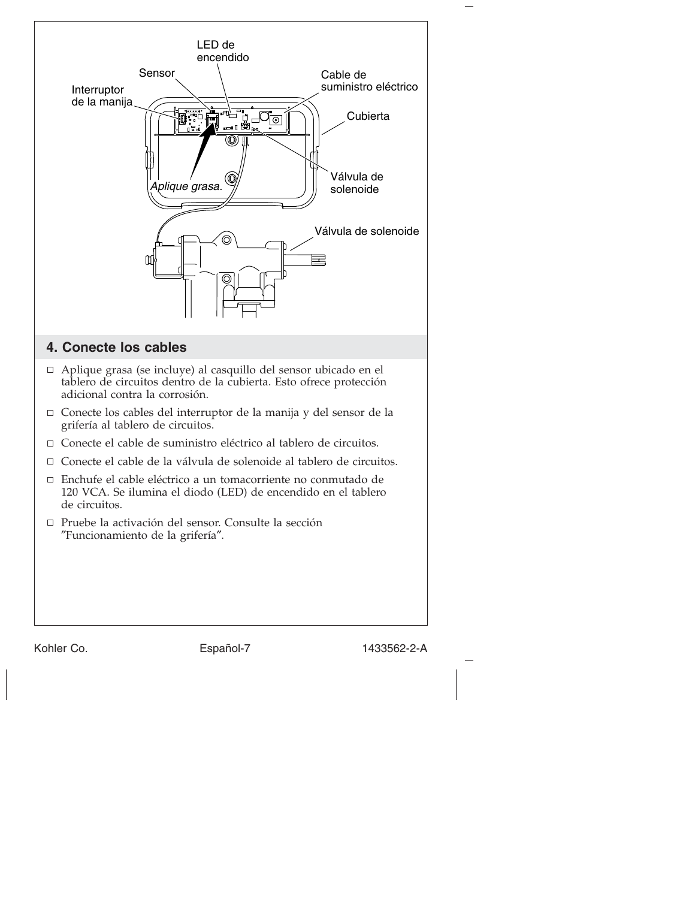## 4. Conecte los cables

- ☐ Aplique grasa (se incluye) al casquillo del sensor ubicado en el tablero de circuitos dentro de la cubierta. Esto ofrece protección adicional contra la corrosión.
- ☐ Conecte los cables del interruptor de la manija y del sensor de la grifería al tablero de circuitos.
- ☐ Conecte el cable de suministro eléctrico al tablero de circuitos.
- ☐ Conecte el cable de la válvula de solenoide al tablero de circuitos.
- ☐ Enchufe el cable eléctrico a un tomacorriente no conmutado de 120 VCA. Se ilumina el diodo (LED) de encendido en el tablero de circuitos.
- ☐ Pruebe la activación del sensor. Consulte la sección "Funcionamiento de la grifería".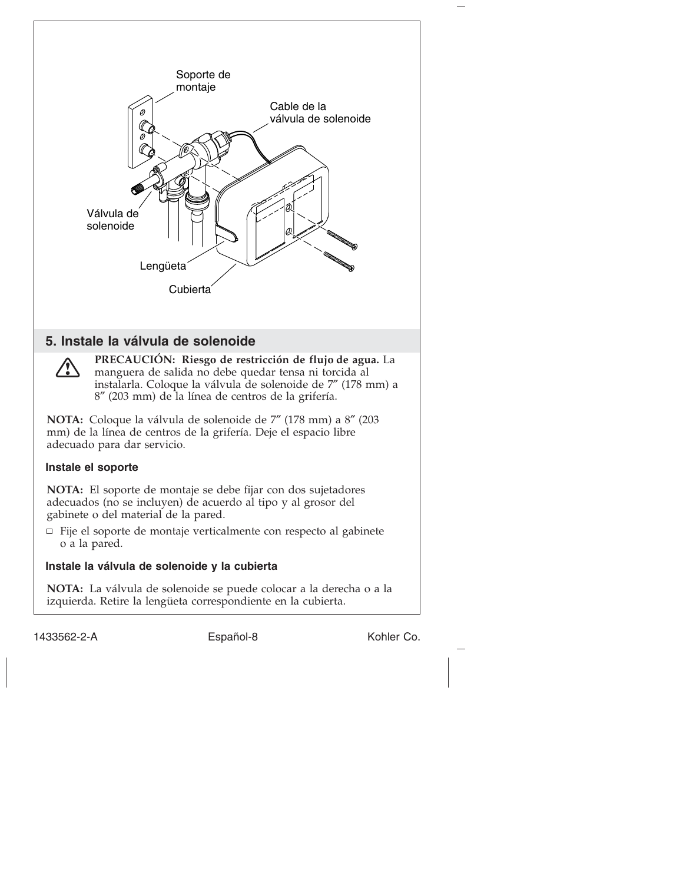Soporte de montaje

Cable de la válvula de solenoide

Válvula de solenoide

Lengüeta

Cubierta

## 5. Instale la válvula de solenoide

**PRECAUCIÓN: Riesgo de restricción de flujo de agua.** La manguera de salida no debe quedar tensa ni torcida al instalarla. Coloque la válvula de solenoide de 7″ (178 mm) a 8″ (203 mm) de la línea de centros de la grifería.

**NOTA:** Coloque la válvula de solenoide de 7″ (178 mm) a 8″ (203 mm) de la línea de centros de la grifería. Deje el espacio libre adecuado para dar servicio.

### Instale el soporte

**NOTA:** El soporte de montaje se debe fijar con dos sujetadores adecuados (no se incluyen) de acuerdo al tipo y al grosor del gabinete o del material de la pared.

- Fije el soporte de montaje verticalmente con respecto al gabinete o a la pared.

### Instale la válvula de solenoide y la cubierta

**NOTA:** La válvula de solenoide se puede colocar a la derecha o a la izquierda. Retire la lengüeta correspondiente en la cubierta.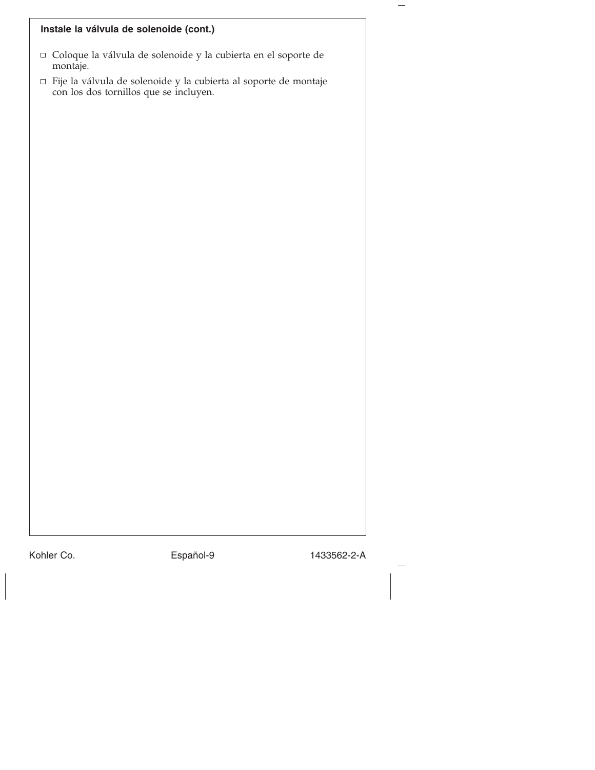**Instale la válvula de solenoide (cont.)**

- ☐ Coloque la válvula de solenoide y la cubierta en el soporte de montaje.
- ☐ Fije la válvula de solenoide y la cubierta al soporte de montaje con los dos tornillos que se incluyen.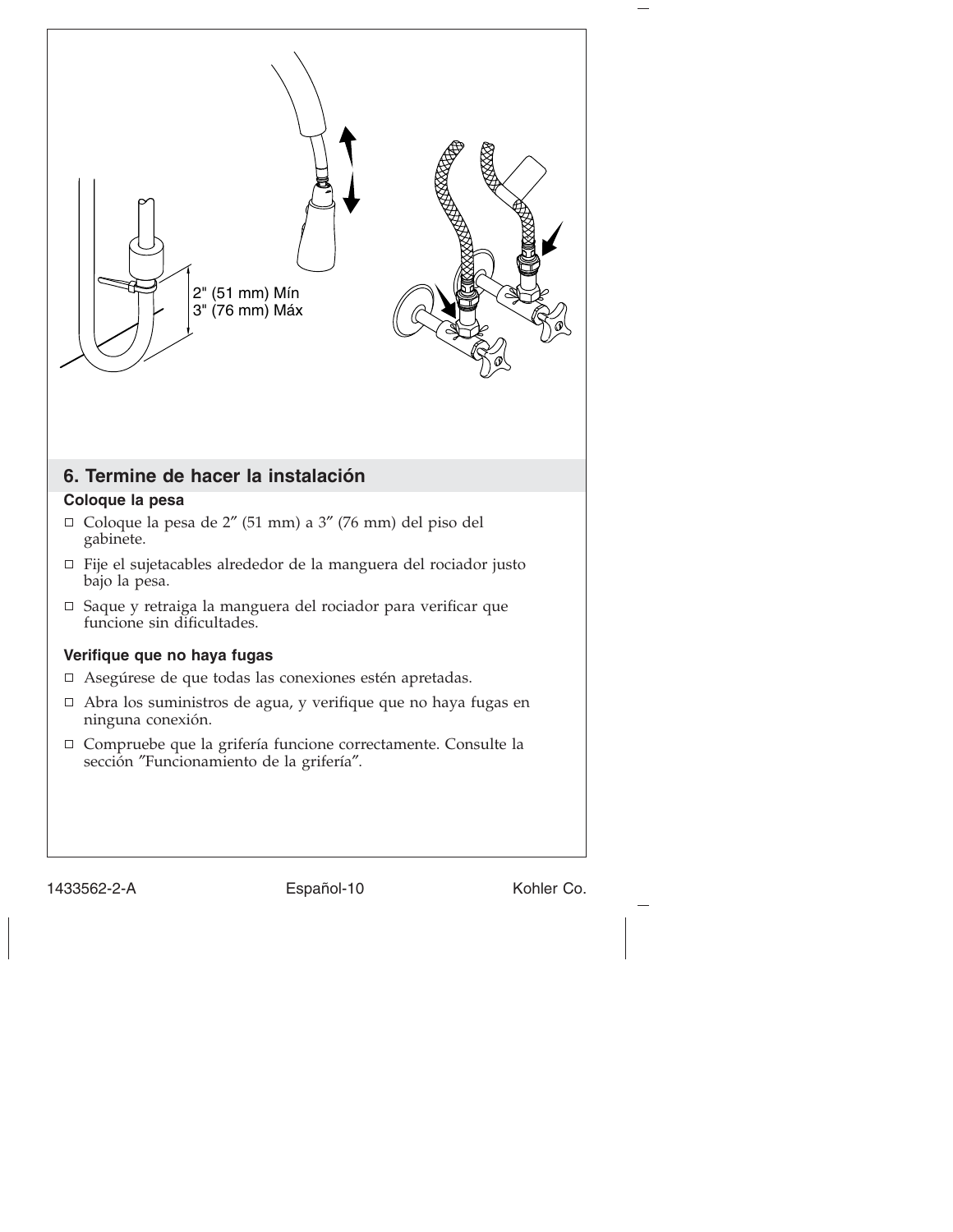2" (51 mm) Mín
3" (76 mm) Máx

## 6. Termine de hacer la instalación

### Coloque la pesa

- ☐ Coloque la pesa de 2″ (51 mm) a 3″ (76 mm) del piso del gabinete.
- ☐ Fije el sujetacables alrededor de la manguera del rociador justo bajo la pesa.
- ☐ Saque y retraiga la manguera del rociador para verificar que funcione sin dificultades.

### Verifique que no haya fugas

- ☐ Asegúrese de que todas las conexiones estén apretadas.
- ☐ Abra los suministros de agua, y verifique que no haya fugas en ninguna conexión.
- ☐ Compruebe que la grifería funcione correctamente. Consulte la sección ″Funcionamiento de la grifería″.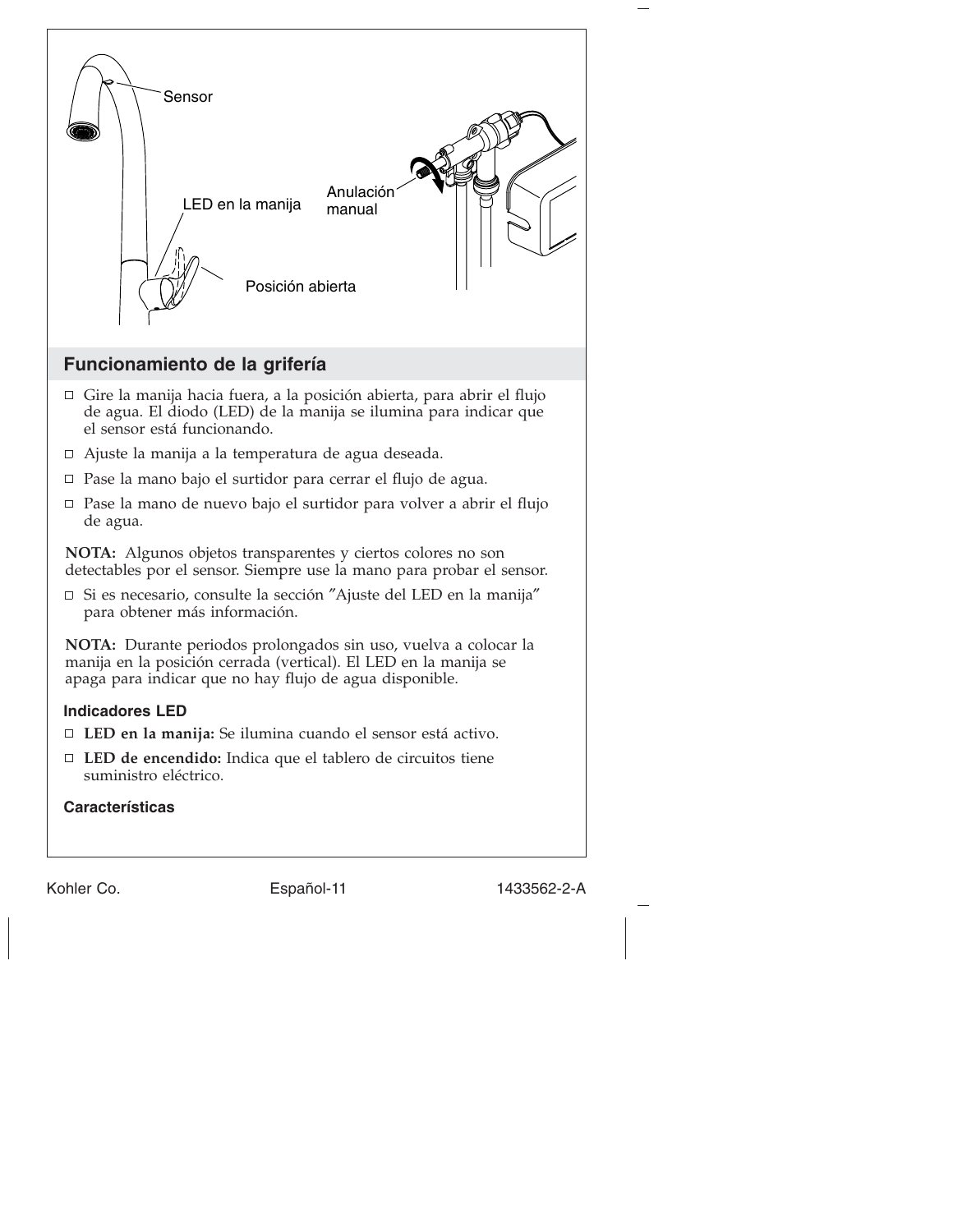Sensor

LED en la manija

Anulación manual

Posición abierta

## Funcionamiento de la grifería

- Gire la manija hacia fuera, a la posición abierta, para abrir el flujo de agua. El diodo (LED) de la manija se ilumina para indicar que el sensor está funcionando.
- Ajuste la manija a la temperatura de agua deseada.
- Pase la mano bajo el surtidor para cerrar el flujo de agua.
- Pase la mano de nuevo bajo el surtidor para volver a abrir el flujo de agua.

**NOTA:** Algunos objetos transparentes y ciertos colores no son detectables por el sensor. Siempre use la mano para probar el sensor.

- Si es necesario, consulte la sección ″Ajuste del LED en la manija″ para obtener más información.

**NOTA:** Durante periodos prolongados sin uso, vuelva a colocar la manija en la posición cerrada (vertical). El LED en la manija se apaga para indicar que no hay flujo de agua disponible.

### Indicadores LED

- **LED en la manija:** Se ilumina cuando el sensor está activo.
- **LED de encendido:** Indica que el tablero de circuitos tiene suministro eléctrico.

### Características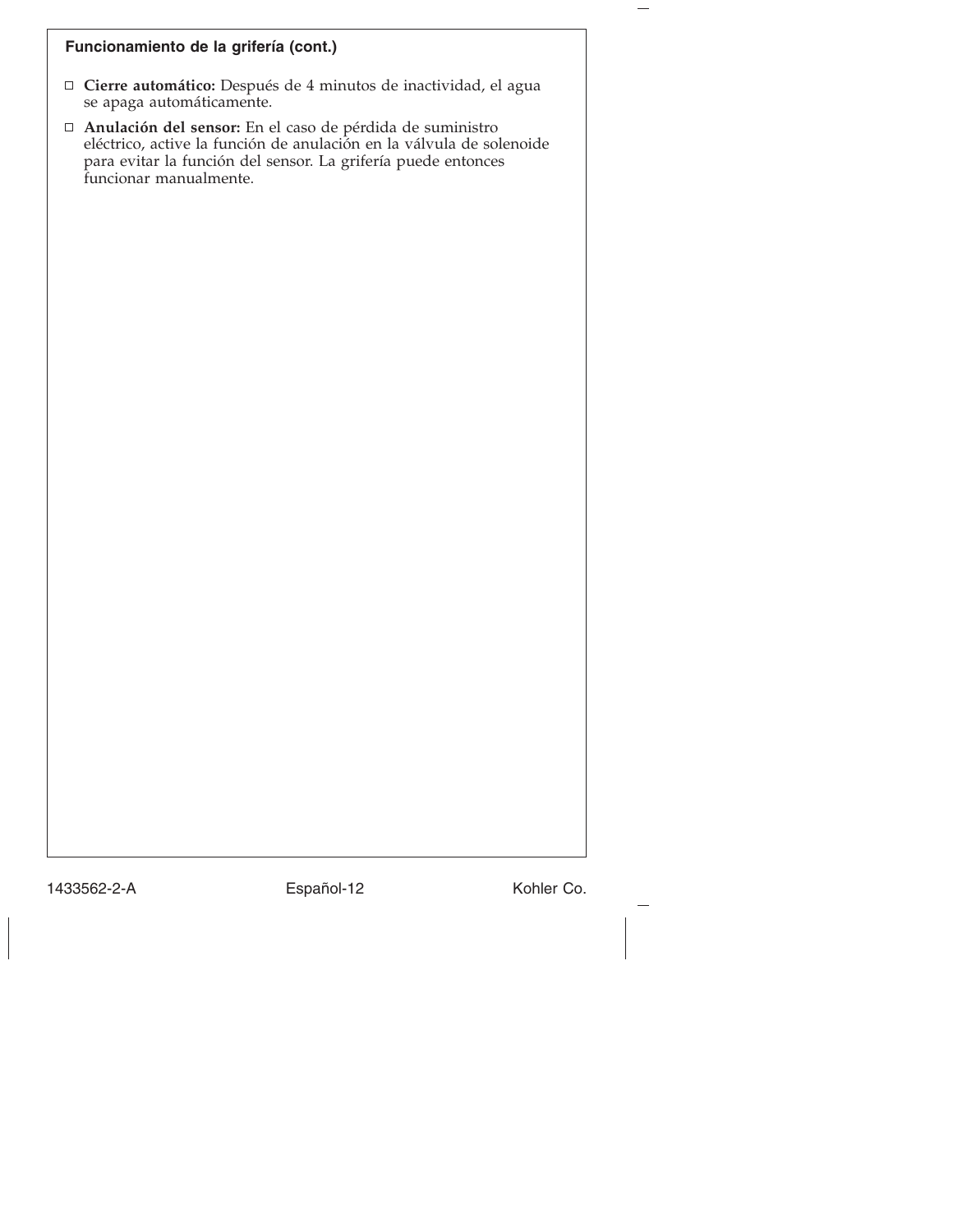## Funcionamiento de la grifería (cont.)

- **Cierre automático:** Después de 4 minutos de inactividad, el agua se apaga automáticamente.
- **Anulación del sensor:** En el caso de pérdida de suministro eléctrico, active la función de anulación en la válvula de solenoide para evitar la función del sensor. La grifería puede entonces funcionar manualmente.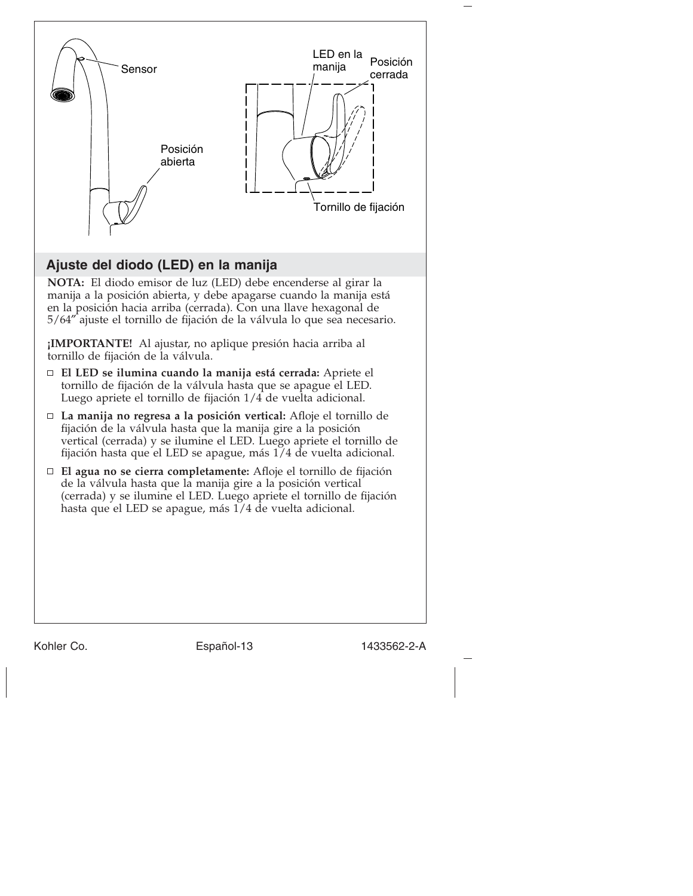## Ajuste del diodo (LED) en la manija

**NOTA:** El diodo emisor de luz (LED) debe encenderse al girar la manija a la posición abierta, y debe apagarse cuando la manija está en la posición hacia arriba (cerrada). Con una llave hexagonal de 5/64″ ajuste el tornillo de fijación de la válvula lo que sea necesario.

**¡IMPORTANTE!** Al ajustar, no aplique presión hacia arriba al tornillo de fijación de la válvula.

- **El LED se ilumina cuando la manija está cerrada:** Apriete el tornillo de fijación de la válvula hasta que se apague el LED. Luego apriete el tornillo de fijación 1/4 de vuelta adicional.
- **La manija no regresa a la posición vertical:** Afloje el tornillo de fijación de la válvula hasta que la manija gire a la posición vertical (cerrada) y se ilumine el LED. Luego apriete el tornillo de fijación hasta que el LED se apague, más 1/4 de vuelta adicional.
- **El agua no se cierra completamente:** Afloje el tornillo de fijación de la válvula hasta que la manija gire a la posición vertical (cerrada) y se ilumine el LED. Luego apriete el tornillo de fijación hasta que el LED se apague, más 1/4 de vuelta adicional.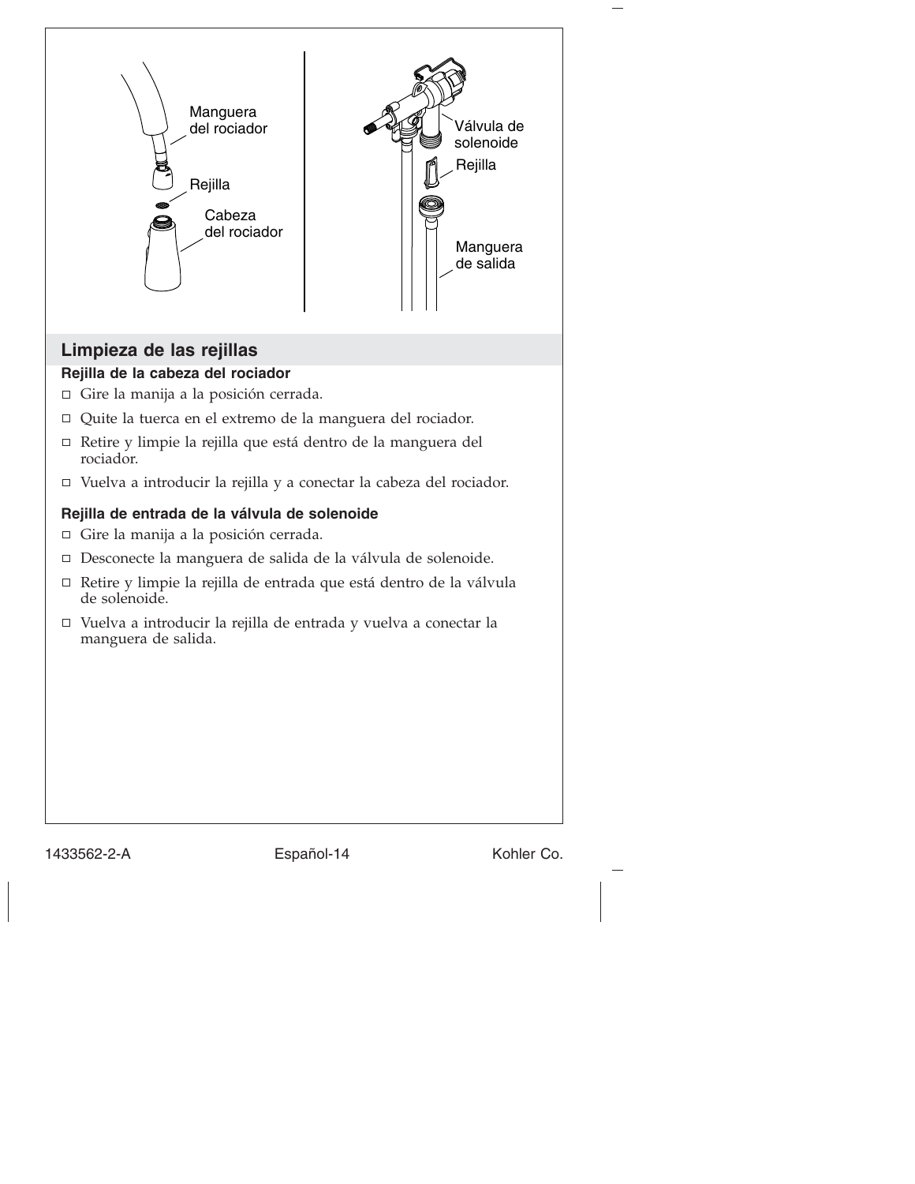Manguera del rociador

Rejilla

Cabeza del rociador

Válvula de solenoide

Rejilla

Manguera de salida

## Limpieza de las rejillas

### Rejilla de la cabeza del rociador

- ☐ Gire la manija a la posición cerrada.
- ☐ Quite la tuerca en el extremo de la manguera del rociador.
- ☐ Retire y limpie la rejilla que está dentro de la manguera del rociador.
- ☐ Vuelva a introducir la rejilla y a conectar la cabeza del rociador.

### Rejilla de entrada de la válvula de solenoide

- ☐ Gire la manija a la posición cerrada.
- ☐ Desconecte la manguera de salida de la válvula de solenoide.
- ☐ Retire y limpie la rejilla de entrada que está dentro de la válvula de solenoide.
- ☐ Vuelva a introducir la rejilla de entrada y vuelva a conectar la manguera de salida.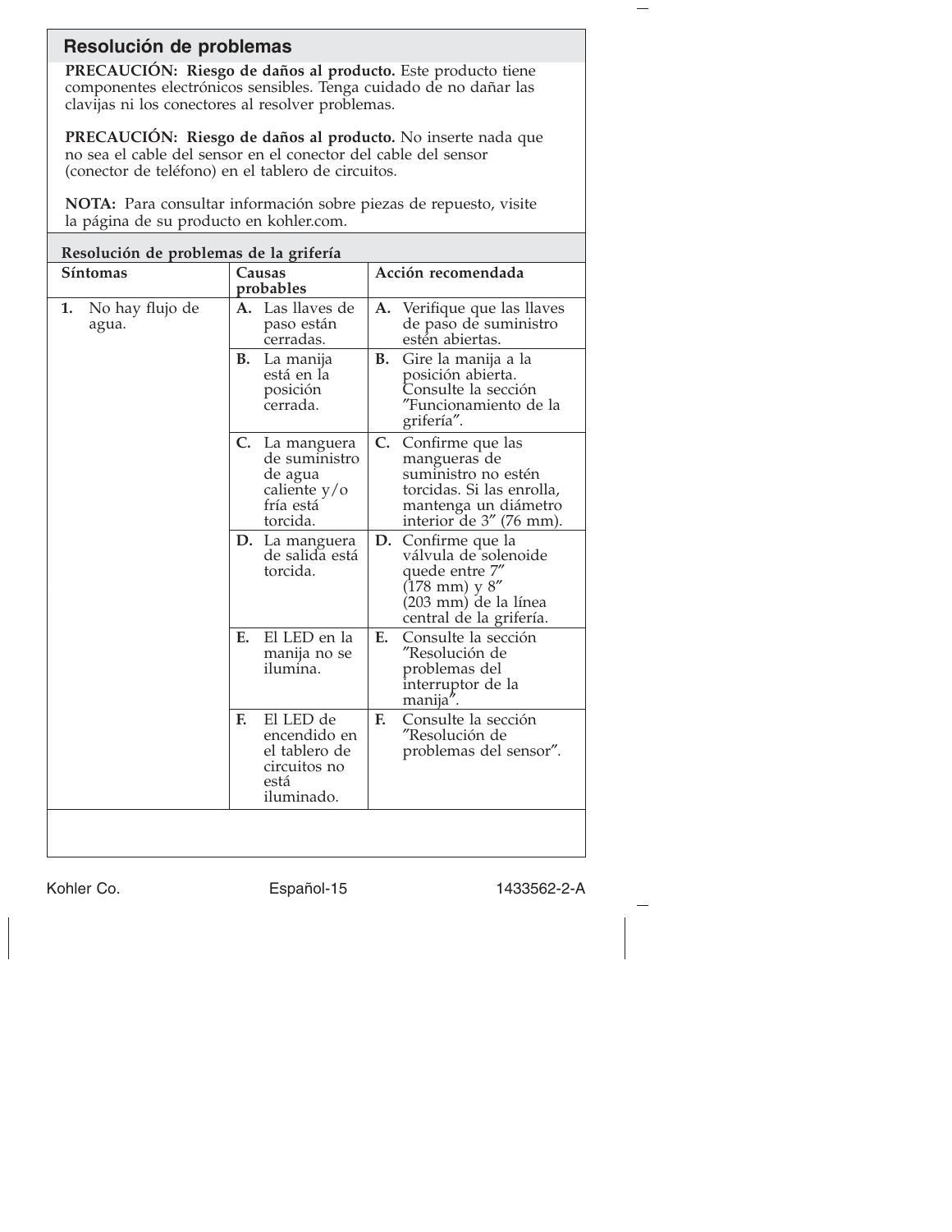## Resolución de problemas

**PRECAUCIÓN: Riesgo de daños al producto.** Este producto tiene componentes electrónicos sensibles. Tenga cuidado de no dañar las clavijas ni los conectores al resolver problemas.

**PRECAUCIÓN: Riesgo de daños al producto.** No inserte nada que no sea el cable del sensor en el conector del cable del sensor (conector de teléfono) en el tablero de circuitos.

**NOTA:** Para consultar información sobre piezas de repuesto, visite la página de su producto en kohler.com.

### Resolución de problemas de la grifería

| Síntomas | Causas probables | Acción recomendada |
|---|---|---|
| **1.** No hay flujo de agua. | **A.** Las llaves de paso están cerradas. | **A.** Verifique que las llaves de paso de suministro estén abiertas. |
| | **B.** La manija está en la posición cerrada. | **B.** Gire la manija a la posición abierta. Consulte la sección "Funcionamiento de la grifería". |
| | **C.** La manguera de suministro de agua caliente y/o fría está torcida. | **C.** Confirme que las mangueras de suministro no estén torcidas. Si las enrolla, mantenga un diámetro interior de 3" (76 mm). |
| | **D.** La manguera de salida está torcida. | **D.** Confirme que la válvula de solenoide quede entre 7" (178 mm) y 8" (203 mm) de la línea central de la grifería. |
| | **E.** El LED en la manija no se ilumina. | **E.** Consulte la sección "Resolución de problemas del interruptor de la manija". |
| | **F.** El LED de encendido en el tablero de circuitos no está iluminado. | **F.** Consulte la sección "Resolución de problemas del sensor". |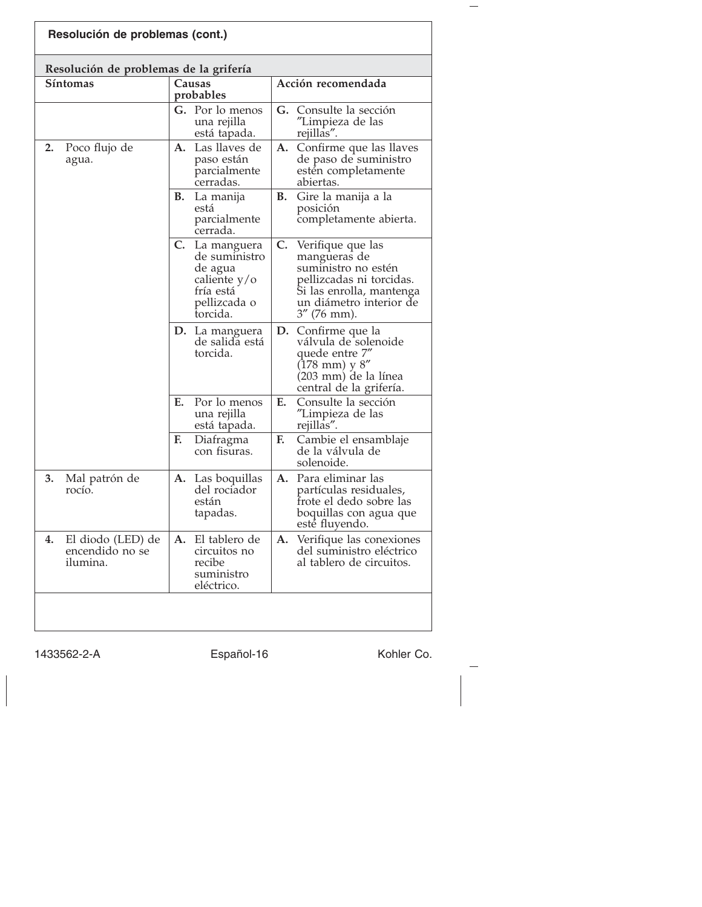## Resolución de problemas (cont.)

### Resolución de problemas de la grifería

| Síntomas | Causas probables | Acción recomendada |
|---|---|---|
| | **G.** Por lo menos una rejilla está tapada. | **G.** Consulte la sección ″Limpieza de las rejillas″. |
| **2.** Poco flujo de agua. | **A.** Las llaves de paso están parcialmente cerradas. | **A.** Confirme que las llaves de paso de suministro estén completamente abiertas. |
| | **B.** La manija está parcialmente cerrada. | **B.** Gire la manija a la posición completamente abierta. |
| | **C.** La manguera de suministro de agua caliente y/o fría está pellizcada o torcida. | **C.** Verifique que las mangueras de suministro no estén pellizcadas ni torcidas. Si las enrolla, mantenga un diámetro interior de 3″ (76 mm). |
| | **D.** La manguera de salida está torcida. | **D.** Confirme que la válvula de solenoide quede entre 7″ (178 mm) y 8″ (203 mm) de la línea central de la grifería. |
| | **E.** Por lo menos una rejilla está tapada. | **E.** Consulte la sección ″Limpieza de las rejillas″. |
| | **F.** Diafragma con fisuras. | **F.** Cambie el ensamblaje de la válvula de solenoide. |
| **3.** Mal patrón de rocío. | **A.** Las boquillas del rociador están tapadas. | **A.** Para eliminar las partículas residuales, frote el dedo sobre las boquillas con agua que esté fluyendo. |
| **4.** El diodo (LED) de encendido no se ilumina. | **A.** El tablero de circuitos no recibe suministro eléctrico. | **A.** Verifique las conexiones del suministro eléctrico al tablero de circuitos. |

1433562-2-A    Kohler Co.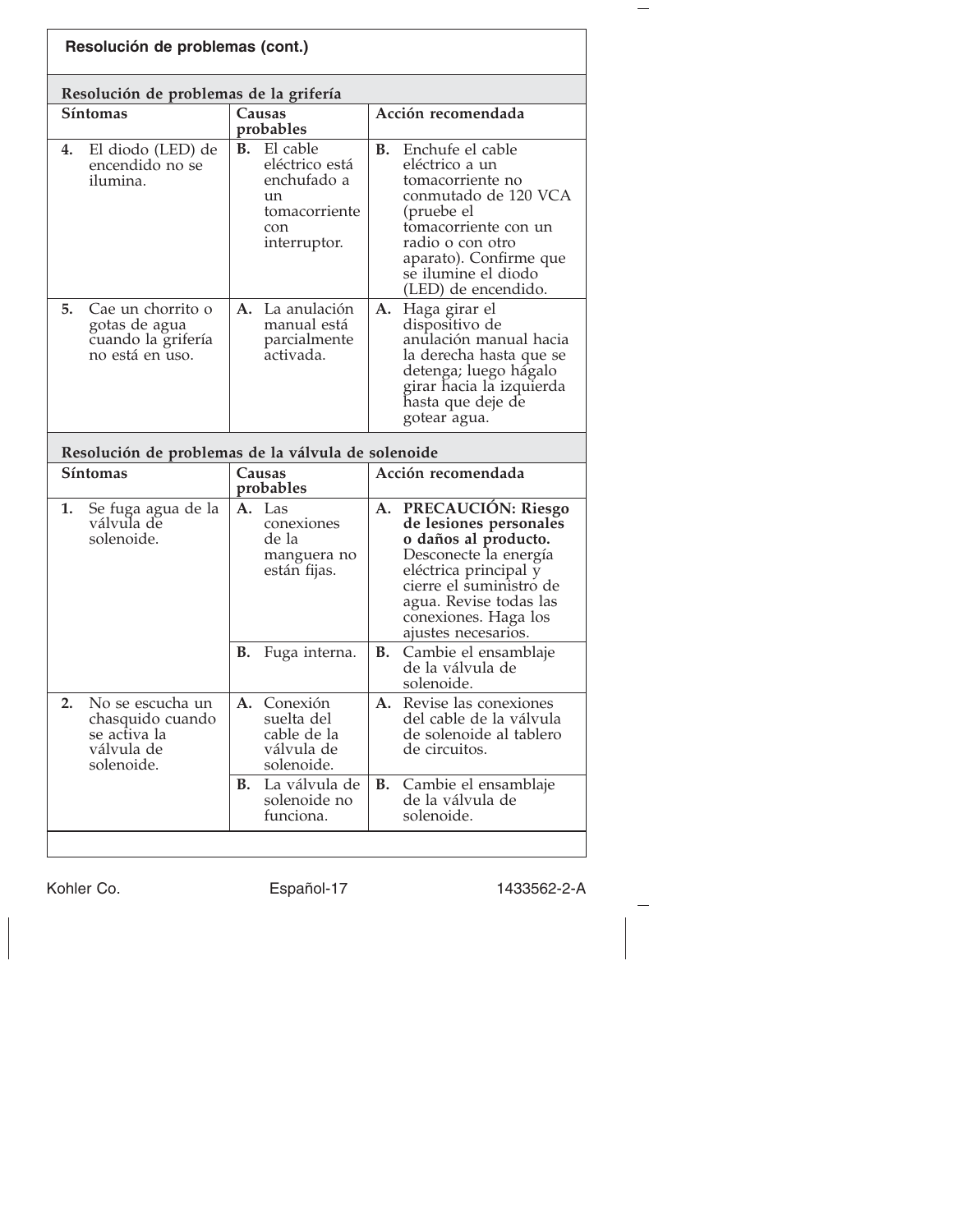## Resolución de problemas (cont.)

### Resolución de problemas de la grifería

| Síntomas | Causas probables | Acción recomendada |
| --- | --- | --- |
| **4.** El diodo (LED) de encendido no se ilumina. | **B.** El cable eléctrico está enchufado a un tomacorriente con interruptor. | **B.** Enchufe el cable eléctrico a un tomacorriente no conmutado de 120 VCA (pruebe el tomacorriente con un radio o con otro aparato). Confirme que se ilumine el diodo (LED) de encendido. |
| **5.** Cae un chorrito o gotas de agua cuando la grifería no está en uso. | **A.** La anulación manual está parcialmente activada. | **A.** Haga girar el dispositivo de anulación manual hacia la derecha hasta que se detenga; luego hágalo girar hacia la izquierda hasta que deje de gotear agua. |

### Resolución de problemas de la válvula de solenoide

| Síntomas | Causas probables | Acción recomendada |
| --- | --- | --- |
| **1.** Se fuga agua de la válvula de solenoide. | **A.** Las conexiones de la manguera no están fijas. | **A.** **PRECAUCIÓN: Riesgo de lesiones personales o daños al producto.** Desconecte la energía eléctrica principal y cierre el suministro de agua. Revise todas las conexiones. Haga los ajustes necesarios. |
| | **B.** Fuga interna. | **B.** Cambie el ensamblaje de la válvula de solenoide. |
| **2.** No se escucha un chasquido cuando se activa la válvula de solenoide. | **A.** Conexión suelta del cable de la válvula de solenoide. | **A.** Revise las conexiones del cable de la válvula de solenoide al tablero de circuitos. |
| | **B.** La válvula de solenoide no funciona. | **B.** Cambie el ensamblaje de la válvula de solenoide. |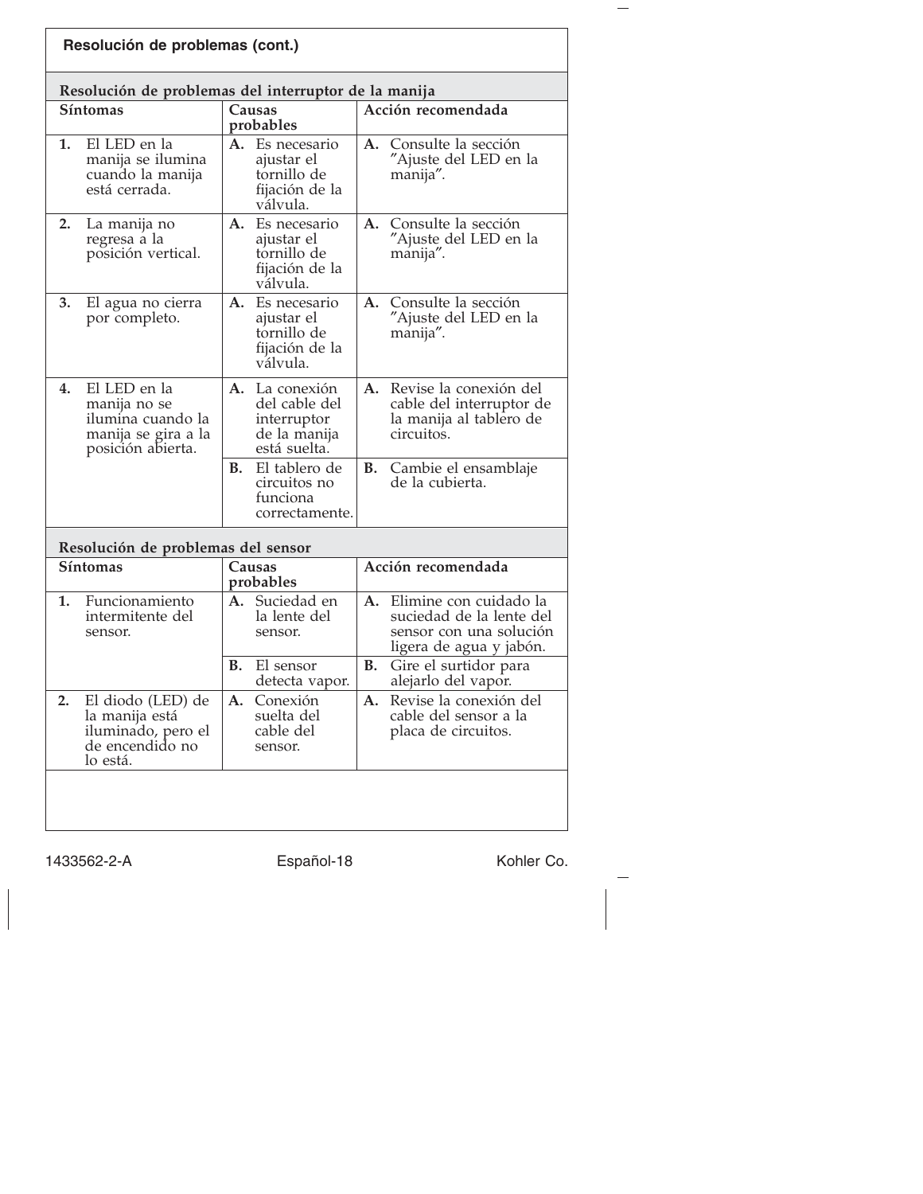**Resolución de problemas (cont.)**

**Resolución de problemas del interruptor de la manija**

| Síntomas | Causas probables | Acción recomendada |
|---|---|---|
| **1.** El LED en la manija se ilumina cuando la manija está cerrada. | **A.** Es necesario ajustar el tornillo de fijación de la válvula. | **A.** Consulte la sección ″Ajuste del LED en la manija″. |
| **2.** La manija no regresa a la posición vertical. | **A.** Es necesario ajustar el tornillo de fijación de la válvula. | **A.** Consulte la sección ″Ajuste del LED en la manija″. |
| **3.** El agua no cierra por completo. | **A.** Es necesario ajustar el tornillo de fijación de la válvula. | **A.** Consulte la sección ″Ajuste del LED en la manija″. |
| **4.** El LED en la manija no se ilumina cuando la manija se gira a la posición abierta. | **A.** La conexión del cable del interruptor de la manija está suelta. | **A.** Revise la conexión del cable del interruptor de la manija al tablero de circuitos. |
| | **B.** El tablero de circuitos no funciona correctamente. | **B.** Cambie el ensamblaje de la cubierta. |

**Resolución de problemas del sensor**

| Síntomas | Causas probables | Acción recomendada |
|---|---|---|
| **1.** Funcionamiento intermitente del sensor. | **A.** Suciedad en la lente del sensor. | **A.** Elimine con cuidado la suciedad de la lente del sensor con una solución ligera de agua y jabón. |
| | **B.** El sensor detecta vapor. | **B.** Gire el surtidor para alejarlo del vapor. |
| **2.** El diodo (LED) de la manija está iluminado, pero el de encendido no lo está. | **A.** Conexión suelta del cable del sensor. | **A.** Revise la conexión del cable del sensor a la placa de circuitos. |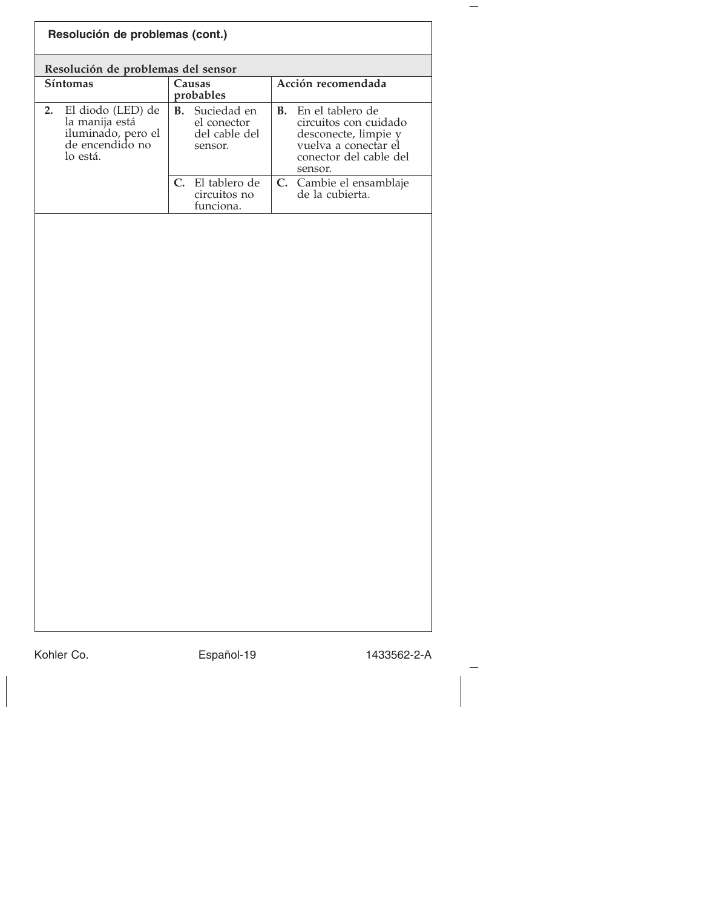## Resolución de problemas (cont.)

### Resolución de problemas del sensor

| Síntomas | Causas probables | Acción recomendada |
|---|---|---|
| **2.** El diodo (LED) de la manija está iluminado, pero el de encendido no lo está. | **B.** Suciedad en el conector del cable del sensor. | **B.** En el tablero de circuitos con cuidado desconecte, limpie y vuelva a conectar el conector del cable del sensor. |
| | **C.** El tablero de circuitos no funciona. | **C.** Cambie el ensamblaje de la cubierta. |

Kohler Co. Español-19 1433562-2-A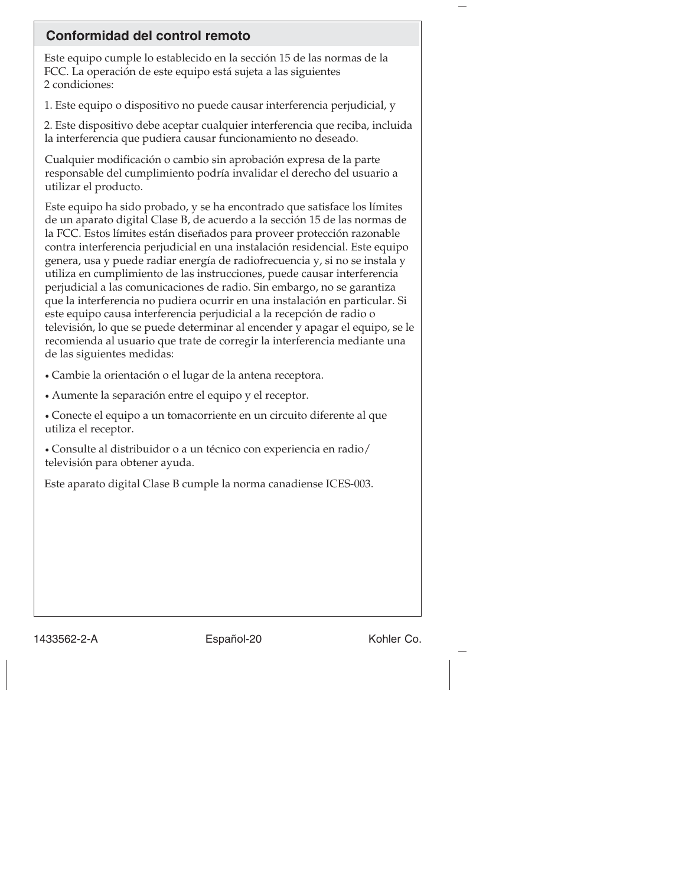## Conformidad del control remoto

Este equipo cumple lo establecido en la sección 15 de las normas de la FCC. La operación de este equipo está sujeta a las siguientes 2 condiciones:

1. Este equipo o dispositivo no puede causar interferencia perjudicial, y

2. Este dispositivo debe aceptar cualquier interferencia que reciba, incluida la interferencia que pudiera causar funcionamiento no deseado.

Cualquier modificación o cambio sin aprobación expresa de la parte responsable del cumplimiento podría invalidar el derecho del usuario a utilizar el producto.

Este equipo ha sido probado, y se ha encontrado que satisface los límites de un aparato digital Clase B, de acuerdo a la sección 15 de las normas de la FCC. Estos límites están diseñados para proveer protección razonable contra interferencia perjudicial en una instalación residencial. Este equipo genera, usa y puede radiar energía de radiofrecuencia y, si no se instala y utiliza en cumplimiento de las instrucciones, puede causar interferencia perjudicial a las comunicaciones de radio. Sin embargo, no se garantiza que la interferencia no pudiera ocurrir en una instalación en particular. Si este equipo causa interferencia perjudicial a la recepción de radio o televisión, lo que se puede determinar al encender y apagar el equipo, se le recomienda al usuario que trate de corregir la interferencia mediante una de las siguientes medidas:

- Cambie la orientación o el lugar de la antena receptora.
- Aumente la separación entre el equipo y el receptor.
- Conecte el equipo a un tomacorriente en un circuito diferente al que utiliza el receptor.
- Consulte al distribuidor o a un técnico con experiencia en radio/ televisión para obtener ayuda.

Este aparato digital Clase B cumple la norma canadiense ICES-003.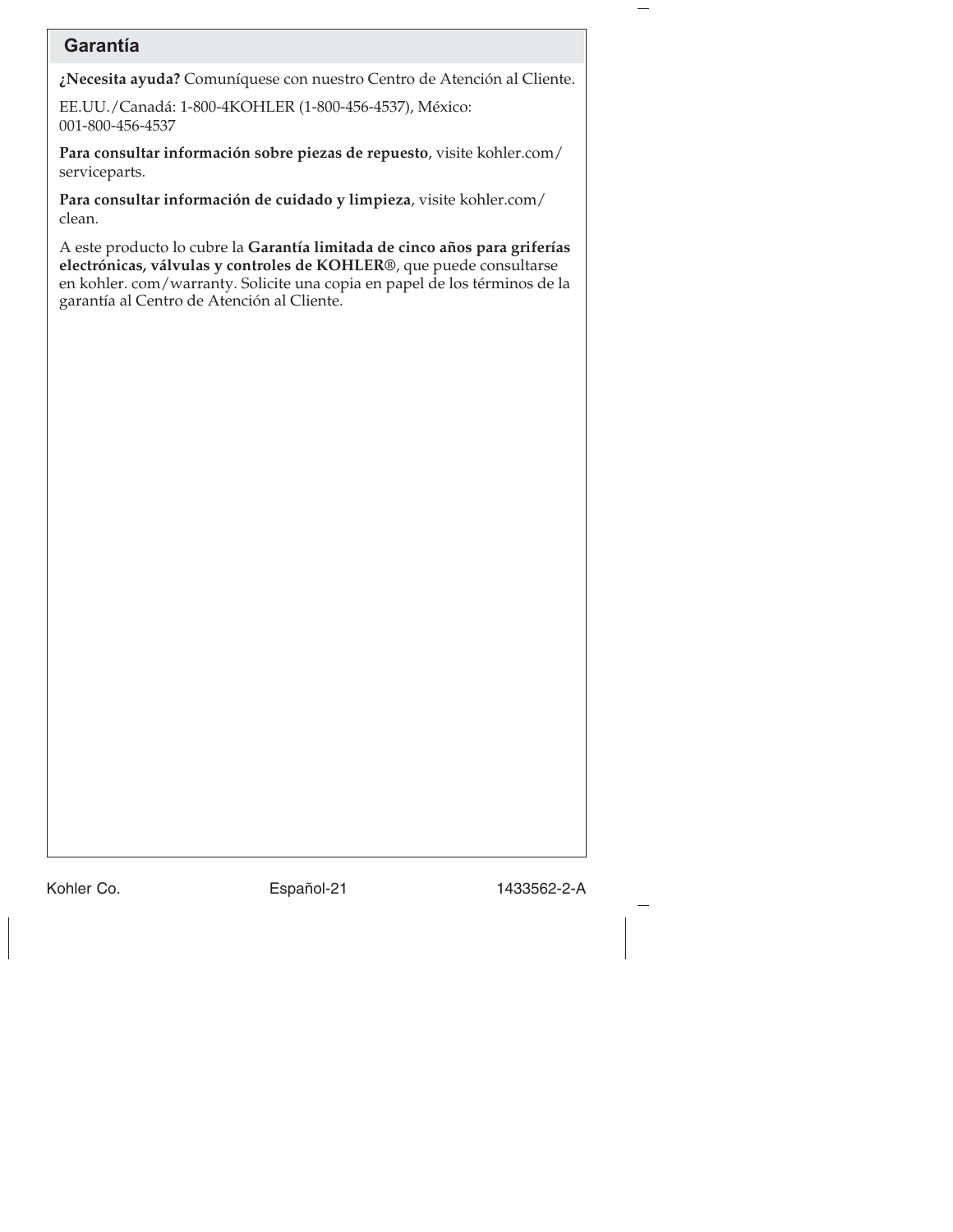## Garantía

**¿Necesita ayuda?** Comuníquese con nuestro Centro de Atención al Cliente.

EE.UU./Canadá: 1-800-4KOHLER (1-800-456-4537), México: 001-800-456-4537

**Para consultar información sobre piezas de repuesto**, visite kohler.com/serviceparts.

**Para consultar información de cuidado y limpieza**, visite kohler.com/clean.

A este producto lo cubre la **Garantía limitada de cinco años para griferías electrónicas, válvulas y controles de KOHLER®**, que puede consultarse en kohler. com/warranty. Solicite una copia en papel de los términos de la garantía al Centro de Atención al Cliente.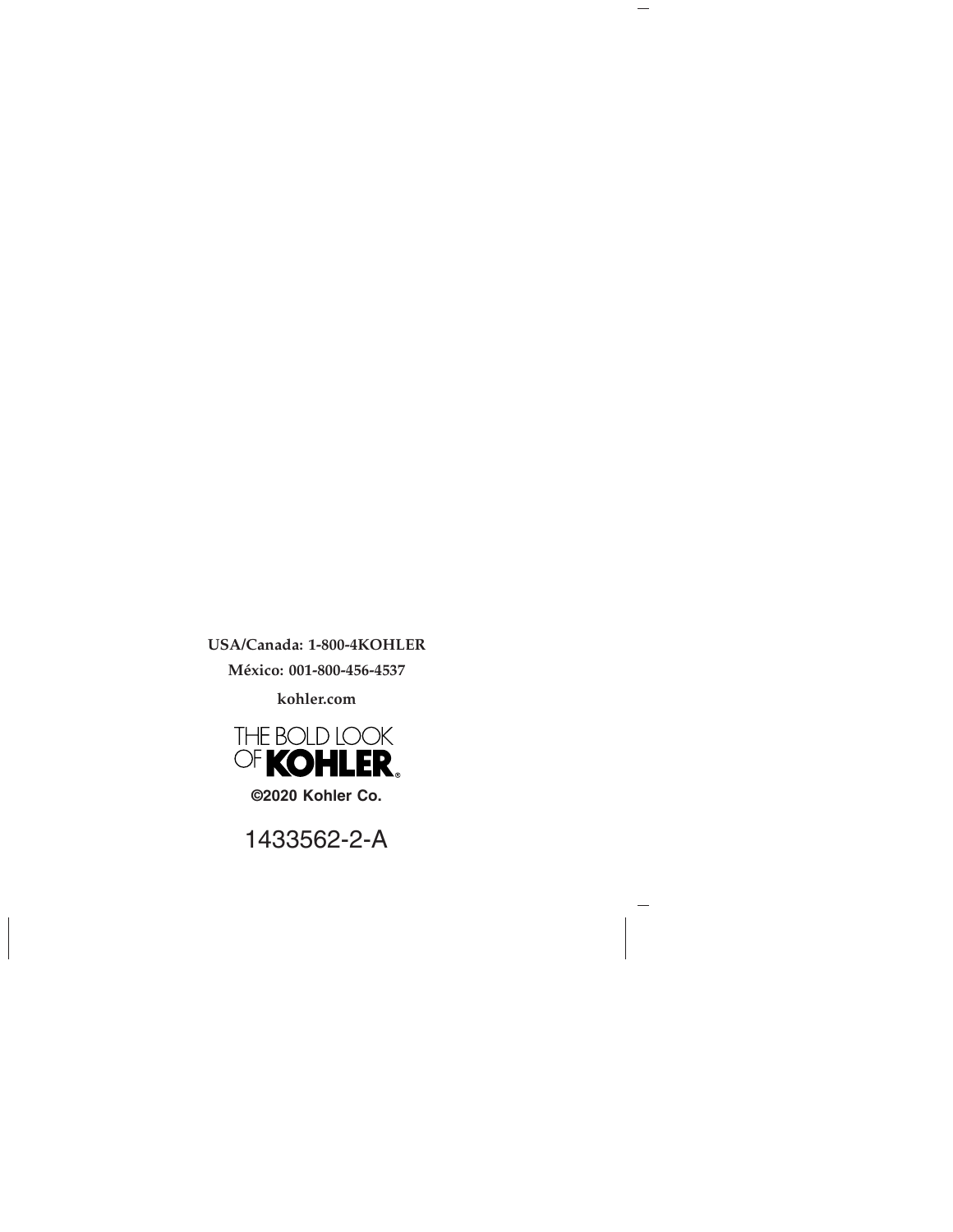**USA/Canada: 1-800-4KOHLER**

**México: 001-800-456-4537**

**kohler.com**

THE BOLD LOOK OF **KOHLER**.

**©2020 Kohler Co.**

1433562-2-A